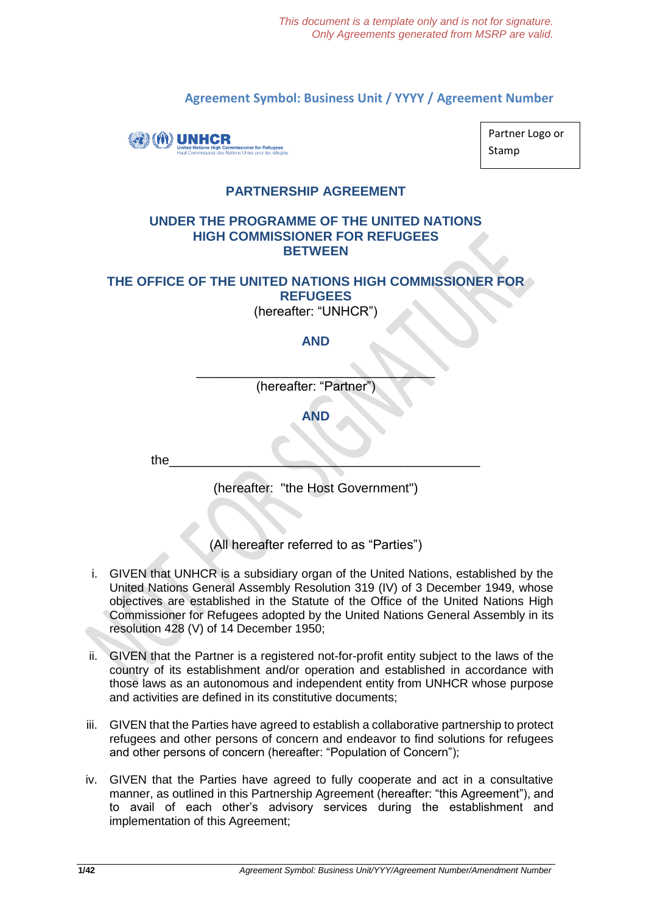*This document is a template only and is not for signature.*
*Only Agreements generated from MSRP are valid.*

**Agreement Symbol: Business Unit / YYYY / Agreement Number**

UNHCR
United Nations High Commissioner for Refugees
Haut Commissariat des Nations Unies pour les réfugiés

Partner Logo or Stamp

# PARTNERSHIP AGREEMENT

## UNDER THE PROGRAMME OF THE UNITED NATIONS HIGH COMMISSIONER FOR REFUGEES BETWEEN

## THE OFFICE OF THE UNITED NATIONS HIGH COMMISSIONER FOR REFUGEES

(hereafter: "UNHCR")

**AND**

\_\_\_\_\_\_\_\_\_\_\_\_\_\_\_\_\_\_\_\_\_\_\_\_\_\_\_\_\_\_\_\_\_\_\_\_

(hereafter: "Partner")

**AND**

the\_\_\_\_\_\_\_\_\_\_\_\_\_\_\_\_\_\_\_\_\_\_\_\_\_\_\_\_\_\_\_\_\_\_\_\_\_\_\_\_\_\_\_\_\_

(hereafter: "the Host Government")

(All hereafter referred to as "Parties")

i. GIVEN that UNHCR is a subsidiary organ of the United Nations, established by the United Nations General Assembly Resolution 319 (IV) of 3 December 1949, whose objectives are established in the Statute of the Office of the United Nations High Commissioner for Refugees adopted by the United Nations General Assembly in its resolution 428 (V) of 14 December 1950;

ii. GIVEN that the Partner is a registered not-for-profit entity subject to the laws of the country of its establishment and/or operation and established in accordance with those laws as an autonomous and independent entity from UNHCR whose purpose and activities are defined in its constitutive documents;

iii. GIVEN that the Parties have agreed to establish a collaborative partnership to protect refugees and other persons of concern and endeavor to find solutions for refugees and other persons of concern (hereafter: "Population of Concern");

iv. GIVEN that the Parties have agreed to fully cooperate and act in a consultative manner, as outlined in this Partnership Agreement (hereafter: "this Agreement"), and to avail of each other's advisory services during the establishment and implementation of this Agreement;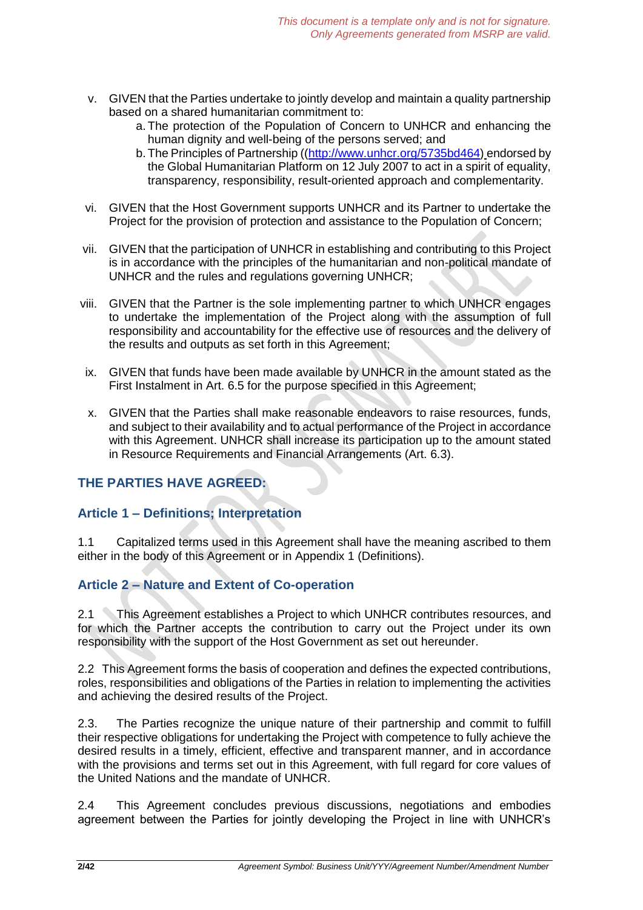*This document is a template only and is not for signature.*
*Only Agreements generated from MSRP are valid.*

v. GIVEN that the Parties undertake to jointly develop and maintain a quality partnership based on a shared humanitarian commitment to:
   a. The protection of the Population of Concern to UNHCR and enhancing the human dignity and well-being of the persons served; and
   b. The Principles of Partnership ((http://www.unhcr.org/5735bd464) endorsed by the Global Humanitarian Platform on 12 July 2007 to act in a spirit of equality, transparency, responsibility, result-oriented approach and complementarity.

vi. GIVEN that the Host Government supports UNHCR and its Partner to undertake the Project for the provision of protection and assistance to the Population of Concern;

vii. GIVEN that the participation of UNHCR in establishing and contributing to this Project is in accordance with the principles of the humanitarian and non-political mandate of UNHCR and the rules and regulations governing UNHCR;

viii. GIVEN that the Partner is the sole implementing partner to which UNHCR engages to undertake the implementation of the Project along with the assumption of full responsibility and accountability for the effective use of resources and the delivery of the results and outputs as set forth in this Agreement;

ix. GIVEN that funds have been made available by UNHCR in the amount stated as the First Instalment in Art. 6.5 for the purpose specified in this Agreement;

x. GIVEN that the Parties shall make reasonable endeavors to raise resources, funds, and subject to their availability and to actual performance of the Project in accordance with this Agreement. UNHCR shall increase its participation up to the amount stated in Resource Requirements and Financial Arrangements (Art. 6.3).

## THE PARTIES HAVE AGREED:

### Article 1 – Definitions; Interpretation

1.1 Capitalized terms used in this Agreement shall have the meaning ascribed to them either in the body of this Agreement or in Appendix 1 (Definitions).

### Article 2 – Nature and Extent of Co-operation

2.1 This Agreement establishes a Project to which UNHCR contributes resources, and for which the Partner accepts the contribution to carry out the Project under its own responsibility with the support of the Host Government as set out hereunder.

2.2 This Agreement forms the basis of cooperation and defines the expected contributions, roles, responsibilities and obligations of the Parties in relation to implementing the activities and achieving the desired results of the Project.

2.3. The Parties recognize the unique nature of their partnership and commit to fulfill their respective obligations for undertaking the Project with competence to fully achieve the desired results in a timely, efficient, effective and transparent manner, and in accordance with the provisions and terms set out in this Agreement, with full regard for core values of the United Nations and the mandate of UNHCR.

2.4 This Agreement concludes previous discussions, negotiations and embodies agreement between the Parties for jointly developing the Project in line with UNHCR's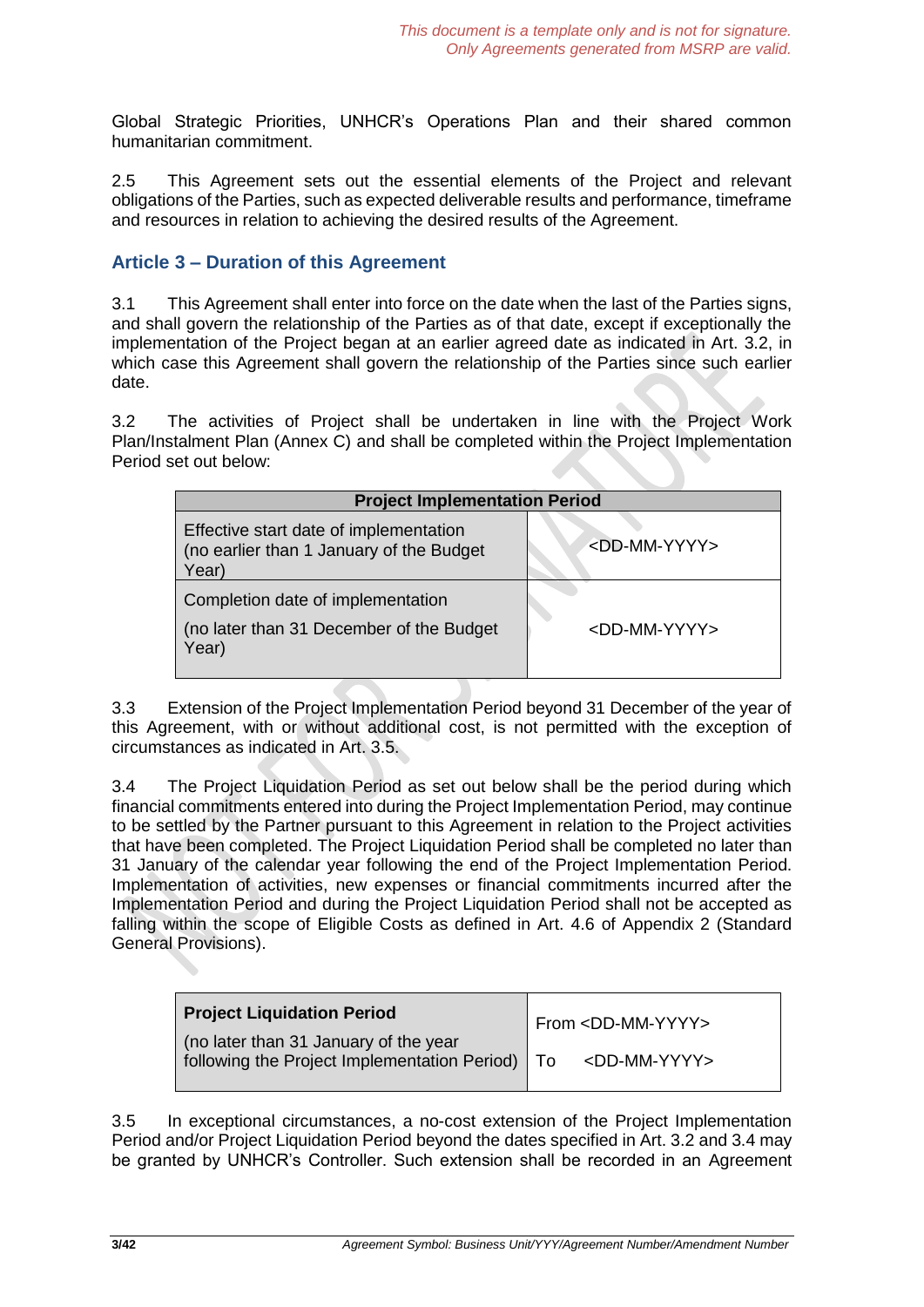Global Strategic Priorities, UNHCR's Operations Plan and their shared common humanitarian commitment.

2.5 This Agreement sets out the essential elements of the Project and relevant obligations of the Parties, such as expected deliverable results and performance, timeframe and resources in relation to achieving the desired results of the Agreement.

## Article 3 – Duration of this Agreement

3.1 This Agreement shall enter into force on the date when the last of the Parties signs, and shall govern the relationship of the Parties as of that date, except if exceptionally the implementation of the Project began at an earlier agreed date as indicated in Art. 3.2, in which case this Agreement shall govern the relationship of the Parties since such earlier date.

3.2 The activities of Project shall be undertaken in line with the Project Work Plan/Instalment Plan (Annex C) and shall be completed within the Project Implementation Period set out below:

| **Project Implementation Period** | |
|---|---|
| Effective start date of implementation (no earlier than 1 January of the Budget Year) | <DD-MM-YYYY> |
| Completion date of implementation (no later than 31 December of the Budget Year) | <DD-MM-YYYY> |

3.3 Extension of the Project Implementation Period beyond 31 December of the year of this Agreement, with or without additional cost, is not permitted with the exception of circumstances as indicated in Art. 3.5.

3.4 The Project Liquidation Period as set out below shall be the period during which financial commitments entered into during the Project Implementation Period, may continue to be settled by the Partner pursuant to this Agreement in relation to the Project activities that have been completed. The Project Liquidation Period shall be completed no later than 31 January of the calendar year following the end of the Project Implementation Period. Implementation of activities, new expenses or financial commitments incurred after the Implementation Period and during the Project Liquidation Period shall not be accepted as falling within the scope of Eligible Costs as defined in Art. 4.6 of Appendix 2 (Standard General Provisions).

| **Project Liquidation Period** (no later than 31 January of the year following the Project Implementation Period) | From <DD-MM-YYYY> To <DD-MM-YYYY> |
|---|---|

3.5 In exceptional circumstances, a no-cost extension of the Project Implementation Period and/or Project Liquidation Period beyond the dates specified in Art. 3.2 and 3.4 may be granted by UNHCR's Controller. Such extension shall be recorded in an Agreement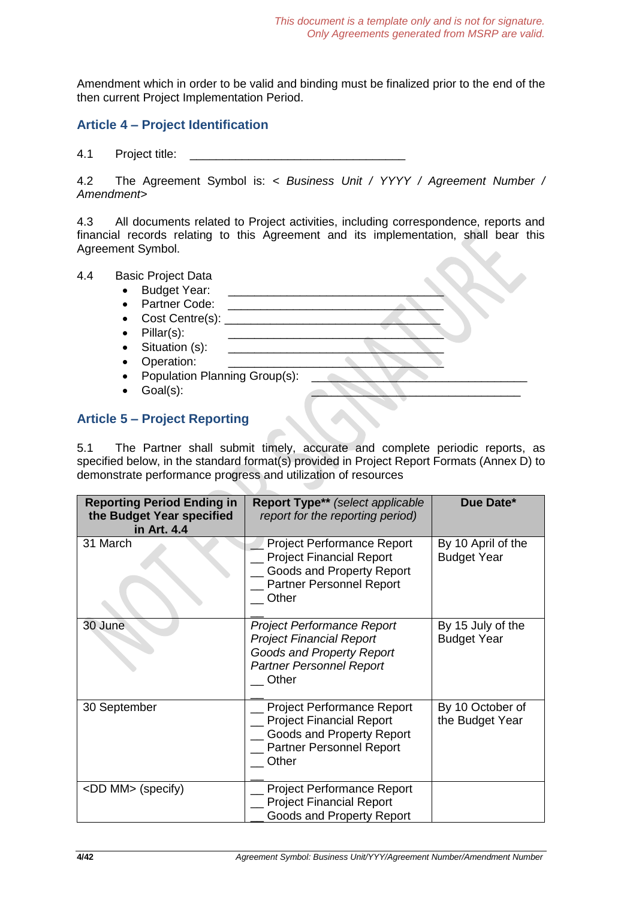*This document is a template only and is not for signature.*
*Only Agreements generated from MSRP are valid.*

Amendment which in order to be valid and binding must be finalized prior to the end of the then current Project Implementation Period.

## Article 4 – Project Identification

4.1 Project title: ________________________________

4.2 The Agreement Symbol is: < *Business Unit / YYYY / Agreement Number / Amendment*>

4.3 All documents related to Project activities, including correspondence, reports and financial records relating to this Agreement and its implementation, shall bear this Agreement Symbol.

4.4 Basic Project Data

- Budget Year: ________________________________
- Partner Code: ________________________________
- Cost Centre(s): ________________________________
- Pillar(s): ________________________________
- Situation (s): ________________________________
- Operation: ________________________________
- Population Planning Group(s): ________________________________
- Goal(s): ________________________________

## Article 5 – Project Reporting

5.1 The Partner shall submit timely, accurate and complete periodic reports, as specified below, in the standard format(s) provided in Project Report Formats (Annex D) to demonstrate performance progress and utilization of resources

| Reporting Period Ending in the Budget Year specified in Art. 4.4 | Report Type** *(select applicable report for the reporting period)* | Due Date* |
|---|---|---|
| 31 March | __ Project Performance Report<br>__ Project Financial Report<br>__ Goods and Property Report<br>__ Partner Personnel Report<br>__ Other<br>__ | By 10 April of the Budget Year |
| 30 June | *Project Performance Report*<br>*Project Financial Report*<br>*Goods and Property Report*<br>*Partner Personnel Report*<br>__ Other<br>__ | By 15 July of the Budget Year |
| 30 September | __ Project Performance Report<br>__ Project Financial Report<br>__ Goods and Property Report<br>__ Partner Personnel Report<br>__ Other<br>__ | By 10 October of the Budget Year |
| <DD MM> (specify) | __ Project Performance Report<br>__ Project Financial Report<br>__ Goods and Property Report | |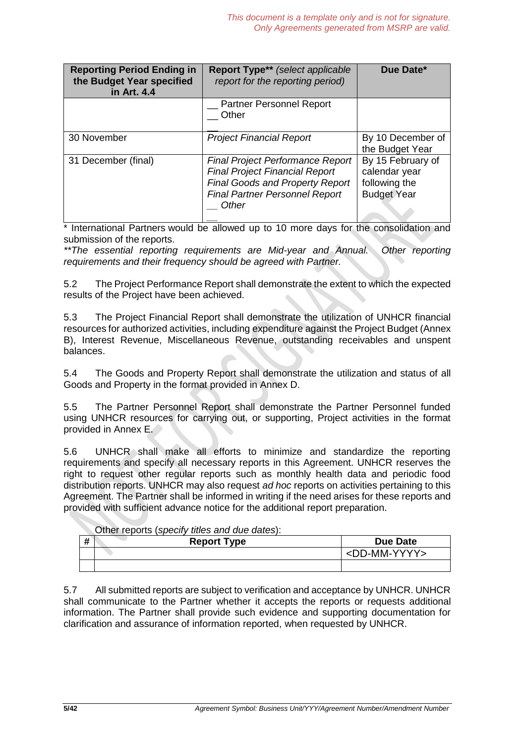*This document is a template only and is not for signature. Only Agreements generated from MSRP are valid.*

| Reporting Period Ending in the Budget Year specified in Art. 4.4 | Report Type** *(select applicable report for the reporting period)* | Due Date* |
|---|---|---|
| | __ Partner Personnel Report<br>__ Other<br>__ | |
| 30 November | *Project Financial Report* | By 10 December of the Budget Year |
| 31 December (final) | *Final Project Performance Report*<br>*Final Project Financial Report*<br>*Final Goods and Property Report*<br>*Final Partner Personnel Report*<br>__ *Other*<br>__ | By 15 February of calendar year following the Budget Year |

* International Partners would be allowed up to 10 more days for the consolidation and submission of the reports.

*\*\*The essential reporting requirements are Mid-year and Annual. Other reporting requirements and their frequency should be agreed with Partner.*

5.2 The Project Performance Report shall demonstrate the extent to which the expected results of the Project have been achieved.

5.3 The Project Financial Report shall demonstrate the utilization of UNHCR financial resources for authorized activities, including expenditure against the Project Budget (Annex B), Interest Revenue, Miscellaneous Revenue, outstanding receivables and unspent balances.

5.4 The Goods and Property Report shall demonstrate the utilization and status of all Goods and Property in the format provided in Annex D.

5.5 The Partner Personnel Report shall demonstrate the Partner Personnel funded using UNHCR resources for carrying out, or supporting, Project activities in the format provided in Annex E.

5.6 UNHCR shall make all efforts to minimize and standardize the reporting requirements and specify all necessary reports in this Agreement. UNHCR reserves the right to request other regular reports such as monthly health data and periodic food distribution reports. UNHCR may also request *ad hoc* reports on activities pertaining to this Agreement. The Partner shall be informed in writing if the need arises for these reports and provided with sufficient advance notice for the additional report preparation.

Other reports (*specify titles and due dates*):

| # | Report Type | Due Date |
|---|---|---|
| | | <DD-MM-YYYY> |
| | | |

5.7 All submitted reports are subject to verification and acceptance by UNHCR. UNHCR shall communicate to the Partner whether it accepts the reports or requests additional information. The Partner shall provide such evidence and supporting documentation for clarification and assurance of information reported, when requested by UNHCR.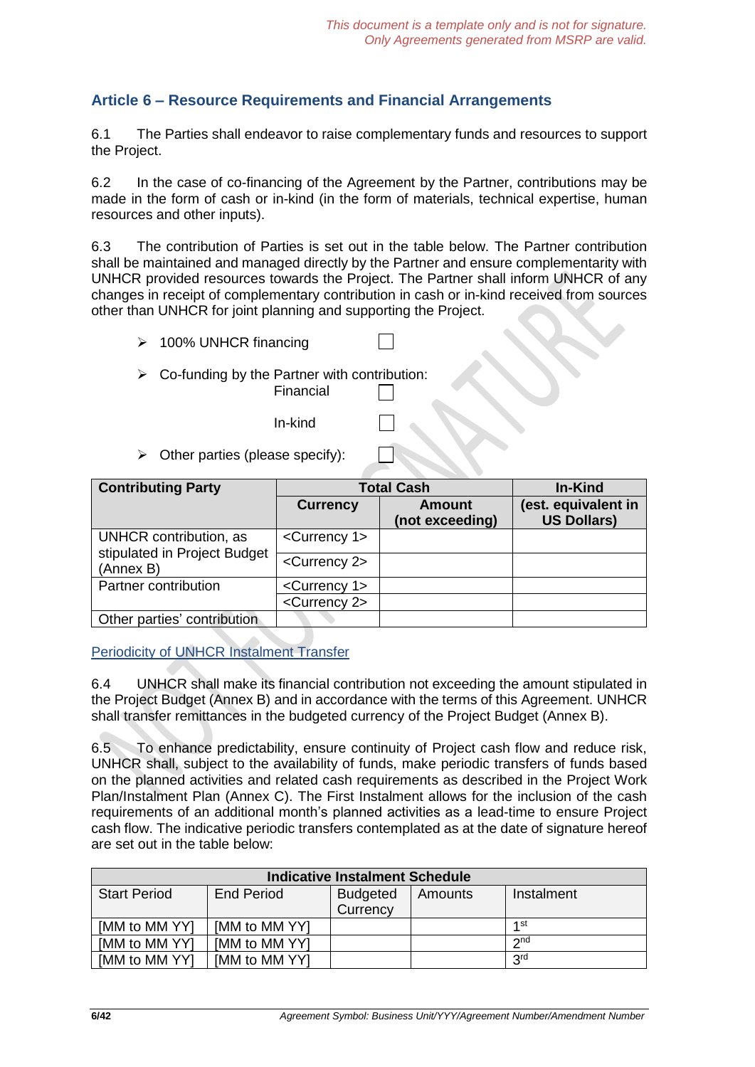*This document is a template only and is not for signature.*
*Only Agreements generated from MSRP are valid.*

## Article 6 – Resource Requirements and Financial Arrangements

6.1 The Parties shall endeavor to raise complementary funds and resources to support the Project.

6.2 In the case of co-financing of the Agreement by the Partner, contributions may be made in the form of cash or in-kind (in the form of materials, technical expertise, human resources and other inputs).

6.3 The contribution of Parties is set out in the table below. The Partner contribution shall be maintained and managed directly by the Partner and ensure complementarity with UNHCR provided resources towards the Project. The Partner shall inform UNHCR of any changes in receipt of complementary contribution in cash or in-kind received from sources other than UNHCR for joint planning and supporting the Project.

- 100% UNHCR financing ☐
- Co-funding by the Partner with contribution:
  - Financial ☐
  - In-kind ☐
- Other parties (please specify): ☐

| Contributing Party | Total Cash | | In-Kind |
|---|---|---|---|
| | Currency | Amount (not exceeding) | (est. equivalent in US Dollars) |
| UNHCR contribution, as stipulated in Project Budget (Annex B) | <Currency 1> | | |
| | <Currency 2> | | |
| Partner contribution | <Currency 1> | | |
| | <Currency 2> | | |
| Other parties' contribution | | | |

Periodicity of UNHCR Instalment Transfer

6.4 UNHCR shall make its financial contribution not exceeding the amount stipulated in the Project Budget (Annex B) and in accordance with the terms of this Agreement. UNHCR shall transfer remittances in the budgeted currency of the Project Budget (Annex B).

6.5 To enhance predictability, ensure continuity of Project cash flow and reduce risk, UNHCR shall, subject to the availability of funds, make periodic transfers of funds based on the planned activities and related cash requirements as described in the Project Work Plan/Instalment Plan (Annex C). The First Instalment allows for the inclusion of the cash requirements of an additional month's planned activities as a lead-time to ensure Project cash flow. The indicative periodic transfers contemplated as at the date of signature hereof are set out in the table below:

| **Indicative Instalment Schedule** | | | | |
|---|---|---|---|---|
| Start Period | End Period | Budgeted Currency | Amounts | Instalment |
| [MM to MM YY] | [MM to MM YY] | | | 1st |
| [MM to MM YY] | [MM to MM YY] | | | 2nd |
| [MM to MM YY] | [MM to MM YY] | | | 3rd |

*Agreement Symbol: Business Unit/YYY/Agreement Number/Amendment Number*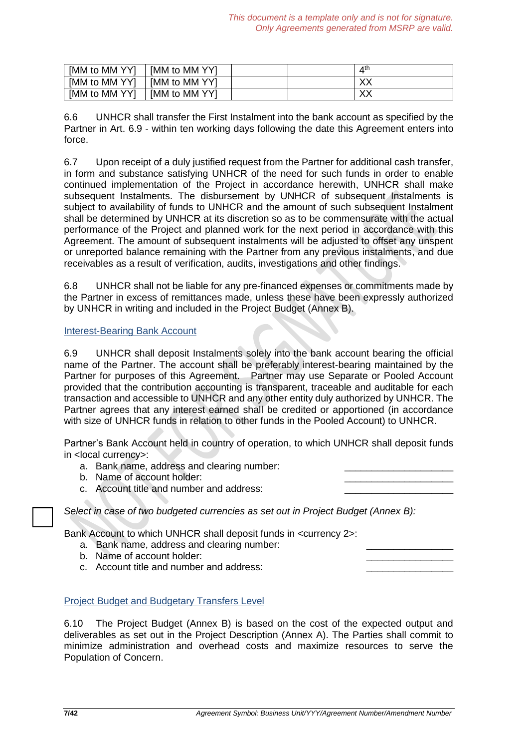*This document is a template only and is not for signature.*
*Only Agreements generated from MSRP are valid.*

| | | | | |
|---|---|---|---|---|
| [MM to MM YY] | [MM to MM YY] | | | 4th |
| [MM to MM YY] | [MM to MM YY] | | | XX |
| [MM to MM YY] | [MM to MM YY] | | | XX |

6.6 UNHCR shall transfer the First Instalment into the bank account as specified by the Partner in Art. 6.9 - within ten working days following the date this Agreement enters into force.

6.7 Upon receipt of a duly justified request from the Partner for additional cash transfer, in form and substance satisfying UNHCR of the need for such funds in order to enable continued implementation of the Project in accordance herewith, UNHCR shall make subsequent Instalments. The disbursement by UNHCR of subsequent Instalments is subject to availability of funds to UNHCR and the amount of such subsequent Instalment shall be determined by UNHCR at its discretion so as to be commensurate with the actual performance of the Project and planned work for the next period in accordance with this Agreement. The amount of subsequent instalments will be adjusted to offset any unspent or unreported balance remaining with the Partner from any previous instalments, and due receivables as a result of verification, audits, investigations and other findings.

6.8 UNHCR shall not be liable for any pre-financed expenses or commitments made by the Partner in excess of remittances made, unless these have been expressly authorized by UNHCR in writing and included in the Project Budget (Annex B).

## Interest-Bearing Bank Account

6.9 UNHCR shall deposit Instalments solely into the bank account bearing the official name of the Partner. The account shall be preferably interest-bearing maintained by the Partner for purposes of this Agreement. Partner may use Separate or Pooled Account provided that the contribution accounting is transparent, traceable and auditable for each transaction and accessible to UNHCR and any other entity duly authorized by UNHCR. The Partner agrees that any interest earned shall be credited or apportioned (in accordance with size of UNHCR funds in relation to other funds in the Pooled Account) to UNHCR.

Partner's Bank Account held in country of operation, to which UNHCR shall deposit funds in <local currency>:

a. Bank name, address and clearing number: ____________________
b. Name of account holder: ____________________
c. Account title and number and address: ____________________

☐ *Select in case of two budgeted currencies as set out in Project Budget (Annex B):*

Bank Account to which UNHCR shall deposit funds in <currency 2>:

a. Bank name, address and clearing number: ________________
b. Name of account holder: ________________
c. Account title and number and address: ________________

## Project Budget and Budgetary Transfers Level

6.10 The Project Budget (Annex B) is based on the cost of the expected output and deliverables as set out in the Project Description (Annex A). The Parties shall commit to minimize administration and overhead costs and maximize resources to serve the Population of Concern.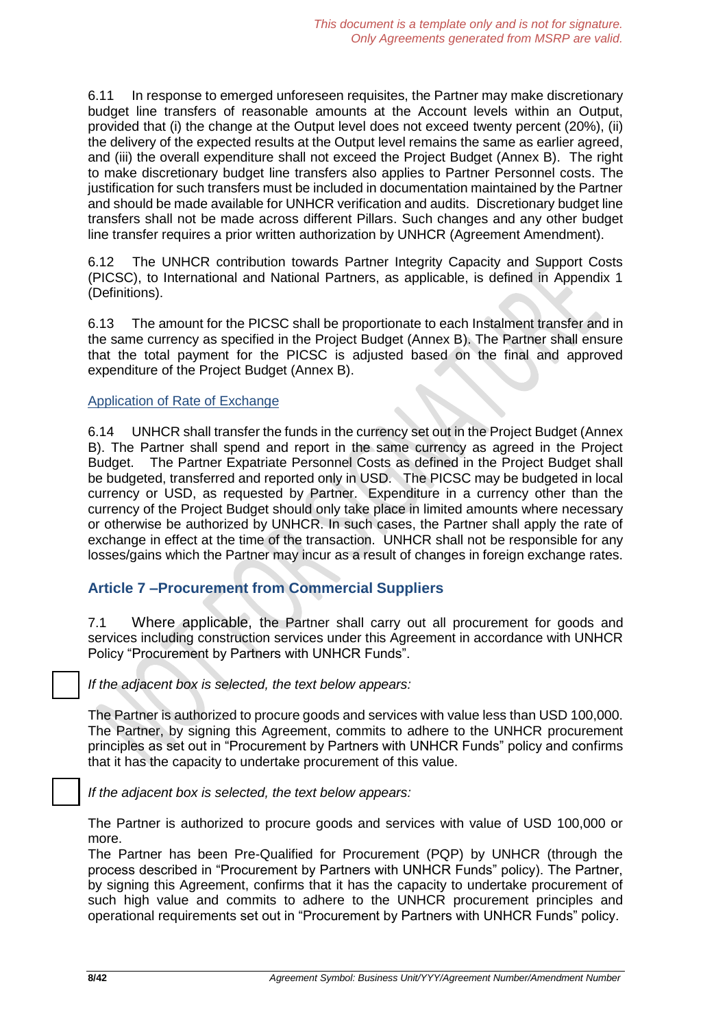6.11 In response to emerged unforeseen requisites, the Partner may make discretionary budget line transfers of reasonable amounts at the Account levels within an Output, provided that (i) the change at the Output level does not exceed twenty percent (20%), (ii) the delivery of the expected results at the Output level remains the same as earlier agreed, and (iii) the overall expenditure shall not exceed the Project Budget (Annex B). The right to make discretionary budget line transfers also applies to Partner Personnel costs. The justification for such transfers must be included in documentation maintained by the Partner and should be made available for UNHCR verification and audits. Discretionary budget line transfers shall not be made across different Pillars. Such changes and any other budget line transfer requires a prior written authorization by UNHCR (Agreement Amendment).

6.12 The UNHCR contribution towards Partner Integrity Capacity and Support Costs (PICSC), to International and National Partners, as applicable, is defined in Appendix 1 (Definitions).

6.13 The amount for the PICSC shall be proportionate to each Instalment transfer and in the same currency as specified in the Project Budget (Annex B). The Partner shall ensure that the total payment for the PICSC is adjusted based on the final and approved expenditure of the Project Budget (Annex B).

Application of Rate of Exchange

6.14 UNHCR shall transfer the funds in the currency set out in the Project Budget (Annex B). The Partner shall spend and report in the same currency as agreed in the Project Budget. The Partner Expatriate Personnel Costs as defined in the Project Budget shall be budgeted, transferred and reported only in USD. The PICSC may be budgeted in local currency or USD, as requested by Partner. Expenditure in a currency other than the currency of the Project Budget should only take place in limited amounts where necessary or otherwise be authorized by UNHCR. In such cases, the Partner shall apply the rate of exchange in effect at the time of the transaction. UNHCR shall not be responsible for any losses/gains which the Partner may incur as a result of changes in foreign exchange rates.

## Article 7 –Procurement from Commercial Suppliers

7.1 Where applicable, the Partner shall carry out all procurement for goods and services including construction services under this Agreement in accordance with UNHCR Policy "Procurement by Partners with UNHCR Funds".

☐ *If the adjacent box is selected, the text below appears:*

The Partner is authorized to procure goods and services with value less than USD 100,000. The Partner, by signing this Agreement, commits to adhere to the UNHCR procurement principles as set out in "Procurement by Partners with UNHCR Funds" policy and confirms that it has the capacity to undertake procurement of this value.

☐ *If the adjacent box is selected, the text below appears:*

The Partner is authorized to procure goods and services with value of USD 100,000 or more.
The Partner has been Pre-Qualified for Procurement (PQP) by UNHCR (through the process described in "Procurement by Partners with UNHCR Funds" policy). The Partner, by signing this Agreement, confirms that it has the capacity to undertake procurement of such high value and commits to adhere to the UNHCR procurement principles and operational requirements set out in "Procurement by Partners with UNHCR Funds" policy.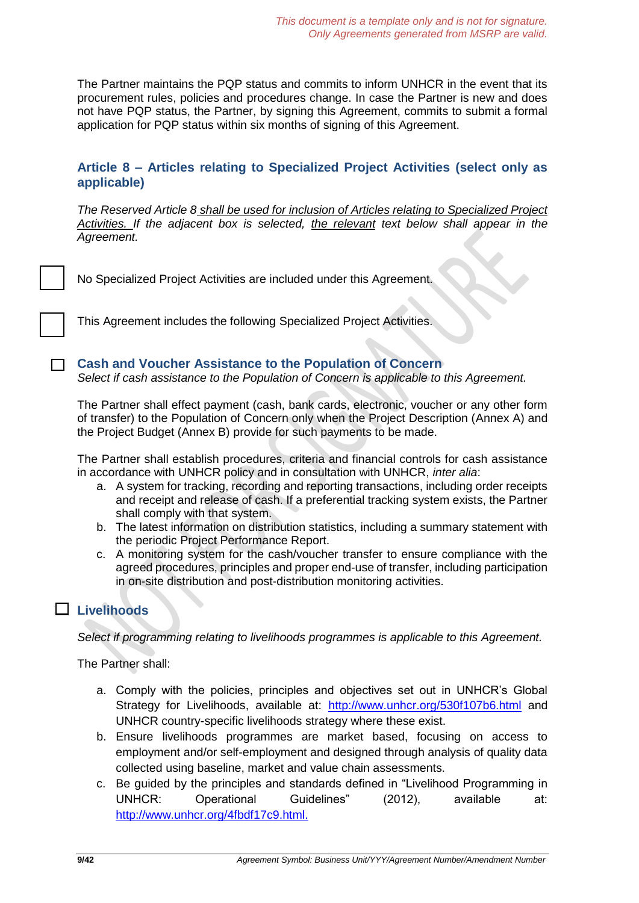*This document is a template only and is not for signature.*
*Only Agreements generated from MSRP are valid.*

The Partner maintains the PQP status and commits to inform UNHCR in the event that its procurement rules, policies and procedures change. In case the Partner is new and does not have PQP status, the Partner, by signing this Agreement, commits to submit a formal application for PQP status within six months of signing of this Agreement.

## Article 8 – Articles relating to Specialized Project Activities (select only as applicable)

*The Reserved Article 8 shall be used for inclusion of Articles relating to Specialized Project Activities. If the adjacent box is selected, the relevant text below shall appear in the Agreement.*

☐ No Specialized Project Activities are included under this Agreement.

☐ This Agreement includes the following Specialized Project Activities.

### ☐ Cash and Voucher Assistance to the Population of Concern

*Select if cash assistance to the Population of Concern is applicable to this Agreement.*

The Partner shall effect payment (cash, bank cards, electronic, voucher or any other form of transfer) to the Population of Concern only when the Project Description (Annex A) and the Project Budget (Annex B) provide for such payments to be made.

The Partner shall establish procedures, criteria and financial controls for cash assistance in accordance with UNHCR policy and in consultation with UNHCR, *inter alia*:

a. A system for tracking, recording and reporting transactions, including order receipts and receipt and release of cash. If a preferential tracking system exists, the Partner shall comply with that system.
b. The latest information on distribution statistics, including a summary statement with the periodic Project Performance Report.
c. A monitoring system for the cash/voucher transfer to ensure compliance with the agreed procedures, principles and proper end-use of transfer, including participation in on-site distribution and post-distribution monitoring activities.

### ☐ Livelihoods

*Select if programming relating to livelihoods programmes is applicable to this Agreement.*

The Partner shall:

a. Comply with the policies, principles and objectives set out in UNHCR's Global Strategy for Livelihoods, available at: http://www.unhcr.org/530f107b6.html and UNHCR country-specific livelihoods strategy where these exist.
b. Ensure livelihoods programmes are market based, focusing on access to employment and/or self-employment and designed through analysis of quality data collected using baseline, market and value chain assessments.
c. Be guided by the principles and standards defined in "Livelihood Programming in UNHCR: Operational Guidelines" (2012), available at: http://www.unhcr.org/4fbdf17c9.html.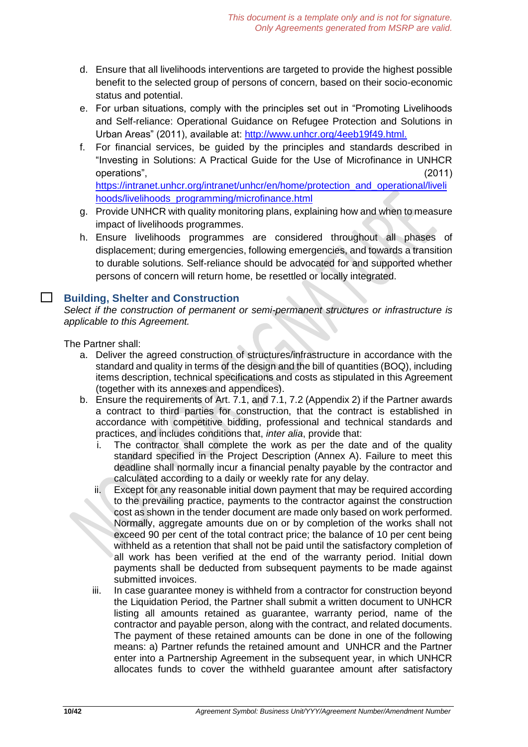d. Ensure that all livelihoods interventions are targeted to provide the highest possible benefit to the selected group of persons of concern, based on their socio-economic status and potential.

e. For urban situations, comply with the principles set out in "Promoting Livelihoods and Self-reliance: Operational Guidance on Refugee Protection and Solutions in Urban Areas" (2011), available at: [http://www.unhcr.org/4eeb19f49.html.](http://www.unhcr.org/4eeb19f49.html)

f. For financial services, be guided by the principles and standards described in "Investing in Solutions: A Practical Guide for the Use of Microfinance in UNHCR operations", (2011) [https://intranet.unhcr.org/intranet/unhcr/en/home/protection_and_operational/livelihoods/livelihoods_programming/microfinance.html](https://intranet.unhcr.org/intranet/unhcr/en/home/protection_and_operational/livelihoods/livelihoods_programming/microfinance.html)

g. Provide UNHCR with quality monitoring plans, explaining how and when to measure impact of livelihoods programmes.

h. Ensure livelihoods programmes are considered throughout all phases of displacement; during emergencies, following emergencies, and towards a transition to durable solutions. Self-reliance should be advocated for and supported whether persons of concern will return home, be resettled or locally integrated.

☐ **Building, Shelter and Construction**

*Select if the construction of permanent or semi-permanent structures or infrastructure is applicable to this Agreement.*

The Partner shall:

a. Deliver the agreed construction of structures/infrastructure in accordance with the standard and quality in terms of the design and the bill of quantities (BOQ), including items description, technical specifications and costs as stipulated in this Agreement (together with its annexes and appendices).

b. Ensure the requirements of Art. 7.1, and 7.1, 7.2 (Appendix 2) if the Partner awards a contract to third parties for construction, that the contract is established in accordance with competitive bidding, professional and technical standards and practices, and includes conditions that, *inter alia*, provide that:

   i. The contractor shall complete the work as per the date and of the quality standard specified in the Project Description (Annex A). Failure to meet this deadline shall normally incur a financial penalty payable by the contractor and calculated according to a daily or weekly rate for any delay.

   ii. Except for any reasonable initial down payment that may be required according to the prevailing practice, payments to the contractor against the construction cost as shown in the tender document are made only based on work performed. Normally, aggregate amounts due on or by completion of the works shall not exceed 90 per cent of the total contract price; the balance of 10 per cent being withheld as a retention that shall not be paid until the satisfactory completion of all work has been verified at the end of the warranty period. Initial down payments shall be deducted from subsequent payments to be made against submitted invoices.

   iii. In case guarantee money is withheld from a contractor for construction beyond the Liquidation Period, the Partner shall submit a written document to UNHCR listing all amounts retained as guarantee, warranty period, name of the contractor and payable person, along with the contract, and related documents. The payment of these retained amounts can be done in one of the following means: a) Partner refunds the retained amount and UNHCR and the Partner enter into a Partnership Agreement in the subsequent year, in which UNHCR allocates funds to cover the withheld guarantee amount after satisfactory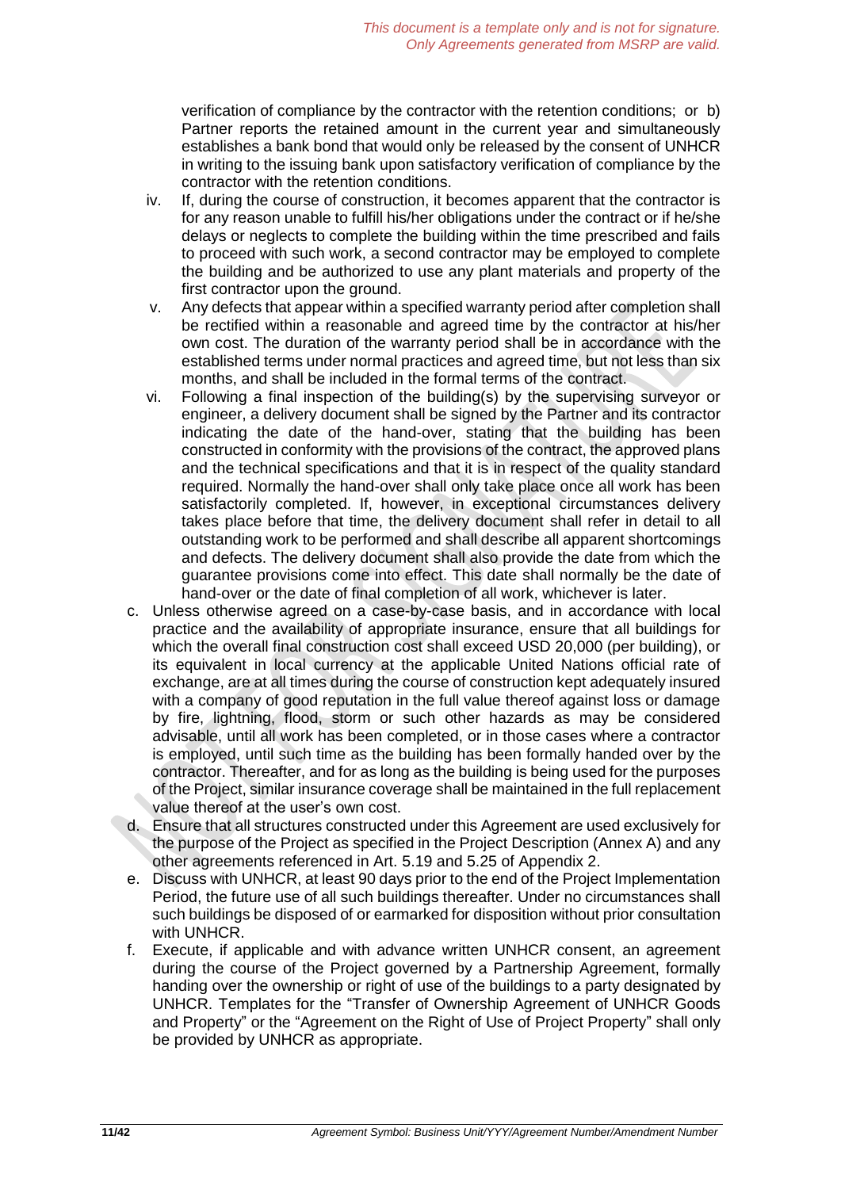verification of compliance by the contractor with the retention conditions; or b) Partner reports the retained amount in the current year and simultaneously establishes a bank bond that would only be released by the consent of UNHCR in writing to the issuing bank upon satisfactory verification of compliance by the contractor with the retention conditions.

iv. If, during the course of construction, it becomes apparent that the contractor is for any reason unable to fulfill his/her obligations under the contract or if he/she delays or neglects to complete the building within the time prescribed and fails to proceed with such work, a second contractor may be employed to complete the building and be authorized to use any plant materials and property of the first contractor upon the ground.

v. Any defects that appear within a specified warranty period after completion shall be rectified within a reasonable and agreed time by the contractor at his/her own cost. The duration of the warranty period shall be in accordance with the established terms under normal practices and agreed time, but not less than six months, and shall be included in the formal terms of the contract.

vi. Following a final inspection of the building(s) by the supervising surveyor or engineer, a delivery document shall be signed by the Partner and its contractor indicating the date of the hand-over, stating that the building has been constructed in conformity with the provisions of the contract, the approved plans and the technical specifications and that it is in respect of the quality standard required. Normally the hand-over shall only take place once all work has been satisfactorily completed. If, however, in exceptional circumstances delivery takes place before that time, the delivery document shall refer in detail to all outstanding work to be performed and shall describe all apparent shortcomings and defects. The delivery document shall also provide the date from which the guarantee provisions come into effect. This date shall normally be the date of hand-over or the date of final completion of all work, whichever is later.

c. Unless otherwise agreed on a case-by-case basis, and in accordance with local practice and the availability of appropriate insurance, ensure that all buildings for which the overall final construction cost shall exceed USD 20,000 (per building), or its equivalent in local currency at the applicable United Nations official rate of exchange, are at all times during the course of construction kept adequately insured with a company of good reputation in the full value thereof against loss or damage by fire, lightning, flood, storm or such other hazards as may be considered advisable, until all work has been completed, or in those cases where a contractor is employed, until such time as the building has been formally handed over by the contractor. Thereafter, and for as long as the building is being used for the purposes of the Project, similar insurance coverage shall be maintained in the full replacement value thereof at the user's own cost.

d. Ensure that all structures constructed under this Agreement are used exclusively for the purpose of the Project as specified in the Project Description (Annex A) and any other agreements referenced in Art. 5.19 and 5.25 of Appendix 2.

e. Discuss with UNHCR, at least 90 days prior to the end of the Project Implementation Period, the future use of all such buildings thereafter. Under no circumstances shall such buildings be disposed of or earmarked for disposition without prior consultation with UNHCR.

f. Execute, if applicable and with advance written UNHCR consent, an agreement during the course of the Project governed by a Partnership Agreement, formally handing over the ownership or right of use of the buildings to a party designated by UNHCR. Templates for the "Transfer of Ownership Agreement of UNHCR Goods and Property" or the "Agreement on the Right of Use of Project Property" shall only be provided by UNHCR as appropriate.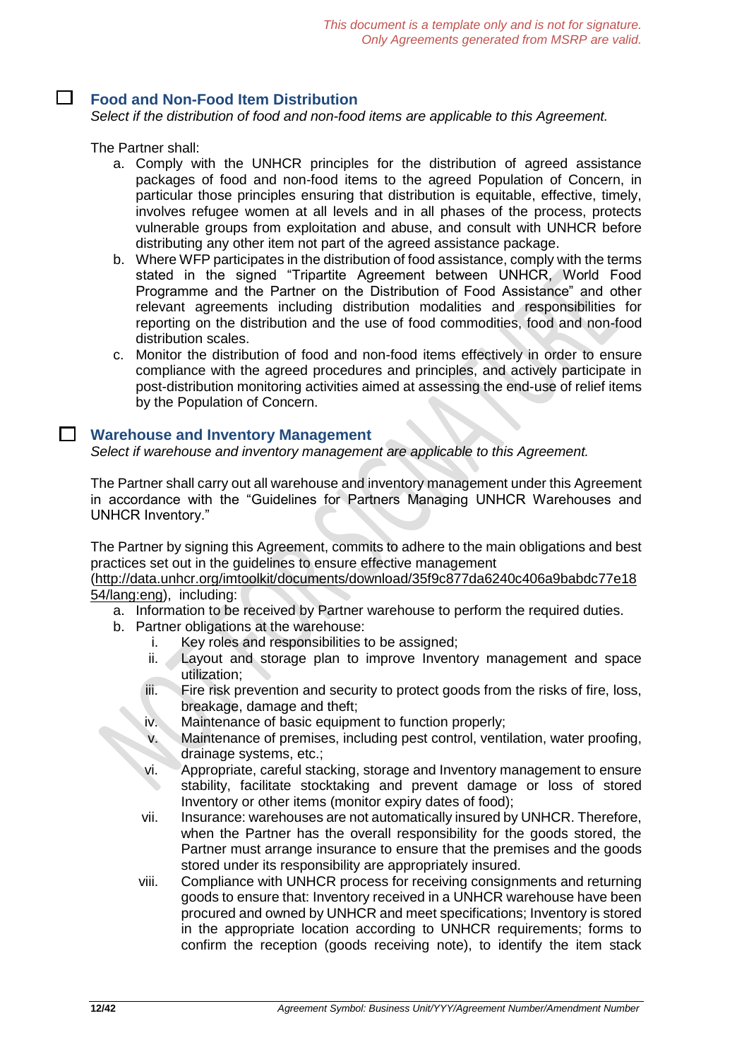This document is a template only and is not for signature.
Only Agreements generated from MSRP are valid.

## ☐ Food and Non-Food Item Distribution

*Select if the distribution of food and non-food items are applicable to this Agreement.*

The Partner shall:

a. Comply with the UNHCR principles for the distribution of agreed assistance packages of food and non-food items to the agreed Population of Concern, in particular those principles ensuring that distribution is equitable, effective, timely, involves refugee women at all levels and in all phases of the process, protects vulnerable groups from exploitation and abuse, and consult with UNHCR before distributing any other item not part of the agreed assistance package.
b. Where WFP participates in the distribution of food assistance, comply with the terms stated in the signed "Tripartite Agreement between UNHCR, World Food Programme and the Partner on the Distribution of Food Assistance" and other relevant agreements including distribution modalities and responsibilities for reporting on the distribution and the use of food commodities, food and non-food distribution scales.
c. Monitor the distribution of food and non-food items effectively in order to ensure compliance with the agreed procedures and principles, and actively participate in post-distribution monitoring activities aimed at assessing the end-use of relief items by the Population of Concern.

## ☐ Warehouse and Inventory Management

*Select if warehouse and inventory management are applicable to this Agreement.*

The Partner shall carry out all warehouse and inventory management under this Agreement in accordance with the "Guidelines for Partners Managing UNHCR Warehouses and UNHCR Inventory."

The Partner by signing this Agreement, commits to adhere to the main obligations and best practices set out in the guidelines to ensure effective management (http://data.unhcr.org/imtoolkit/documents/download/35f9c877da6240c406a9babdc77e1854/lang:eng), including:

a. Information to be received by Partner warehouse to perform the required duties.
b. Partner obligations at the warehouse:
   i. Key roles and responsibilities to be assigned;
   ii. Layout and storage plan to improve Inventory management and space utilization;
   iii. Fire risk prevention and security to protect goods from the risks of fire, loss, breakage, damage and theft;
   iv. Maintenance of basic equipment to function properly;
   v. Maintenance of premises, including pest control, ventilation, water proofing, drainage systems, etc.;
   vi. Appropriate, careful stacking, storage and Inventory management to ensure stability, facilitate stocktaking and prevent damage or loss of stored Inventory or other items (monitor expiry dates of food);
   vii. Insurance: warehouses are not automatically insured by UNHCR. Therefore, when the Partner has the overall responsibility for the goods stored, the Partner must arrange insurance to ensure that the premises and the goods stored under its responsibility are appropriately insured.
   viii. Compliance with UNHCR process for receiving consignments and returning goods to ensure that: Inventory received in a UNHCR warehouse have been procured and owned by UNHCR and meet specifications; Inventory is stored in the appropriate location according to UNHCR requirements; forms to confirm the reception (goods receiving note), to identify the item stack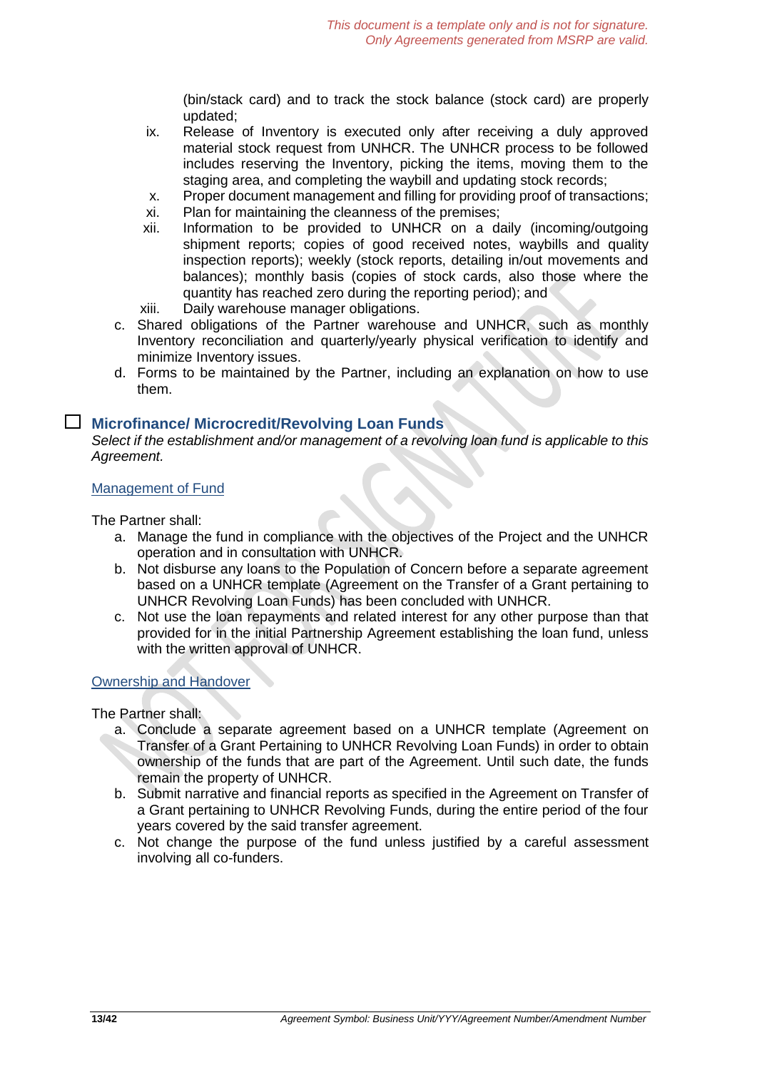(bin/stack card) and to track the stock balance (stock card) are properly updated;

ix. Release of Inventory is executed only after receiving a duly approved material stock request from UNHCR. The UNHCR process to be followed includes reserving the Inventory, picking the items, moving them to the staging area, and completing the waybill and updating stock records;
x. Proper document management and filling for providing proof of transactions;
xi. Plan for maintaining the cleanness of the premises;
xii. Information to be provided to UNHCR on a daily (incoming/outgoing shipment reports; copies of good received notes, waybills and quality inspection reports); weekly (stock reports, detailing in/out movements and balances); monthly basis (copies of stock cards, also those where the quantity has reached zero during the reporting period); and
xiii. Daily warehouse manager obligations.

c. Shared obligations of the Partner warehouse and UNHCR, such as monthly Inventory reconciliation and quarterly/yearly physical verification to identify and minimize Inventory issues.
d. Forms to be maintained by the Partner, including an explanation on how to use them.

## ☐ Microfinance/ Microcredit/Revolving Loan Funds

*Select if the establishment and/or management of a revolving loan fund is applicable to this Agreement.*

### Management of Fund

The Partner shall:

a. Manage the fund in compliance with the objectives of the Project and the UNHCR operation and in consultation with UNHCR.
b. Not disburse any loans to the Population of Concern before a separate agreement based on a UNHCR template (Agreement on the Transfer of a Grant pertaining to UNHCR Revolving Loan Funds) has been concluded with UNHCR.
c. Not use the loan repayments and related interest for any other purpose than that provided for in the initial Partnership Agreement establishing the loan fund, unless with the written approval of UNHCR.

### Ownership and Handover

The Partner shall:

a. Conclude a separate agreement based on a UNHCR template (Agreement on Transfer of a Grant Pertaining to UNHCR Revolving Loan Funds) in order to obtain ownership of the funds that are part of the Agreement. Until such date, the funds remain the property of UNHCR.
b. Submit narrative and financial reports as specified in the Agreement on Transfer of a Grant pertaining to UNHCR Revolving Funds, during the entire period of the four years covered by the said transfer agreement.
c. Not change the purpose of the fund unless justified by a careful assessment involving all co-funders.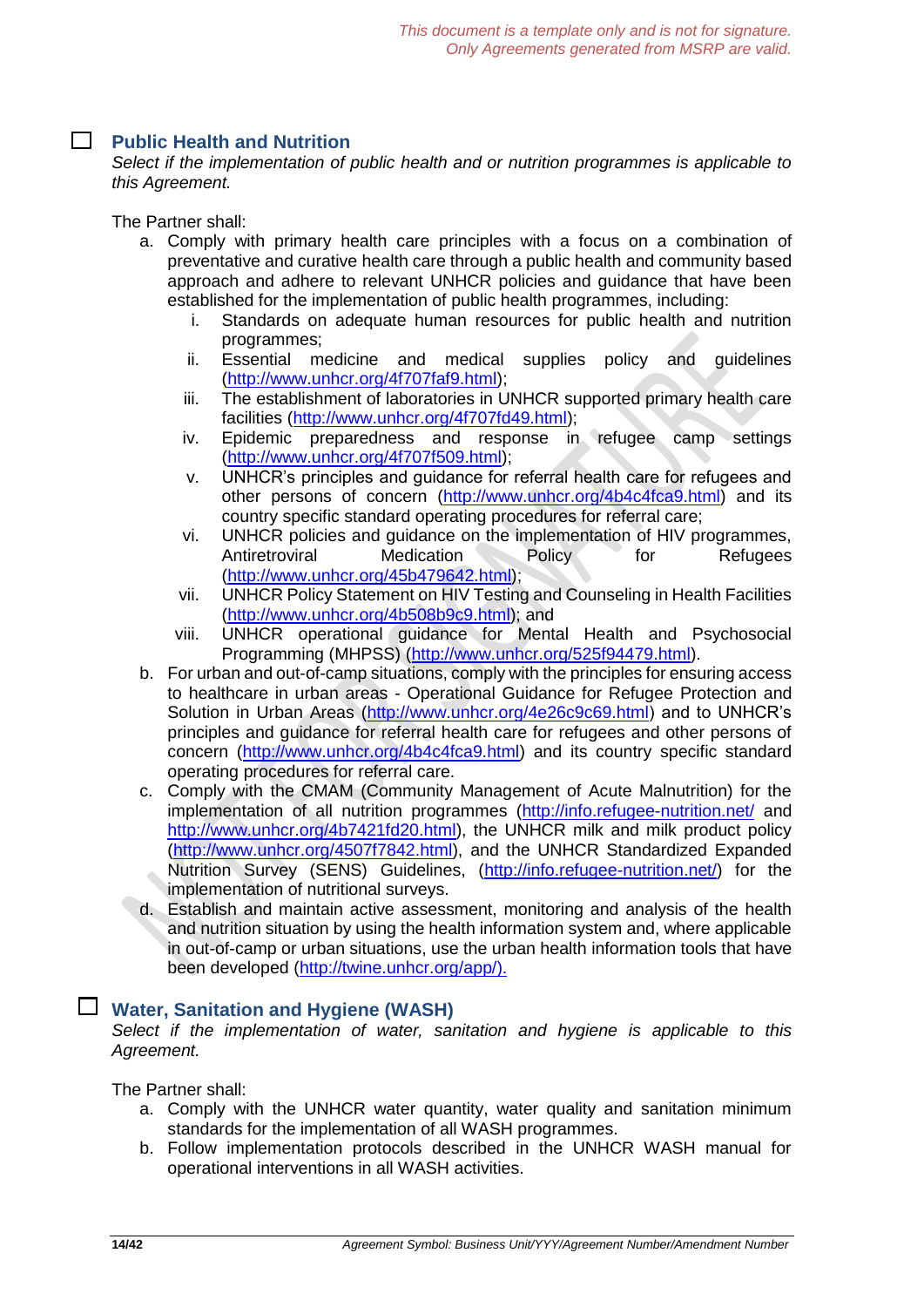☐ **Public Health and Nutrition**

*Select if the implementation of public health and or nutrition programmes is applicable to this Agreement.*

The Partner shall:

a. Comply with primary health care principles with a focus on a combination of preventative and curative health care through a public health and community based approach and adhere to relevant UNHCR policies and guidance that have been established for the implementation of public health programmes, including:
    i. Standards on adequate human resources for public health and nutrition programmes;
    ii. Essential medicine and medical supplies policy and guidelines (http://www.unhcr.org/4f707faf9.html);
    iii. The establishment of laboratories in UNHCR supported primary health care facilities (http://www.unhcr.org/4f707fd49.html);
    iv. Epidemic preparedness and response in refugee camp settings (http://www.unhcr.org/4f707f509.html);
    v. UNHCR's principles and guidance for referral health care for refugees and other persons of concern (http://www.unhcr.org/4b4c4fca9.html) and its country specific standard operating procedures for referral care;
    vi. UNHCR policies and guidance on the implementation of HIV programmes, Antiretroviral Medication Policy for Refugees (http://www.unhcr.org/45b479642.html);
    vii. UNHCR Policy Statement on HIV Testing and Counseling in Health Facilities (http://www.unhcr.org/4b508b9c9.html); and
    viii. UNHCR operational guidance for Mental Health and Psychosocial Programming (MHPSS) (http://www.unhcr.org/525f94479.html).
b. For urban and out-of-camp situations, comply with the principles for ensuring access to healthcare in urban areas - Operational Guidance for Refugee Protection and Solution in Urban Areas (http://www.unhcr.org/4e26c9c69.html) and to UNHCR's principles and guidance for referral health care for refugees and other persons of concern (http://www.unhcr.org/4b4c4fca9.html) and its country specific standard operating procedures for referral care.
c. Comply with the CMAM (Community Management of Acute Malnutrition) for the implementation of all nutrition programmes (http://info.refugee-nutrition.net/ and http://www.unhcr.org/4b7421fd20.html), the UNHCR milk and milk product policy (http://www.unhcr.org/4507f7842.html), and the UNHCR Standardized Expanded Nutrition Survey (SENS) Guidelines, (http://info.refugee-nutrition.net/) for the implementation of nutritional surveys.
d. Establish and maintain active assessment, monitoring and analysis of the health and nutrition situation by using the health information system and, where applicable in out-of-camp or urban situations, use the urban health information tools that have been developed (http://twine.unhcr.org/app/).

☐ **Water, Sanitation and Hygiene (WASH)**

*Select if the implementation of water, sanitation and hygiene is applicable to this Agreement.*

The Partner shall:

a. Comply with the UNHCR water quantity, water quality and sanitation minimum standards for the implementation of all WASH programmes.
b. Follow implementation protocols described in the UNHCR WASH manual for operational interventions in all WASH activities.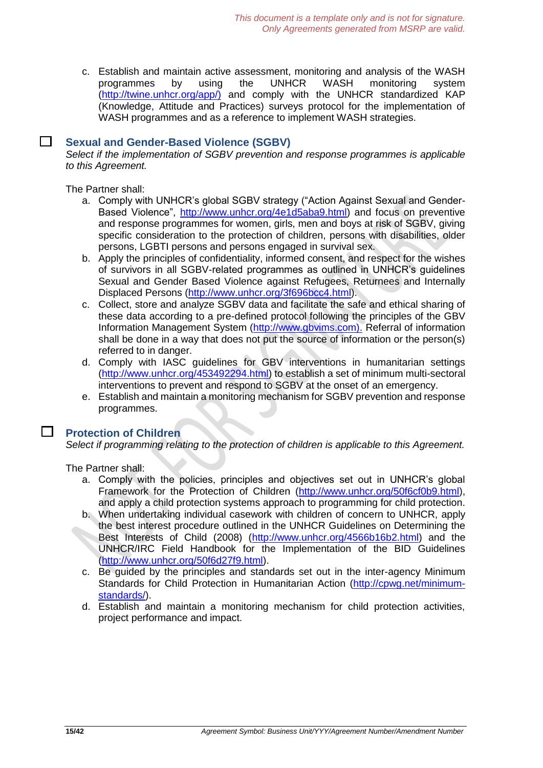c. Establish and maintain active assessment, monitoring and analysis of the WASH programmes by using the UNHCR WASH monitoring system (http://twine.unhcr.org/app/) and comply with the UNHCR standardized KAP (Knowledge, Attitude and Practices) surveys protocol for the implementation of WASH programmes and as a reference to implement WASH strategies.

☐ **Sexual and Gender-Based Violence (SGBV)**

*Select if the implementation of SGBV prevention and response programmes is applicable to this Agreement.*

The Partner shall:

a. Comply with UNHCR's global SGBV strategy ("Action Against Sexual and Gender-Based Violence", http://www.unhcr.org/4e1d5aba9.html) and focus on preventive and response programmes for women, girls, men and boys at risk of SGBV, giving specific consideration to the protection of children, persons with disabilities, older persons, LGBTI persons and persons engaged in survival sex.
b. Apply the principles of confidentiality, informed consent, and respect for the wishes of survivors in all SGBV-related programmes as outlined in UNHCR's guidelines Sexual and Gender Based Violence against Refugees, Returnees and Internally Displaced Persons (http://www.unhcr.org/3f696bcc4.html).
c. Collect, store and analyze SGBV data and facilitate the safe and ethical sharing of these data according to a pre-defined protocol following the principles of the GBV Information Management System (http://www.gbvims.com). Referral of information shall be done in a way that does not put the source of information or the person(s) referred to in danger.
d. Comply with IASC guidelines for GBV interventions in humanitarian settings (http://www.unhcr.org/453492294.html) to establish a set of minimum multi-sectoral interventions to prevent and respond to SGBV at the onset of an emergency.
e. Establish and maintain a monitoring mechanism for SGBV prevention and response programmes.

☐ **Protection of Children**

*Select if programming relating to the protection of children is applicable to this Agreement.*

The Partner shall:

a. Comply with the policies, principles and objectives set out in UNHCR's global Framework for the Protection of Children (http://www.unhcr.org/50f6cf0b9.html), and apply a child protection systems approach to programming for child protection.
b. When undertaking individual casework with children of concern to UNHCR, apply the best interest procedure outlined in the UNHCR Guidelines on Determining the Best Interests of Child (2008) (http://www.unhcr.org/4566b16b2.html) and the UNHCR/IRC Field Handbook for the Implementation of the BID Guidelines (http://www.unhcr.org/50f6d27f9.html).
c. Be guided by the principles and standards set out in the inter-agency Minimum Standards for Child Protection in Humanitarian Action (http://cpwg.net/minimum-standards/).
d. Establish and maintain a monitoring mechanism for child protection activities, project performance and impact.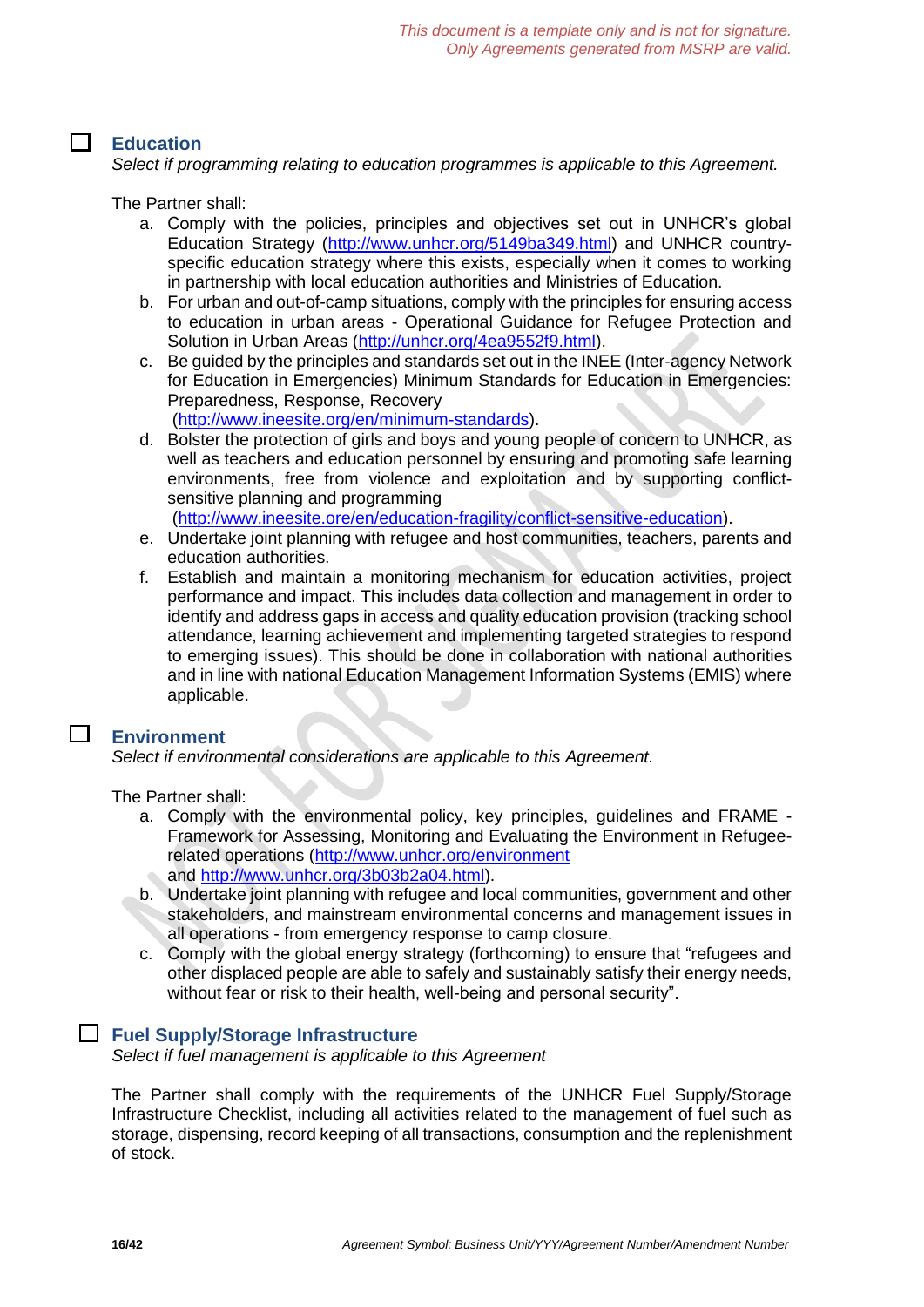*This document is a template only and is not for signature. Only Agreements generated from MSRP are valid.*

☐ **Education**

*Select if programming relating to education programmes is applicable to this Agreement.*

The Partner shall:

a. Comply with the policies, principles and objectives set out in UNHCR's global Education Strategy (http://www.unhcr.org/5149ba349.html) and UNHCR country-specific education strategy where this exists, especially when it comes to working in partnership with local education authorities and Ministries of Education.
b. For urban and out-of-camp situations, comply with the principles for ensuring access to education in urban areas - Operational Guidance for Refugee Protection and Solution in Urban Areas (http://unhcr.org/4ea9552f9.html).
c. Be guided by the principles and standards set out in the INEE (Inter-agency Network for Education in Emergencies) Minimum Standards for Education in Emergencies: Preparedness, Response, Recovery (http://www.ineesite.org/en/minimum-standards).
d. Bolster the protection of girls and boys and young people of concern to UNHCR, as well as teachers and education personnel by ensuring and promoting safe learning environments, free from violence and exploitation and by supporting conflict-sensitive planning and programming (http://www.ineesite.ore/en/education-fragility/conflict-sensitive-education).
e. Undertake joint planning with refugee and host communities, teachers, parents and education authorities.
f. Establish and maintain a monitoring mechanism for education activities, project performance and impact. This includes data collection and management in order to identify and address gaps in access and quality education provision (tracking school attendance, learning achievement and implementing targeted strategies to respond to emerging issues). This should be done in collaboration with national authorities and in line with national Education Management Information Systems (EMIS) where applicable.

☐ **Environment**

*Select if environmental considerations are applicable to this Agreement.*

The Partner shall:

a. Comply with the environmental policy, key principles, guidelines and FRAME - Framework for Assessing, Monitoring and Evaluating the Environment in Refugee-related operations (http://www.unhcr.org/environment and http://www.unhcr.org/3b03b2a04.html).
b. Undertake joint planning with refugee and local communities, government and other stakeholders, and mainstream environmental concerns and management issues in all operations - from emergency response to camp closure.
c. Comply with the global energy strategy (forthcoming) to ensure that "refugees and other displaced people are able to safely and sustainably satisfy their energy needs, without fear or risk to their health, well-being and personal security".

☐ **Fuel Supply/Storage Infrastructure**

*Select if fuel management is applicable to this Agreement*

The Partner shall comply with the requirements of the UNHCR Fuel Supply/Storage Infrastructure Checklist, including all activities related to the management of fuel such as storage, dispensing, record keeping of all transactions, consumption and the replenishment of stock.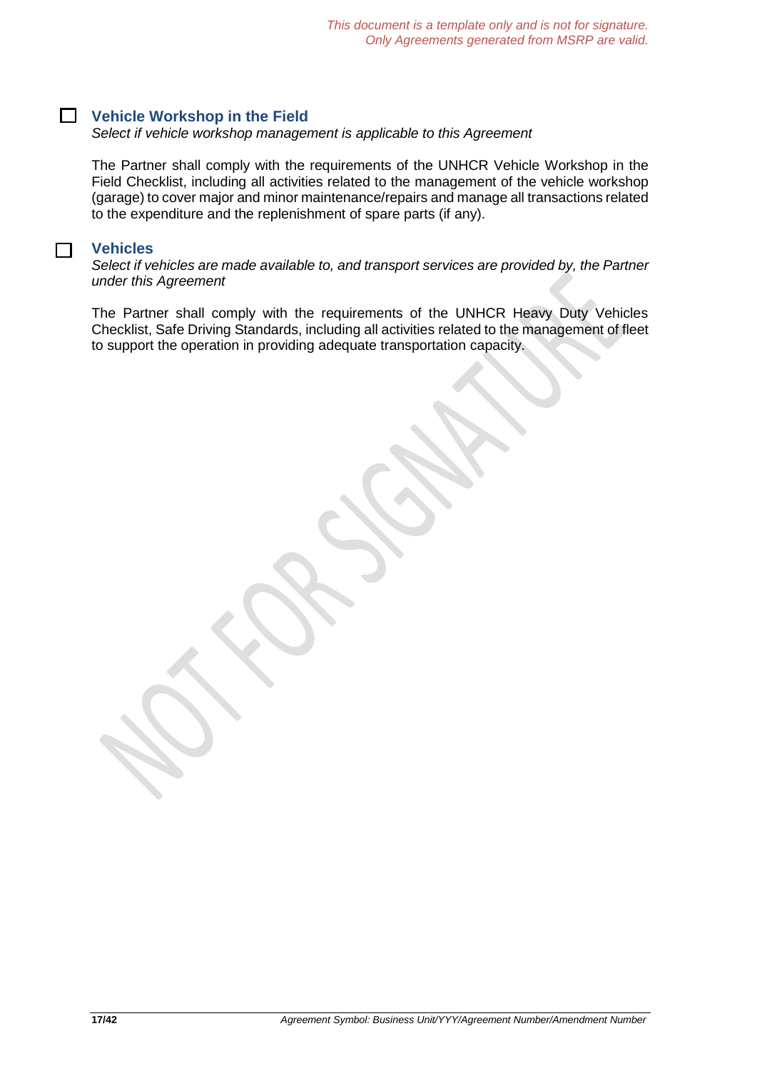☐ **Vehicle Workshop in the Field**

*Select if vehicle workshop management is applicable to this Agreement*

The Partner shall comply with the requirements of the UNHCR Vehicle Workshop in the Field Checklist, including all activities related to the management of the vehicle workshop (garage) to cover major and minor maintenance/repairs and manage all transactions related to the expenditure and the replenishment of spare parts (if any).

☐ **Vehicles**

*Select if vehicles are made available to, and transport services are provided by, the Partner under this Agreement*

The Partner shall comply with the requirements of the UNHCR Heavy Duty Vehicles Checklist, Safe Driving Standards, including all activities related to the management of fleet to support the operation in providing adequate transportation capacity.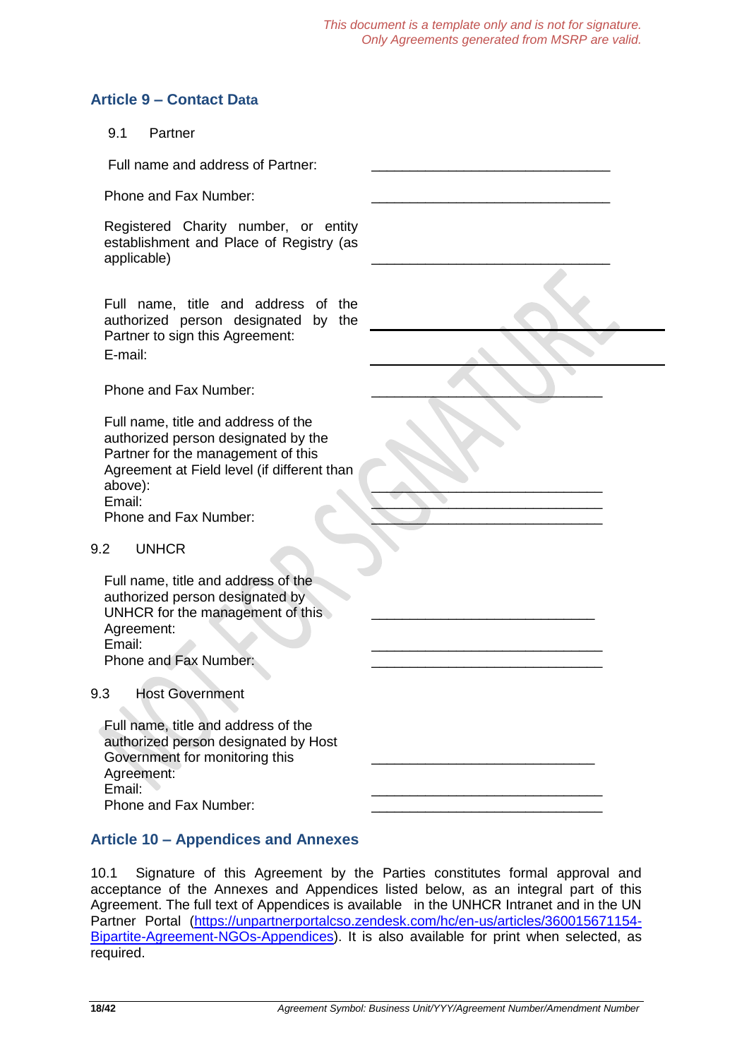*This document is a template only and is not for signature. Only Agreements generated from MSRP are valid.*

## Article 9 – Contact Data

9.1 Partner

Full name and address of Partner: \_\_\_\_\_\_\_\_\_\_\_\_\_\_\_\_\_\_\_\_\_\_\_\_\_\_\_\_\_\_\_

Phone and Fax Number: \_\_\_\_\_\_\_\_\_\_\_\_\_\_\_\_\_\_\_\_\_\_\_\_\_\_\_\_\_\_\_

Registered Charity number, or entity establishment and Place of Registry (as applicable) \_\_\_\_\_\_\_\_\_\_\_\_\_\_\_\_\_\_\_\_\_\_\_\_\_\_\_\_\_\_\_

Full name, title and address of the authorized person designated by the Partner to sign this Agreement: \_\_\_\_\_\_\_\_\_\_\_\_\_\_\_\_\_\_\_\_\_\_\_\_\_\_\_\_\_\_\_

E-mail: \_\_\_\_\_\_\_\_\_\_\_\_\_\_\_\_\_\_\_\_\_\_\_\_\_\_\_\_\_\_\_

Phone and Fax Number: \_\_\_\_\_\_\_\_\_\_\_\_\_\_\_\_\_\_\_\_\_\_\_\_\_\_\_\_\_\_

Full name, title and address of the authorized person designated by the Partner for the management of this Agreement at Field level (if different than above): \_\_\_\_\_\_\_\_\_\_\_\_\_\_\_\_\_\_\_\_\_\_\_\_\_\_\_\_\_\_

Email: \_\_\_\_\_\_\_\_\_\_\_\_\_\_\_\_\_\_\_\_\_\_\_\_\_\_\_\_\_\_

Phone and Fax Number: \_\_\_\_\_\_\_\_\_\_\_\_\_\_\_\_\_\_\_\_\_\_\_\_\_\_\_\_\_\_

9.2 UNHCR

Full name, title and address of the authorized person designated by UNHCR for the management of this Agreement: \_\_\_\_\_\_\_\_\_\_\_\_\_\_\_\_\_\_\_\_\_\_\_\_\_\_\_\_\_

Email: \_\_\_\_\_\_\_\_\_\_\_\_\_\_\_\_\_\_\_\_\_\_\_\_\_\_\_\_\_\_

Phone and Fax Number: \_\_\_\_\_\_\_\_\_\_\_\_\_\_\_\_\_\_\_\_\_\_\_\_\_\_\_\_\_\_

9.3 Host Government

Full name, title and address of the authorized person designated by Host Government for monitoring this Agreement: \_\_\_\_\_\_\_\_\_\_\_\_\_\_\_\_\_\_\_\_\_\_\_\_\_\_\_\_\_

Email: \_\_\_\_\_\_\_\_\_\_\_\_\_\_\_\_\_\_\_\_\_\_\_\_\_\_\_\_\_\_

Phone and Fax Number: \_\_\_\_\_\_\_\_\_\_\_\_\_\_\_\_\_\_\_\_\_\_\_\_\_\_\_\_\_\_

## Article 10 – Appendices and Annexes

10.1 Signature of this Agreement by the Parties constitutes formal approval and acceptance of the Annexes and Appendices listed below, as an integral part of this Agreement. The full text of Appendices is available in the UNHCR Intranet and in the UN Partner Portal ([https://unpartnerportalcso.zendesk.com/hc/en-us/articles/360015671154-Bipartite-Agreement-NGOs-Appendices](https://unpartnerportalcso.zendesk.com/hc/en-us/articles/360015671154-Bipartite-Agreement-NGOs-Appendices)). It is also available for print when selected, as required.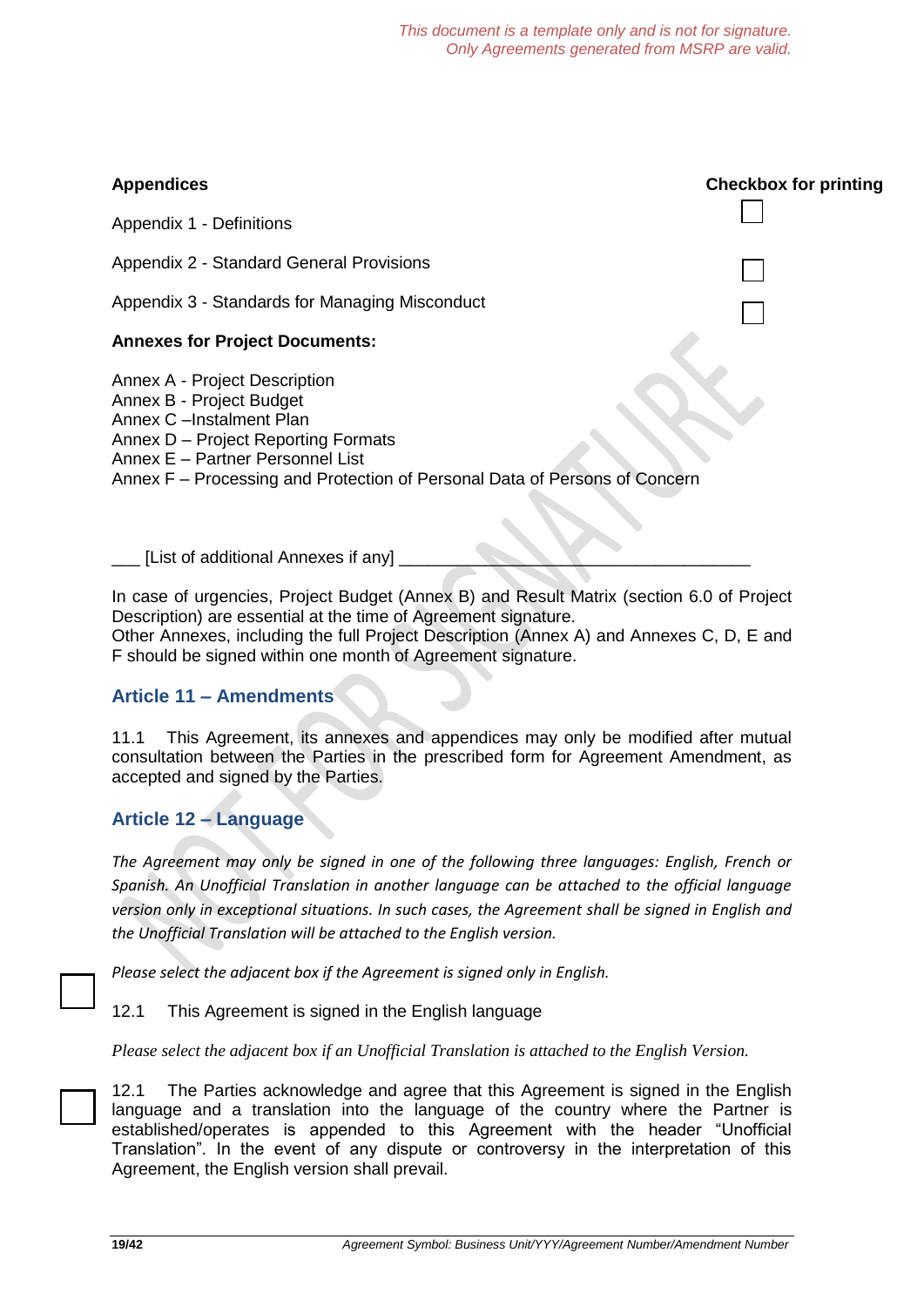*This document is a template only and is not for signature.*
*Only Agreements generated from MSRP are valid.*

| **Appendices** | **Checkbox for printing** |
|---|---|
| Appendix 1 - Definitions | ☐ |
| Appendix 2 - Standard General Provisions | ☐ |
| Appendix 3 - Standards for Managing Misconduct | ☐ |

**Annexes for Project Documents:**

Annex A - Project Description
Annex B - Project Budget
Annex C –Instalment Plan
Annex D – Project Reporting Formats
Annex E – Partner Personnel List
Annex F – Processing and Protection of Personal Data of Persons of Concern

___ [List of additional Annexes if any] ___________________________________

In case of urgencies, Project Budget (Annex B) and Result Matrix (section 6.0 of Project Description) are essential at the time of Agreement signature.
Other Annexes, including the full Project Description (Annex A) and Annexes C, D, E and F should be signed within one month of Agreement signature.

## Article 11 – Amendments

11.1 This Agreement, its annexes and appendices may only be modified after mutual consultation between the Parties in the prescribed form for Agreement Amendment, as accepted and signed by the Parties.

## Article 12 – Language

*The Agreement may only be signed in one of the following three languages: English, French or Spanish. An Unofficial Translation in another language can be attached to the official language version only in exceptional situations. In such cases, the Agreement shall be signed in English and the Unofficial Translation will be attached to the English version.*

*Please select the adjacent box if the Agreement is signed only in English.*

☐ 12.1 This Agreement is signed in the English language

*Please select the adjacent box if an Unofficial Translation is attached to the English Version.*

☐ 12.1 The Parties acknowledge and agree that this Agreement is signed in the English language and a translation into the language of the country where the Partner is established/operates is appended to this Agreement with the header "Unofficial Translation". In the event of any dispute or controversy in the interpretation of this Agreement, the English version shall prevail.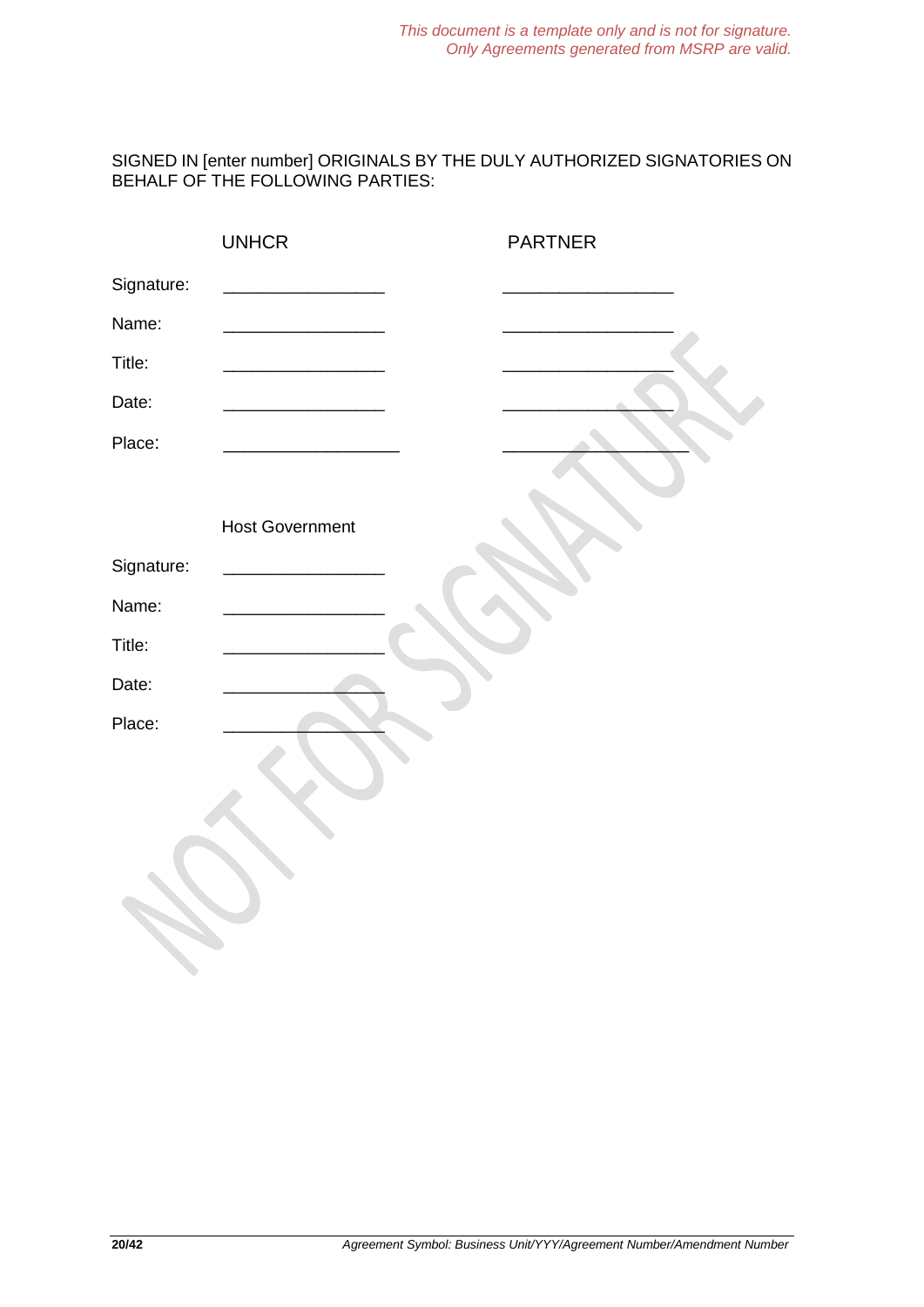*This document is a template only and is not for signature.*
*Only Agreements generated from MSRP are valid.*

SIGNED IN [enter number] ORIGINALS BY THE DULY AUTHORIZED SIGNATORIES ON BEHALF OF THE FOLLOWING PARTIES:

| | UNHCR | PARTNER |
|---|---|---|
| Signature: | _________________ | __________________ |
| Name: | _________________ | __________________ |
| Title: | _________________ | __________________ |
| Date: | _________________ | __________________ |
| Place: | ___________________ | ___________________ |

| | Host Government |
|---|---|
| Signature: | _________________ |
| Name: | _________________ |
| Title: | _________________ |
| Date: | _________________ |
| Place: | _________________ |

NOT FOR SIGNATURE

*Agreement Symbol: Business Unit/YYY/Agreement Number/Amendment Number*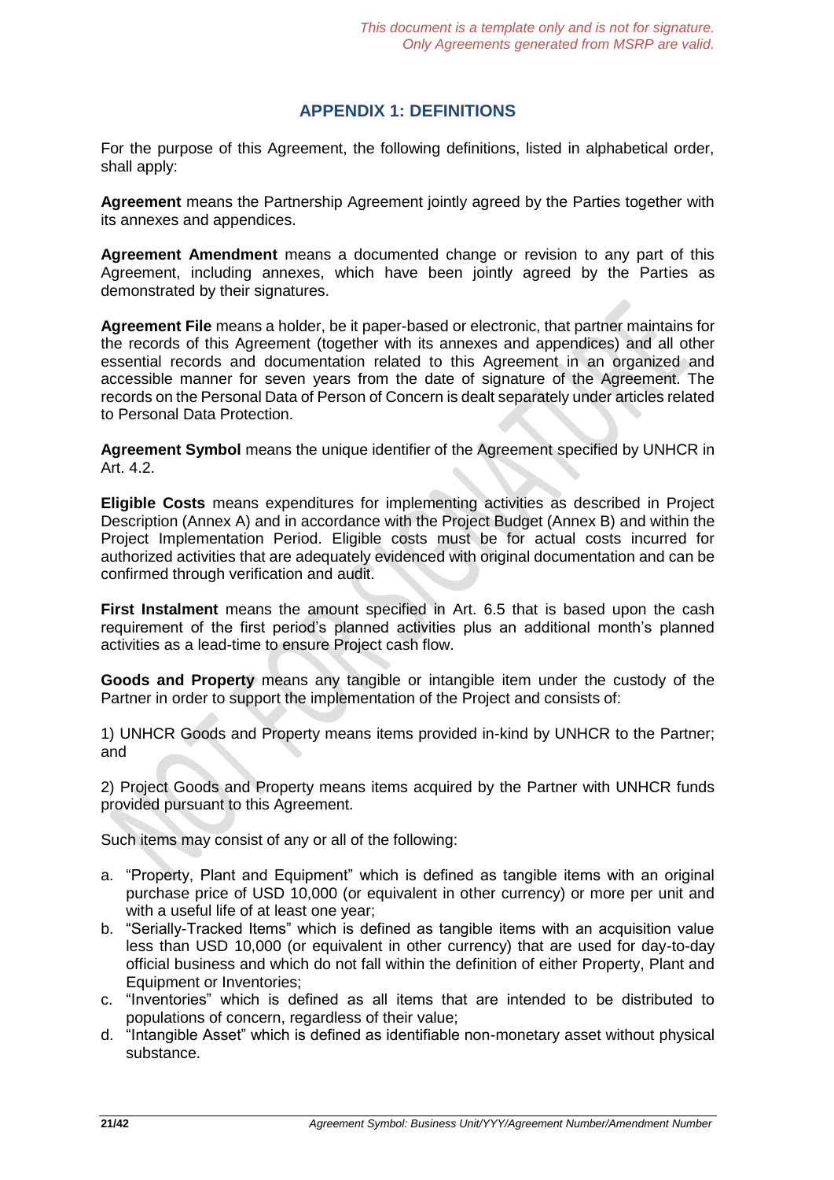*This document is a template only and is not for signature.*
*Only Agreements generated from MSRP are valid.*

## APPENDIX 1: DEFINITIONS

For the purpose of this Agreement, the following definitions, listed in alphabetical order, shall apply:

**Agreement** means the Partnership Agreement jointly agreed by the Parties together with its annexes and appendices.

**Agreement Amendment** means a documented change or revision to any part of this Agreement, including annexes, which have been jointly agreed by the Parties as demonstrated by their signatures.

**Agreement File** means a holder, be it paper-based or electronic, that partner maintains for the records of this Agreement (together with its annexes and appendices) and all other essential records and documentation related to this Agreement in an organized and accessible manner for seven years from the date of signature of the Agreement. The records on the Personal Data of Person of Concern is dealt separately under articles related to Personal Data Protection.

**Agreement Symbol** means the unique identifier of the Agreement specified by UNHCR in Art. 4.2.

**Eligible Costs** means expenditures for implementing activities as described in Project Description (Annex A) and in accordance with the Project Budget (Annex B) and within the Project Implementation Period. Eligible costs must be for actual costs incurred for authorized activities that are adequately evidenced with original documentation and can be confirmed through verification and audit.

**First Instalment** means the amount specified in Art. 6.5 that is based upon the cash requirement of the first period's planned activities plus an additional month's planned activities as a lead-time to ensure Project cash flow.

**Goods and Property** means any tangible or intangible item under the custody of the Partner in order to support the implementation of the Project and consists of:

1) UNHCR Goods and Property means items provided in-kind by UNHCR to the Partner; and

2) Project Goods and Property means items acquired by the Partner with UNHCR funds provided pursuant to this Agreement.

Such items may consist of any or all of the following:

a. "Property, Plant and Equipment" which is defined as tangible items with an original purchase price of USD 10,000 (or equivalent in other currency) or more per unit and with a useful life of at least one year;
b. "Serially-Tracked Items" which is defined as tangible items with an acquisition value less than USD 10,000 (or equivalent in other currency) that are used for day-to-day official business and which do not fall within the definition of either Property, Plant and Equipment or Inventories;
c. "Inventories" which is defined as all items that are intended to be distributed to populations of concern, regardless of their value;
d. "Intangible Asset" which is defined as identifiable non-monetary asset without physical substance.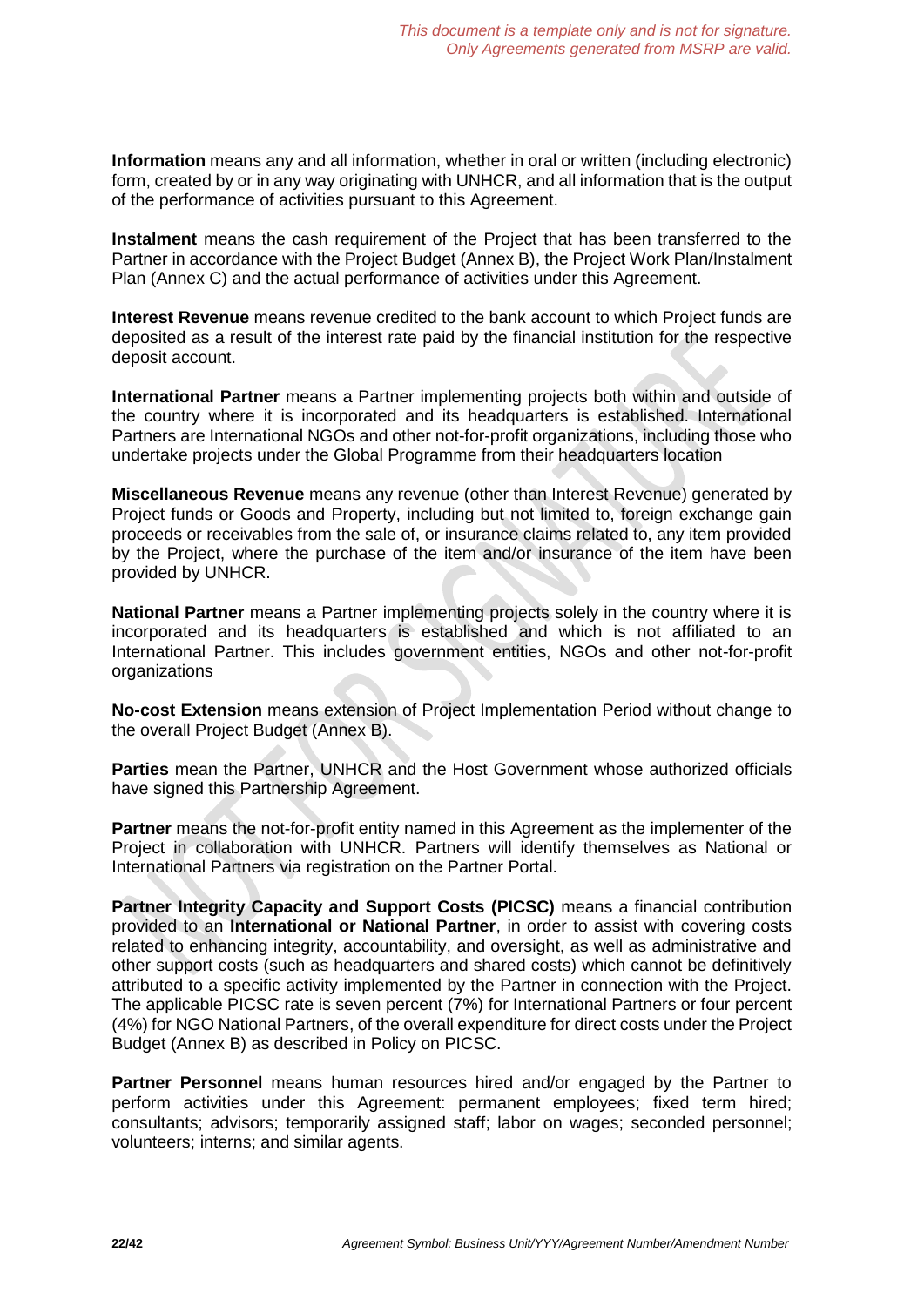**Information** means any and all information, whether in oral or written (including electronic) form, created by or in any way originating with UNHCR, and all information that is the output of the performance of activities pursuant to this Agreement.

**Instalment** means the cash requirement of the Project that has been transferred to the Partner in accordance with the Project Budget (Annex B), the Project Work Plan/Instalment Plan (Annex C) and the actual performance of activities under this Agreement.

**Interest Revenue** means revenue credited to the bank account to which Project funds are deposited as a result of the interest rate paid by the financial institution for the respective deposit account.

**International Partner** means a Partner implementing projects both within and outside of the country where it is incorporated and its headquarters is established. International Partners are International NGOs and other not-for-profit organizations, including those who undertake projects under the Global Programme from their headquarters location

**Miscellaneous Revenue** means any revenue (other than Interest Revenue) generated by Project funds or Goods and Property, including but not limited to, foreign exchange gain proceeds or receivables from the sale of, or insurance claims related to, any item provided by the Project, where the purchase of the item and/or insurance of the item have been provided by UNHCR.

**National Partner** means a Partner implementing projects solely in the country where it is incorporated and its headquarters is established and which is not affiliated to an International Partner. This includes government entities, NGOs and other not-for-profit organizations

**No-cost Extension** means extension of Project Implementation Period without change to the overall Project Budget (Annex B).

**Parties** mean the Partner, UNHCR and the Host Government whose authorized officials have signed this Partnership Agreement.

**Partner** means the not-for-profit entity named in this Agreement as the implementer of the Project in collaboration with UNHCR. Partners will identify themselves as National or International Partners via registration on the Partner Portal.

**Partner Integrity Capacity and Support Costs (PICSC)** means a financial contribution provided to an **International or National Partner**, in order to assist with covering costs related to enhancing integrity, accountability, and oversight, as well as administrative and other support costs (such as headquarters and shared costs) which cannot be definitively attributed to a specific activity implemented by the Partner in connection with the Project. The applicable PICSC rate is seven percent (7%) for International Partners or four percent (4%) for NGO National Partners, of the overall expenditure for direct costs under the Project Budget (Annex B) as described in Policy on PICSC.

**Partner Personnel** means human resources hired and/or engaged by the Partner to perform activities under this Agreement: permanent employees; fixed term hired; consultants; advisors; temporarily assigned staff; labor on wages; seconded personnel; volunteers; interns; and similar agents.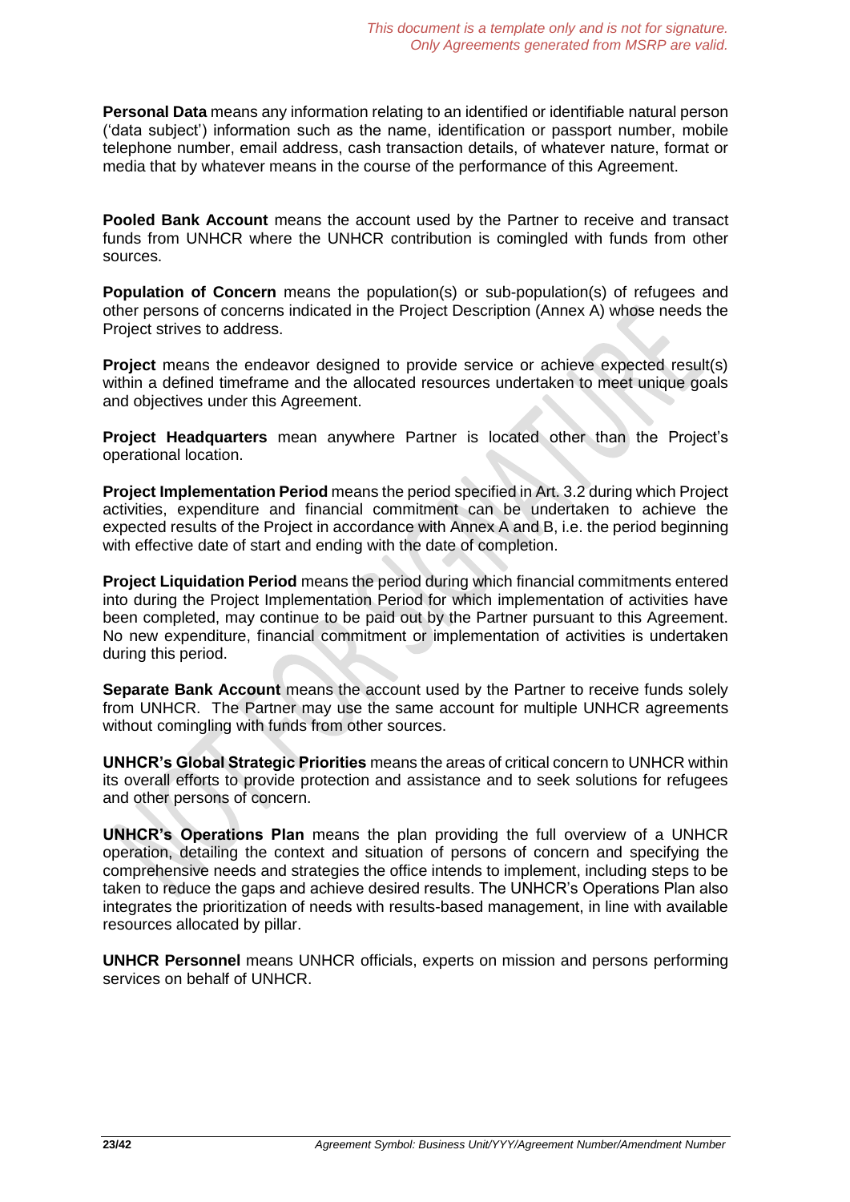**Personal Data** means any information relating to an identified or identifiable natural person ('data subject') information such as the name, identification or passport number, mobile telephone number, email address, cash transaction details, of whatever nature, format or media that by whatever means in the course of the performance of this Agreement.

**Pooled Bank Account** means the account used by the Partner to receive and transact funds from UNHCR where the UNHCR contribution is comingled with funds from other sources.

**Population of Concern** means the population(s) or sub-population(s) of refugees and other persons of concerns indicated in the Project Description (Annex A) whose needs the Project strives to address.

**Project** means the endeavor designed to provide service or achieve expected result(s) within a defined timeframe and the allocated resources undertaken to meet unique goals and objectives under this Agreement.

**Project Headquarters** mean anywhere Partner is located other than the Project's operational location.

**Project Implementation Period** means the period specified in Art. 3.2 during which Project activities, expenditure and financial commitment can be undertaken to achieve the expected results of the Project in accordance with Annex A and B, i.e. the period beginning with effective date of start and ending with the date of completion.

**Project Liquidation Period** means the period during which financial commitments entered into during the Project Implementation Period for which implementation of activities have been completed, may continue to be paid out by the Partner pursuant to this Agreement. No new expenditure, financial commitment or implementation of activities is undertaken during this period.

**Separate Bank Account** means the account used by the Partner to receive funds solely from UNHCR. The Partner may use the same account for multiple UNHCR agreements without comingling with funds from other sources.

**UNHCR's Global Strategic Priorities** means the areas of critical concern to UNHCR within its overall efforts to provide protection and assistance and to seek solutions for refugees and other persons of concern.

**UNHCR's Operations Plan** means the plan providing the full overview of a UNHCR operation, detailing the context and situation of persons of concern and specifying the comprehensive needs and strategies the office intends to implement, including steps to be taken to reduce the gaps and achieve desired results. The UNHCR's Operations Plan also integrates the prioritization of needs with results-based management, in line with available resources allocated by pillar.

**UNHCR Personnel** means UNHCR officials, experts on mission and persons performing services on behalf of UNHCR.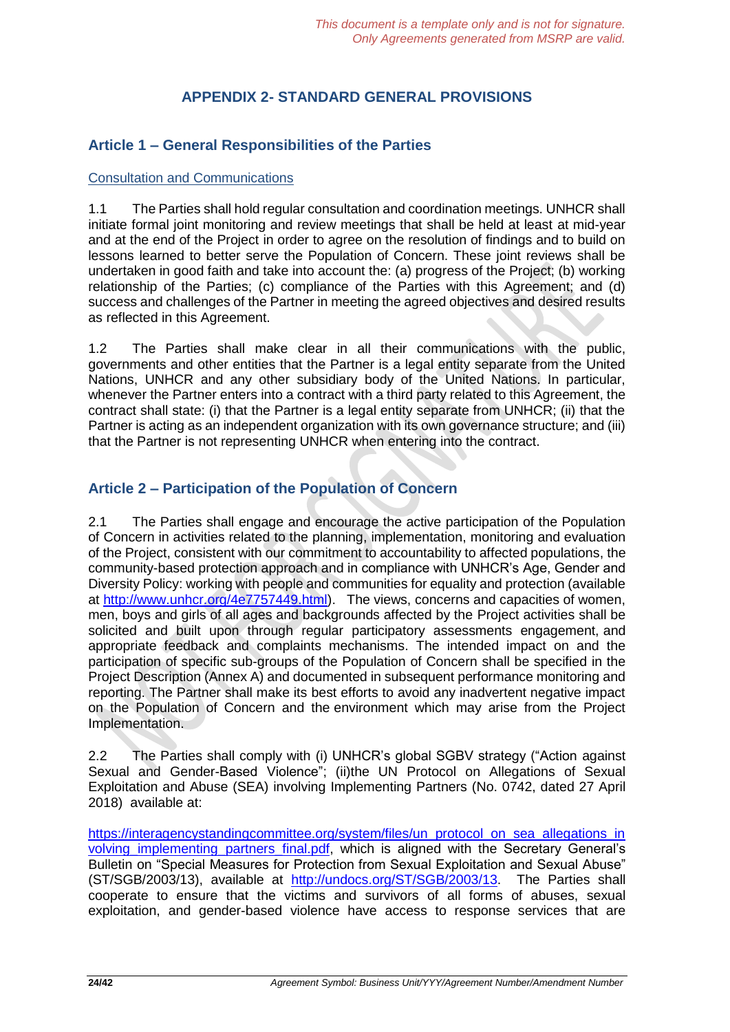*This document is a template only and is not for signature.*
*Only Agreements generated from MSRP are valid.*

# APPENDIX 2- STANDARD GENERAL PROVISIONS

## Article 1 – General Responsibilities of the Parties

Consultation and Communications

1.1 The Parties shall hold regular consultation and coordination meetings. UNHCR shall initiate formal joint monitoring and review meetings that shall be held at least at mid-year and at the end of the Project in order to agree on the resolution of findings and to build on lessons learned to better serve the Population of Concern. These joint reviews shall be undertaken in good faith and take into account the: (a) progress of the Project; (b) working relationship of the Parties; (c) compliance of the Parties with this Agreement; and (d) success and challenges of the Partner in meeting the agreed objectives and desired results as reflected in this Agreement.

1.2 The Parties shall make clear in all their communications with the public, governments and other entities that the Partner is a legal entity separate from the United Nations, UNHCR and any other subsidiary body of the United Nations. In particular, whenever the Partner enters into a contract with a third party related to this Agreement, the contract shall state: (i) that the Partner is a legal entity separate from UNHCR; (ii) that the Partner is acting as an independent organization with its own governance structure; and (iii) that the Partner is not representing UNHCR when entering into the contract.

## Article 2 – Participation of the Population of Concern

2.1 The Parties shall engage and encourage the active participation of the Population of Concern in activities related to the planning, implementation, monitoring and evaluation of the Project, consistent with our commitment to accountability to affected populations, the community-based protection approach and in compliance with UNHCR's Age, Gender and Diversity Policy: working with people and communities for equality and protection (available at http://www.unhcr.org/4e7757449.html). The views, concerns and capacities of women, men, boys and girls of all ages and backgrounds affected by the Project activities shall be solicited and built upon through regular participatory assessments engagement, and appropriate feedback and complaints mechanisms. The intended impact on and the participation of specific sub-groups of the Population of Concern shall be specified in the Project Description (Annex A) and documented in subsequent performance monitoring and reporting. The Partner shall make its best efforts to avoid any inadvertent negative impact on the Population of Concern and the environment which may arise from the Project Implementation.

2.2 The Parties shall comply with (i) UNHCR's global SGBV strategy ("Action against Sexual and Gender-Based Violence"; (ii)the UN Protocol on Allegations of Sexual Exploitation and Abuse (SEA) involving Implementing Partners (No. 0742, dated 27 April 2018) available at:

https://interagencystandingcommittee.org/system/files/un_protocol_on_sea_allegations_involving_implementing_partners_final.pdf, which is aligned with the Secretary General's Bulletin on "Special Measures for Protection from Sexual Exploitation and Sexual Abuse" (ST/SGB/2003/13), available at http://undocs.org/ST/SGB/2003/13. The Parties shall cooperate to ensure that the victims and survivors of all forms of abuses, sexual exploitation, and gender-based violence have access to response services that are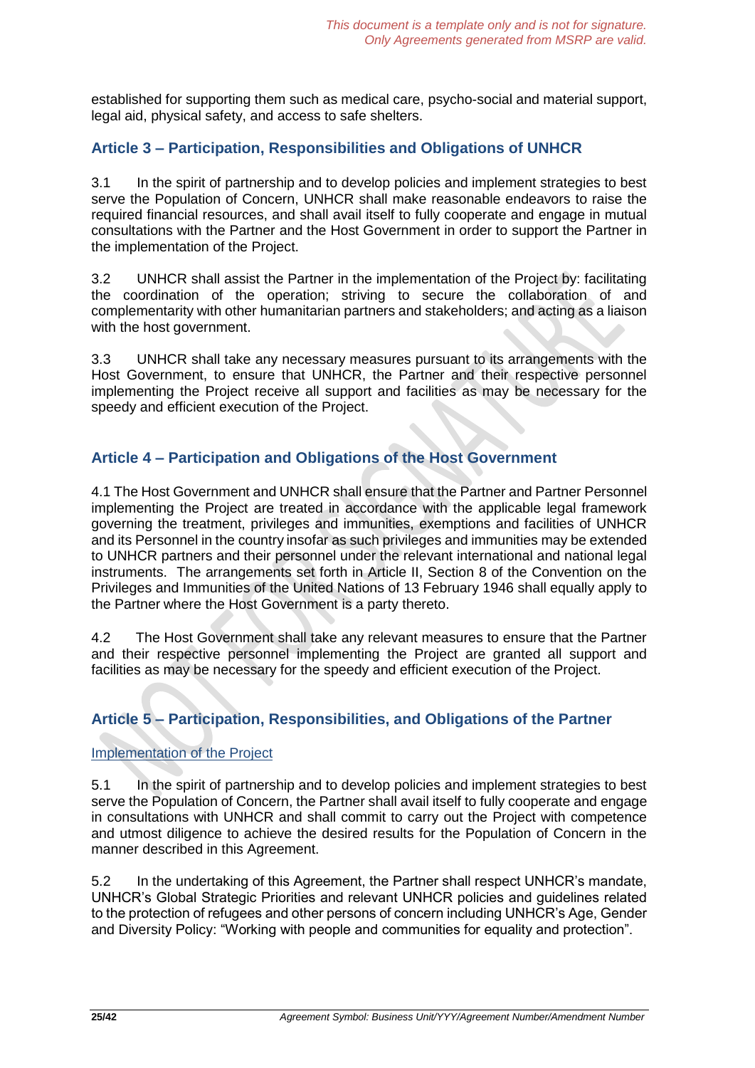established for supporting them such as medical care, psycho-social and material support, legal aid, physical safety, and access to safe shelters.

## Article 3 – Participation, Responsibilities and Obligations of UNHCR

3.1 In the spirit of partnership and to develop policies and implement strategies to best serve the Population of Concern, UNHCR shall make reasonable endeavors to raise the required financial resources, and shall avail itself to fully cooperate and engage in mutual consultations with the Partner and the Host Government in order to support the Partner in the implementation of the Project.

3.2 UNHCR shall assist the Partner in the implementation of the Project by: facilitating the coordination of the operation; striving to secure the collaboration of and complementarity with other humanitarian partners and stakeholders; and acting as a liaison with the host government.

3.3 UNHCR shall take any necessary measures pursuant to its arrangements with the Host Government, to ensure that UNHCR, the Partner and their respective personnel implementing the Project receive all support and facilities as may be necessary for the speedy and efficient execution of the Project.

## Article 4 – Participation and Obligations of the Host Government

4.1 The Host Government and UNHCR shall ensure that the Partner and Partner Personnel implementing the Project are treated in accordance with the applicable legal framework governing the treatment, privileges and immunities, exemptions and facilities of UNHCR and its Personnel in the country insofar as such privileges and immunities may be extended to UNHCR partners and their personnel under the relevant international and national legal instruments. The arrangements set forth in Article II, Section 8 of the Convention on the Privileges and Immunities of the United Nations of 13 February 1946 shall equally apply to the Partner where the Host Government is a party thereto.

4.2 The Host Government shall take any relevant measures to ensure that the Partner and their respective personnel implementing the Project are granted all support and facilities as may be necessary for the speedy and efficient execution of the Project.

## Article 5 – Participation, Responsibilities, and Obligations of the Partner

### Implementation of the Project

5.1 In the spirit of partnership and to develop policies and implement strategies to best serve the Population of Concern, the Partner shall avail itself to fully cooperate and engage in consultations with UNHCR and shall commit to carry out the Project with competence and utmost diligence to achieve the desired results for the Population of Concern in the manner described in this Agreement.

5.2 In the undertaking of this Agreement, the Partner shall respect UNHCR's mandate, UNHCR's Global Strategic Priorities and relevant UNHCR policies and guidelines related to the protection of refugees and other persons of concern including UNHCR's Age, Gender and Diversity Policy: "Working with people and communities for equality and protection".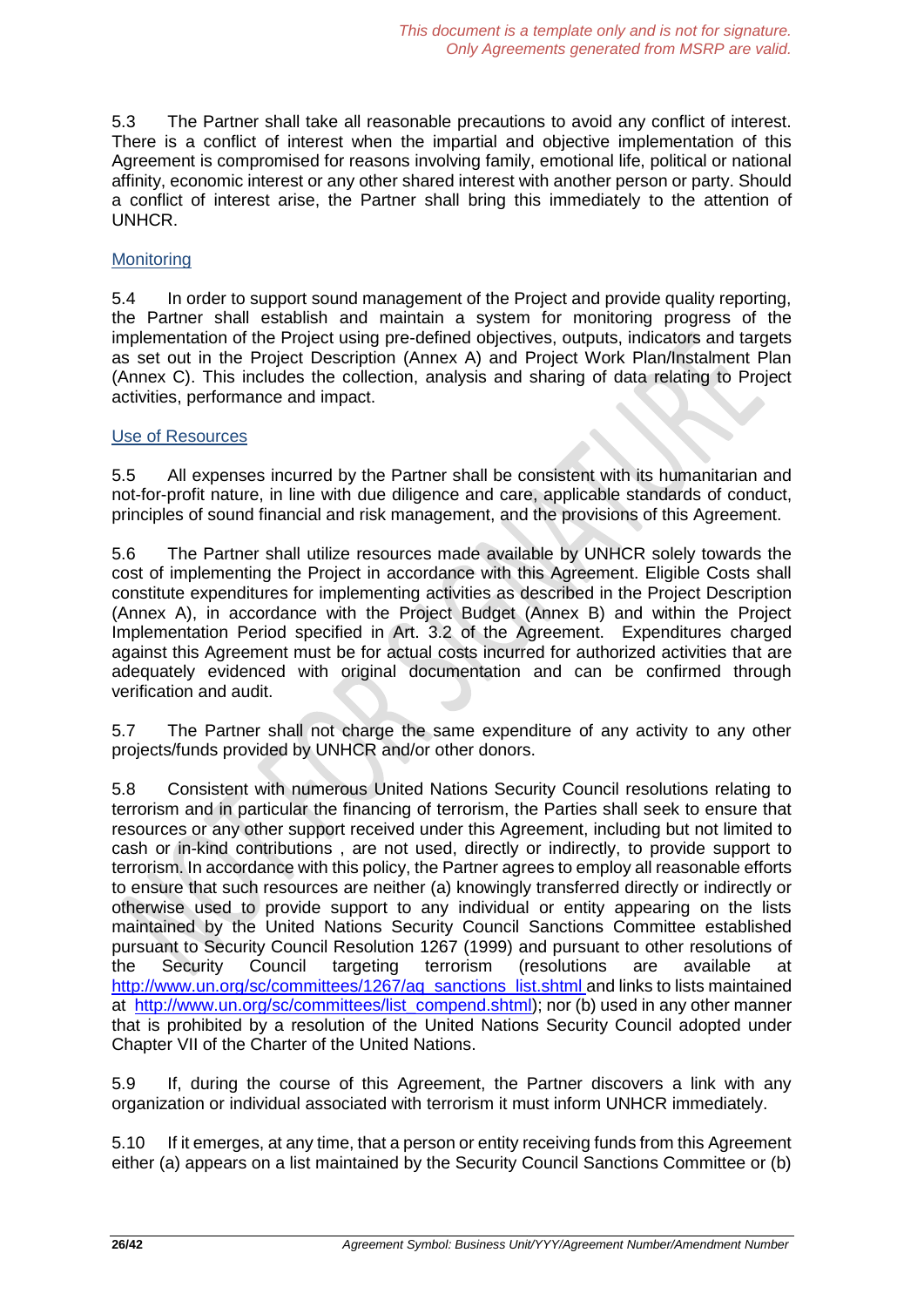5.3 The Partner shall take all reasonable precautions to avoid any conflict of interest. There is a conflict of interest when the impartial and objective implementation of this Agreement is compromised for reasons involving family, emotional life, political or national affinity, economic interest or any other shared interest with another person or party. Should a conflict of interest arise, the Partner shall bring this immediately to the attention of UNHCR.

Monitoring

5.4 In order to support sound management of the Project and provide quality reporting, the Partner shall establish and maintain a system for monitoring progress of the implementation of the Project using pre-defined objectives, outputs, indicators and targets as set out in the Project Description (Annex A) and Project Work Plan/Instalment Plan (Annex C). This includes the collection, analysis and sharing of data relating to Project activities, performance and impact.

Use of Resources

5.5 All expenses incurred by the Partner shall be consistent with its humanitarian and not-for-profit nature, in line with due diligence and care, applicable standards of conduct, principles of sound financial and risk management, and the provisions of this Agreement.

5.6 The Partner shall utilize resources made available by UNHCR solely towards the cost of implementing the Project in accordance with this Agreement. Eligible Costs shall constitute expenditures for implementing activities as described in the Project Description (Annex A), in accordance with the Project Budget (Annex B) and within the Project Implementation Period specified in Art. 3.2 of the Agreement. Expenditures charged against this Agreement must be for actual costs incurred for authorized activities that are adequately evidenced with original documentation and can be confirmed through verification and audit.

5.7 The Partner shall not charge the same expenditure of any activity to any other projects/funds provided by UNHCR and/or other donors.

5.8 Consistent with numerous United Nations Security Council resolutions relating to terrorism and in particular the financing of terrorism, the Parties shall seek to ensure that resources or any other support received under this Agreement, including but not limited to cash or in-kind contributions , are not used, directly or indirectly, to provide support to terrorism. In accordance with this policy, the Partner agrees to employ all reasonable efforts to ensure that such resources are neither (a) knowingly transferred directly or indirectly or otherwise used to provide support to any individual or entity appearing on the lists maintained by the United Nations Security Council Sanctions Committee established pursuant to Security Council Resolution 1267 (1999) and pursuant to other resolutions of the Security Council targeting terrorism (resolutions are available at http://www.un.org/sc/committees/1267/aq_sanctions_list.shtml and links to lists maintained at http://www.un.org/sc/committees/list_compend.shtml); nor (b) used in any other manner that is prohibited by a resolution of the United Nations Security Council adopted under Chapter VII of the Charter of the United Nations.

5.9 If, during the course of this Agreement, the Partner discovers a link with any organization or individual associated with terrorism it must inform UNHCR immediately.

5.10 If it emerges, at any time, that a person or entity receiving funds from this Agreement either (a) appears on a list maintained by the Security Council Sanctions Committee or (b)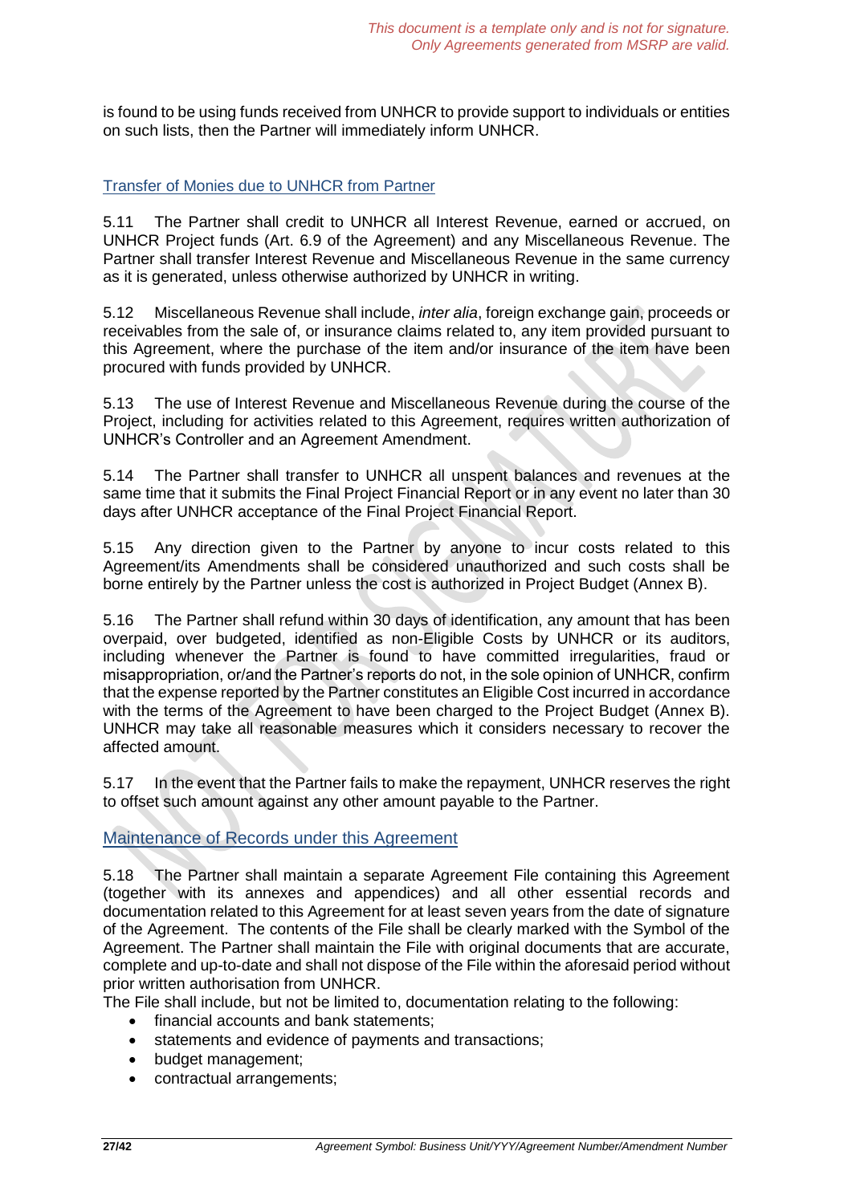is found to be using funds received from UNHCR to provide support to individuals or entities on such lists, then the Partner will immediately inform UNHCR.

## Transfer of Monies due to UNHCR from Partner

5.11 The Partner shall credit to UNHCR all Interest Revenue, earned or accrued, on UNHCR Project funds (Art. 6.9 of the Agreement) and any Miscellaneous Revenue. The Partner shall transfer Interest Revenue and Miscellaneous Revenue in the same currency as it is generated, unless otherwise authorized by UNHCR in writing.

5.12 Miscellaneous Revenue shall include, *inter alia*, foreign exchange gain, proceeds or receivables from the sale of, or insurance claims related to, any item provided pursuant to this Agreement, where the purchase of the item and/or insurance of the item have been procured with funds provided by UNHCR.

5.13 The use of Interest Revenue and Miscellaneous Revenue during the course of the Project, including for activities related to this Agreement, requires written authorization of UNHCR's Controller and an Agreement Amendment.

5.14 The Partner shall transfer to UNHCR all unspent balances and revenues at the same time that it submits the Final Project Financial Report or in any event no later than 30 days after UNHCR acceptance of the Final Project Financial Report.

5.15 Any direction given to the Partner by anyone to incur costs related to this Agreement/its Amendments shall be considered unauthorized and such costs shall be borne entirely by the Partner unless the cost is authorized in Project Budget (Annex B).

5.16 The Partner shall refund within 30 days of identification, any amount that has been overpaid, over budgeted, identified as non-Eligible Costs by UNHCR or its auditors, including whenever the Partner is found to have committed irregularities, fraud or misappropriation, or/and the Partner's reports do not, in the sole opinion of UNHCR, confirm that the expense reported by the Partner constitutes an Eligible Cost incurred in accordance with the terms of the Agreement to have been charged to the Project Budget (Annex B). UNHCR may take all reasonable measures which it considers necessary to recover the affected amount.

5.17 In the event that the Partner fails to make the repayment, UNHCR reserves the right to offset such amount against any other amount payable to the Partner.

## Maintenance of Records under this Agreement

5.18 The Partner shall maintain a separate Agreement File containing this Agreement (together with its annexes and appendices) and all other essential records and documentation related to this Agreement for at least seven years from the date of signature of the Agreement. The contents of the File shall be clearly marked with the Symbol of the Agreement. The Partner shall maintain the File with original documents that are accurate, complete and up-to-date and shall not dispose of the File within the aforesaid period without prior written authorisation from UNHCR.

The File shall include, but not be limited to, documentation relating to the following:

- financial accounts and bank statements;
- statements and evidence of payments and transactions;
- budget management;
- contractual arrangements;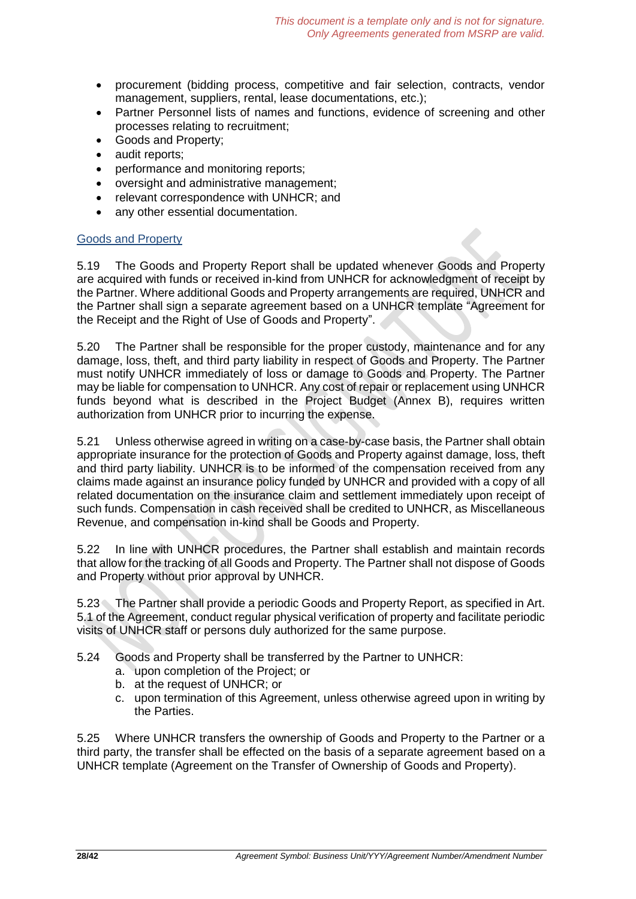- procurement (bidding process, competitive and fair selection, contracts, vendor management, suppliers, rental, lease documentations, etc.);
- Partner Personnel lists of names and functions, evidence of screening and other processes relating to recruitment;
- Goods and Property;
- audit reports;
- performance and monitoring reports;
- oversight and administrative management;
- relevant correspondence with UNHCR; and
- any other essential documentation.

## Goods and Property

5.19 The Goods and Property Report shall be updated whenever Goods and Property are acquired with funds or received in-kind from UNHCR for acknowledgment of receipt by the Partner. Where additional Goods and Property arrangements are required, UNHCR and the Partner shall sign a separate agreement based on a UNHCR template "Agreement for the Receipt and the Right of Use of Goods and Property".

5.20 The Partner shall be responsible for the proper custody, maintenance and for any damage, loss, theft, and third party liability in respect of Goods and Property. The Partner must notify UNHCR immediately of loss or damage to Goods and Property. The Partner may be liable for compensation to UNHCR. Any cost of repair or replacement using UNHCR funds beyond what is described in the Project Budget (Annex B), requires written authorization from UNHCR prior to incurring the expense.

5.21 Unless otherwise agreed in writing on a case-by-case basis, the Partner shall obtain appropriate insurance for the protection of Goods and Property against damage, loss, theft and third party liability. UNHCR is to be informed of the compensation received from any claims made against an insurance policy funded by UNHCR and provided with a copy of all related documentation on the insurance claim and settlement immediately upon receipt of such funds. Compensation in cash received shall be credited to UNHCR, as Miscellaneous Revenue, and compensation in-kind shall be Goods and Property.

5.22 In line with UNHCR procedures, the Partner shall establish and maintain records that allow for the tracking of all Goods and Property. The Partner shall not dispose of Goods and Property without prior approval by UNHCR.

5.23 The Partner shall provide a periodic Goods and Property Report, as specified in Art. 5.1 of the Agreement, conduct regular physical verification of property and facilitate periodic visits of UNHCR staff or persons duly authorized for the same purpose.

5.24 Goods and Property shall be transferred by the Partner to UNHCR:

a. upon completion of the Project; or
b. at the request of UNHCR; or
c. upon termination of this Agreement, unless otherwise agreed upon in writing by the Parties.

5.25 Where UNHCR transfers the ownership of Goods and Property to the Partner or a third party, the transfer shall be effected on the basis of a separate agreement based on a UNHCR template (Agreement on the Transfer of Ownership of Goods and Property).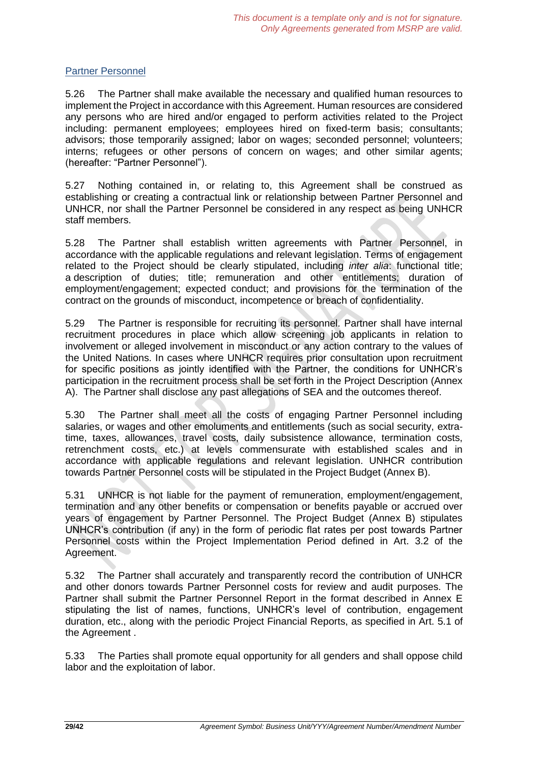*This document is a template only and is not for signature. Only Agreements generated from MSRP are valid.*

### Partner Personnel

5.26 The Partner shall make available the necessary and qualified human resources to implement the Project in accordance with this Agreement. Human resources are considered any persons who are hired and/or engaged to perform activities related to the Project including: permanent employees; employees hired on fixed-term basis; consultants; advisors; those temporarily assigned; labor on wages; seconded personnel; volunteers; interns; refugees or other persons of concern on wages; and other similar agents; (hereafter: "Partner Personnel").

5.27 Nothing contained in, or relating to, this Agreement shall be construed as establishing or creating a contractual link or relationship between Partner Personnel and UNHCR, nor shall the Partner Personnel be considered in any respect as being UNHCR staff members.

5.28 The Partner shall establish written agreements with Partner Personnel, in accordance with the applicable regulations and relevant legislation. Terms of engagement related to the Project should be clearly stipulated, including *inter alia*: functional title; a description of duties; title; remuneration and other entitlements; duration of employment/engagement; expected conduct; and provisions for the termination of the contract on the grounds of misconduct, incompetence or breach of confidentiality.

5.29 The Partner is responsible for recruiting its personnel. Partner shall have internal recruitment procedures in place which allow screening job applicants in relation to involvement or alleged involvement in misconduct or any action contrary to the values of the United Nations. In cases where UNHCR requires prior consultation upon recruitment for specific positions as jointly identified with the Partner, the conditions for UNHCR's participation in the recruitment process shall be set forth in the Project Description (Annex A). The Partner shall disclose any past allegations of SEA and the outcomes thereof.

5.30 The Partner shall meet all the costs of engaging Partner Personnel including salaries, or wages and other emoluments and entitlements (such as social security, extra-time, taxes, allowances, travel costs, daily subsistence allowance, termination costs, retrenchment costs, etc.) at levels commensurate with established scales and in accordance with applicable regulations and relevant legislation. UNHCR contribution towards Partner Personnel costs will be stipulated in the Project Budget (Annex B).

5.31 UNHCR is not liable for the payment of remuneration, employment/engagement, termination and any other benefits or compensation or benefits payable or accrued over years of engagement by Partner Personnel. The Project Budget (Annex B) stipulates UNHCR's contribution (if any) in the form of periodic flat rates per post towards Partner Personnel costs within the Project Implementation Period defined in Art. 3.2 of the Agreement.

5.32 The Partner shall accurately and transparently record the contribution of UNHCR and other donors towards Partner Personnel costs for review and audit purposes. The Partner shall submit the Partner Personnel Report in the format described in Annex E stipulating the list of names, functions, UNHCR's level of contribution, engagement duration, etc., along with the periodic Project Financial Reports, as specified in Art. 5.1 of the Agreement .

5.33 The Parties shall promote equal opportunity for all genders and shall oppose child labor and the exploitation of labor.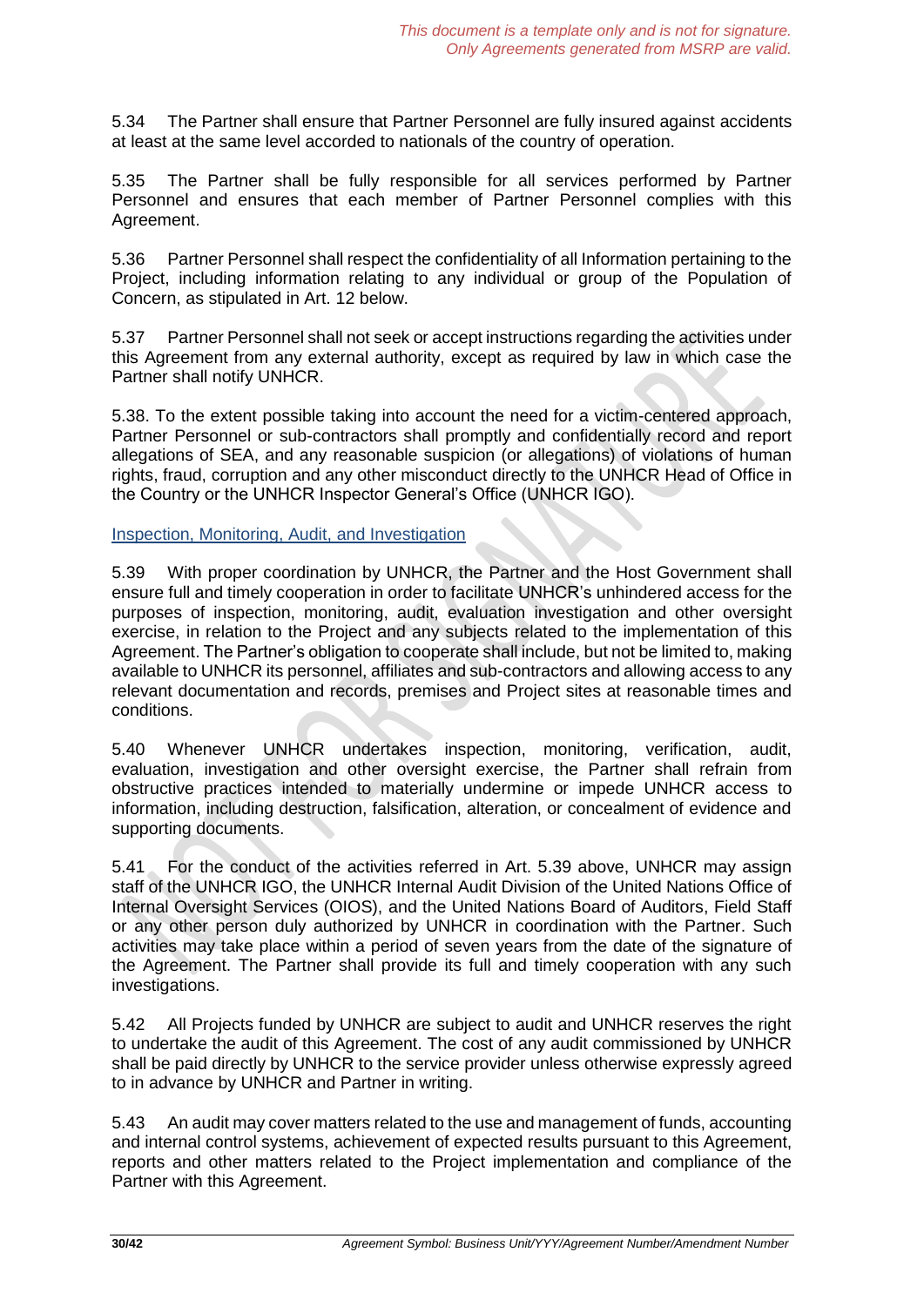*This document is a template only and is not for signature. Only Agreements generated from MSRP are valid.*

5.34 The Partner shall ensure that Partner Personnel are fully insured against accidents at least at the same level accorded to nationals of the country of operation.

5.35 The Partner shall be fully responsible for all services performed by Partner Personnel and ensures that each member of Partner Personnel complies with this Agreement.

5.36 Partner Personnel shall respect the confidentiality of all Information pertaining to the Project, including information relating to any individual or group of the Population of Concern, as stipulated in Art. 12 below.

5.37 Partner Personnel shall not seek or accept instructions regarding the activities under this Agreement from any external authority, except as required by law in which case the Partner shall notify UNHCR.

5.38. To the extent possible taking into account the need for a victim-centered approach, Partner Personnel or sub-contractors shall promptly and confidentially record and report allegations of SEA, and any reasonable suspicion (or allegations) of violations of human rights, fraud, corruption and any other misconduct directly to the UNHCR Head of Office in the Country or the UNHCR Inspector General's Office (UNHCR IGO).

## Inspection, Monitoring, Audit, and Investigation

5.39 With proper coordination by UNHCR, the Partner and the Host Government shall ensure full and timely cooperation in order to facilitate UNHCR's unhindered access for the purposes of inspection, monitoring, audit, evaluation investigation and other oversight exercise, in relation to the Project and any subjects related to the implementation of this Agreement. The Partner's obligation to cooperate shall include, but not be limited to, making available to UNHCR its personnel, affiliates and sub-contractors and allowing access to any relevant documentation and records, premises and Project sites at reasonable times and conditions.

5.40 Whenever UNHCR undertakes inspection, monitoring, verification, audit, evaluation, investigation and other oversight exercise, the Partner shall refrain from obstructive practices intended to materially undermine or impede UNHCR access to information, including destruction, falsification, alteration, or concealment of evidence and supporting documents.

5.41 For the conduct of the activities referred in Art. 5.39 above, UNHCR may assign staff of the UNHCR IGO, the UNHCR Internal Audit Division of the United Nations Office of Internal Oversight Services (OIOS), and the United Nations Board of Auditors, Field Staff or any other person duly authorized by UNHCR in coordination with the Partner. Such activities may take place within a period of seven years from the date of the signature of the Agreement. The Partner shall provide its full and timely cooperation with any such investigations.

5.42 All Projects funded by UNHCR are subject to audit and UNHCR reserves the right to undertake the audit of this Agreement. The cost of any audit commissioned by UNHCR shall be paid directly by UNHCR to the service provider unless otherwise expressly agreed to in advance by UNHCR and Partner in writing.

5.43 An audit may cover matters related to the use and management of funds, accounting and internal control systems, achievement of expected results pursuant to this Agreement, reports and other matters related to the Project implementation and compliance of the Partner with this Agreement.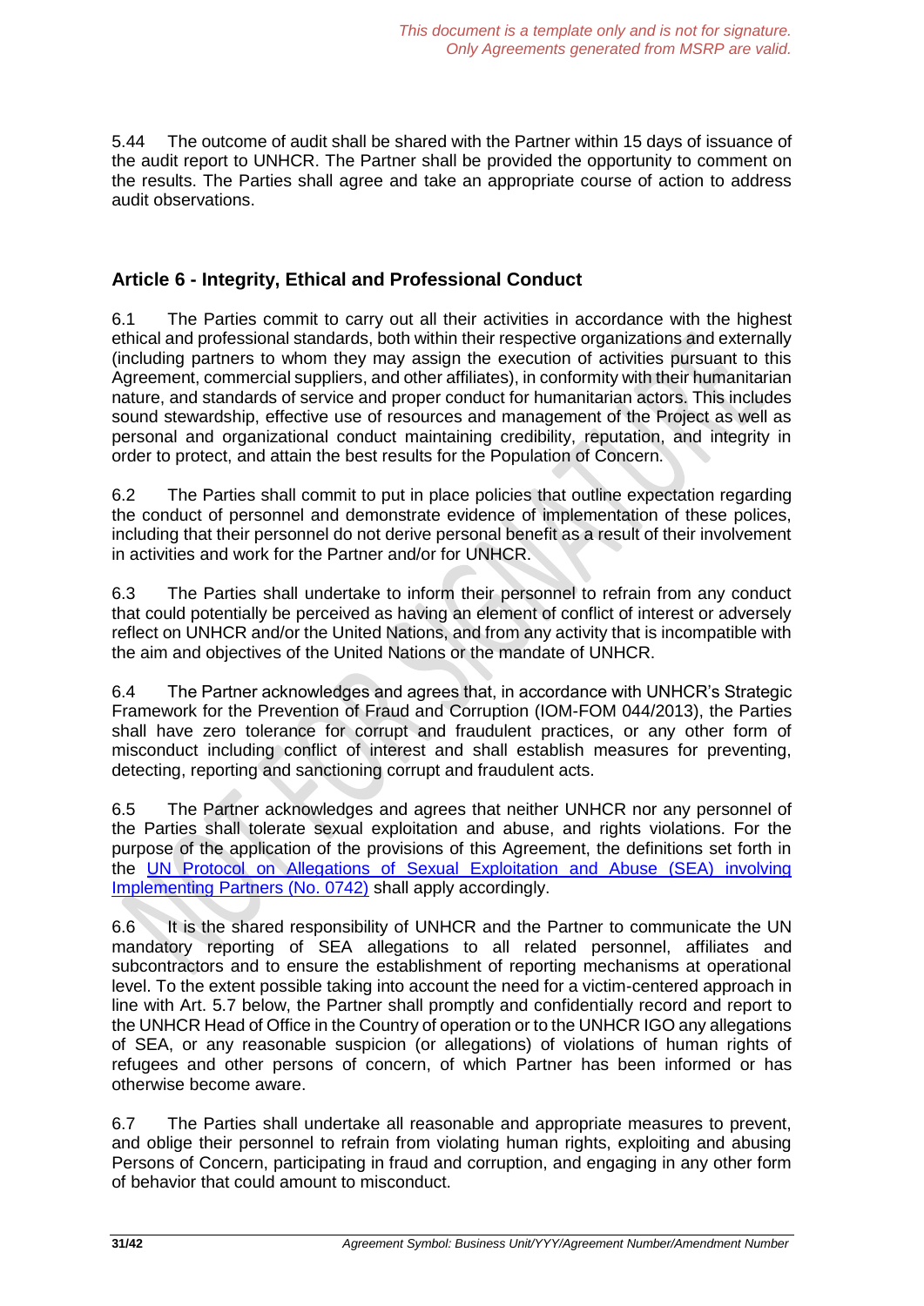5.44 The outcome of audit shall be shared with the Partner within 15 days of issuance of the audit report to UNHCR. The Partner shall be provided the opportunity to comment on the results. The Parties shall agree and take an appropriate course of action to address audit observations.

## Article 6 - Integrity, Ethical and Professional Conduct

6.1 The Parties commit to carry out all their activities in accordance with the highest ethical and professional standards, both within their respective organizations and externally (including partners to whom they may assign the execution of activities pursuant to this Agreement, commercial suppliers, and other affiliates), in conformity with their humanitarian nature, and standards of service and proper conduct for humanitarian actors. This includes sound stewardship, effective use of resources and management of the Project as well as personal and organizational conduct maintaining credibility, reputation, and integrity in order to protect, and attain the best results for the Population of Concern.

6.2 The Parties shall commit to put in place policies that outline expectation regarding the conduct of personnel and demonstrate evidence of implementation of these polices, including that their personnel do not derive personal benefit as a result of their involvement in activities and work for the Partner and/or for UNHCR.

6.3 The Parties shall undertake to inform their personnel to refrain from any conduct that could potentially be perceived as having an element of conflict of interest or adversely reflect on UNHCR and/or the United Nations, and from any activity that is incompatible with the aim and objectives of the United Nations or the mandate of UNHCR.

6.4 The Partner acknowledges and agrees that, in accordance with UNHCR's Strategic Framework for the Prevention of Fraud and Corruption (IOM-FOM 044/2013), the Parties shall have zero tolerance for corrupt and fraudulent practices, or any other form of misconduct including conflict of interest and shall establish measures for preventing, detecting, reporting and sanctioning corrupt and fraudulent acts.

6.5 The Partner acknowledges and agrees that neither UNHCR nor any personnel of the Parties shall tolerate sexual exploitation and abuse, and rights violations. For the purpose of the application of the provisions of this Agreement, the definitions set forth in the UN Protocol on Allegations of Sexual Exploitation and Abuse (SEA) involving Implementing Partners (No. 0742) shall apply accordingly.

6.6 It is the shared responsibility of UNHCR and the Partner to communicate the UN mandatory reporting of SEA allegations to all related personnel, affiliates and subcontractors and to ensure the establishment of reporting mechanisms at operational level. To the extent possible taking into account the need for a victim-centered approach in line with Art. 5.7 below, the Partner shall promptly and confidentially record and report to the UNHCR Head of Office in the Country of operation or to the UNHCR IGO any allegations of SEA, or any reasonable suspicion (or allegations) of violations of human rights of refugees and other persons of concern, of which Partner has been informed or has otherwise become aware.

6.7 The Parties shall undertake all reasonable and appropriate measures to prevent, and oblige their personnel to refrain from violating human rights, exploiting and abusing Persons of Concern, participating in fraud and corruption, and engaging in any other form of behavior that could amount to misconduct.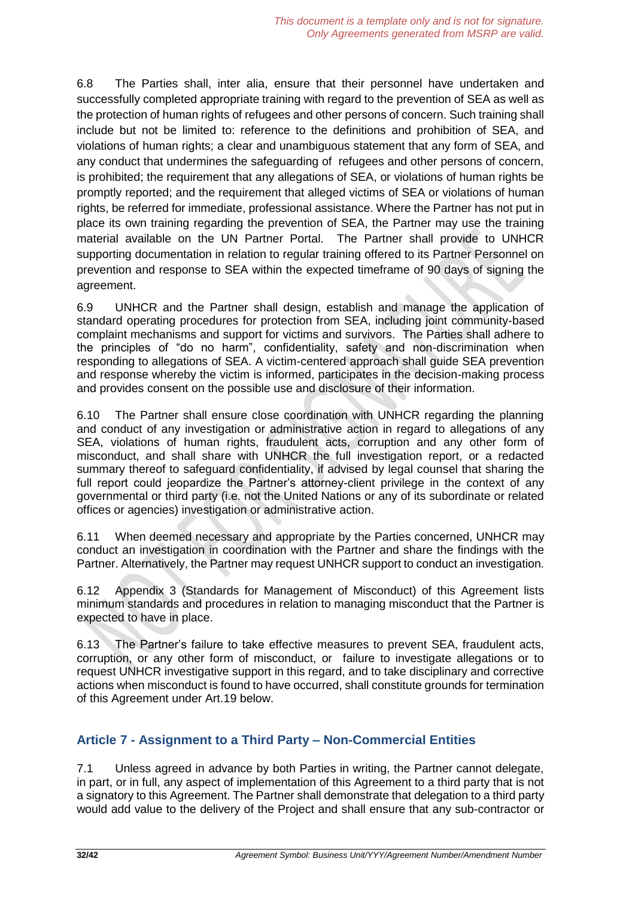6.8 The Parties shall, inter alia, ensure that their personnel have undertaken and successfully completed appropriate training with regard to the prevention of SEA as well as the protection of human rights of refugees and other persons of concern. Such training shall include but not be limited to: reference to the definitions and prohibition of SEA, and violations of human rights; a clear and unambiguous statement that any form of SEA, and any conduct that undermines the safeguarding of refugees and other persons of concern, is prohibited; the requirement that any allegations of SEA, or violations of human rights be promptly reported; and the requirement that alleged victims of SEA or violations of human rights, be referred for immediate, professional assistance. Where the Partner has not put in place its own training regarding the prevention of SEA, the Partner may use the training material available on the UN Partner Portal. The Partner shall provide to UNHCR supporting documentation in relation to regular training offered to its Partner Personnel on prevention and response to SEA within the expected timeframe of 90 days of signing the agreement.

6.9 UNHCR and the Partner shall design, establish and manage the application of standard operating procedures for protection from SEA, including joint community-based complaint mechanisms and support for victims and survivors. The Parties shall adhere to the principles of "do no harm", confidentiality, safety and non-discrimination when responding to allegations of SEA. A victim-centered approach shall guide SEA prevention and response whereby the victim is informed, participates in the decision-making process and provides consent on the possible use and disclosure of their information.

6.10 The Partner shall ensure close coordination with UNHCR regarding the planning and conduct of any investigation or administrative action in regard to allegations of any SEA, violations of human rights, fraudulent acts, corruption and any other form of misconduct, and shall share with UNHCR the full investigation report, or a redacted summary thereof to safeguard confidentiality, if advised by legal counsel that sharing the full report could jeopardize the Partner's attorney-client privilege in the context of any governmental or third party (i.e. not the United Nations or any of its subordinate or related offices or agencies) investigation or administrative action.

6.11 When deemed necessary and appropriate by the Parties concerned, UNHCR may conduct an investigation in coordination with the Partner and share the findings with the Partner. Alternatively, the Partner may request UNHCR support to conduct an investigation.

6.12 Appendix 3 (Standards for Management of Misconduct) of this Agreement lists minimum standards and procedures in relation to managing misconduct that the Partner is expected to have in place.

6.13 The Partner's failure to take effective measures to prevent SEA, fraudulent acts, corruption, or any other form of misconduct, or failure to investigate allegations or to request UNHCR investigative support in this regard, and to take disciplinary and corrective actions when misconduct is found to have occurred, shall constitute grounds for termination of this Agreement under Art.19 below.

## Article 7 - Assignment to a Third Party – Non-Commercial Entities

7.1 Unless agreed in advance by both Parties in writing, the Partner cannot delegate, in part, or in full, any aspect of implementation of this Agreement to a third party that is not a signatory to this Agreement. The Partner shall demonstrate that delegation to a third party would add value to the delivery of the Project and shall ensure that any sub-contractor or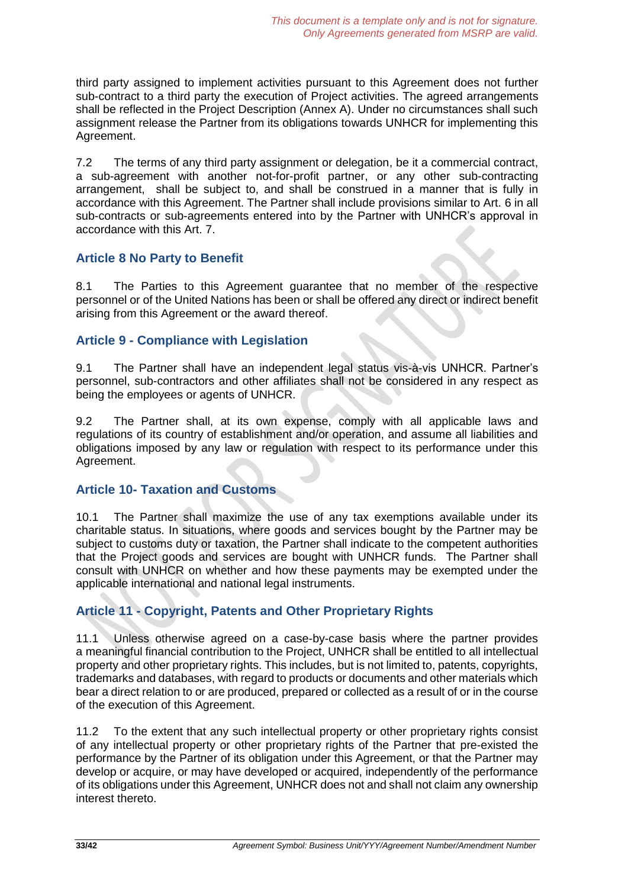third party assigned to implement activities pursuant to this Agreement does not further sub-contract to a third party the execution of Project activities. The agreed arrangements shall be reflected in the Project Description (Annex A). Under no circumstances shall such assignment release the Partner from its obligations towards UNHCR for implementing this Agreement.

7.2 The terms of any third party assignment or delegation, be it a commercial contract, a sub-agreement with another not-for-profit partner, or any other sub-contracting arrangement, shall be subject to, and shall be construed in a manner that is fully in accordance with this Agreement. The Partner shall include provisions similar to Art. 6 in all sub-contracts or sub-agreements entered into by the Partner with UNHCR's approval in accordance with this Art. 7.

## Article 8 No Party to Benefit

8.1 The Parties to this Agreement guarantee that no member of the respective personnel or of the United Nations has been or shall be offered any direct or indirect benefit arising from this Agreement or the award thereof.

## Article 9 - Compliance with Legislation

9.1 The Partner shall have an independent legal status vis-à-vis UNHCR. Partner's personnel, sub-contractors and other affiliates shall not be considered in any respect as being the employees or agents of UNHCR.

9.2 The Partner shall, at its own expense, comply with all applicable laws and regulations of its country of establishment and/or operation, and assume all liabilities and obligations imposed by any law or regulation with respect to its performance under this Agreement.

## Article 10- Taxation and Customs

10.1 The Partner shall maximize the use of any tax exemptions available under its charitable status. In situations, where goods and services bought by the Partner may be subject to customs duty or taxation, the Partner shall indicate to the competent authorities that the Project goods and services are bought with UNHCR funds. The Partner shall consult with UNHCR on whether and how these payments may be exempted under the applicable international and national legal instruments.

## Article 11 - Copyright, Patents and Other Proprietary Rights

11.1 Unless otherwise agreed on a case-by-case basis where the partner provides a meaningful financial contribution to the Project, UNHCR shall be entitled to all intellectual property and other proprietary rights. This includes, but is not limited to, patents, copyrights, trademarks and databases, with regard to products or documents and other materials which bear a direct relation to or are produced, prepared or collected as a result of or in the course of the execution of this Agreement.

11.2 To the extent that any such intellectual property or other proprietary rights consist of any intellectual property or other proprietary rights of the Partner that pre-existed the performance by the Partner of its obligation under this Agreement, or that the Partner may develop or acquire, or may have developed or acquired, independently of the performance of its obligations under this Agreement, UNHCR does not and shall not claim any ownership interest thereto.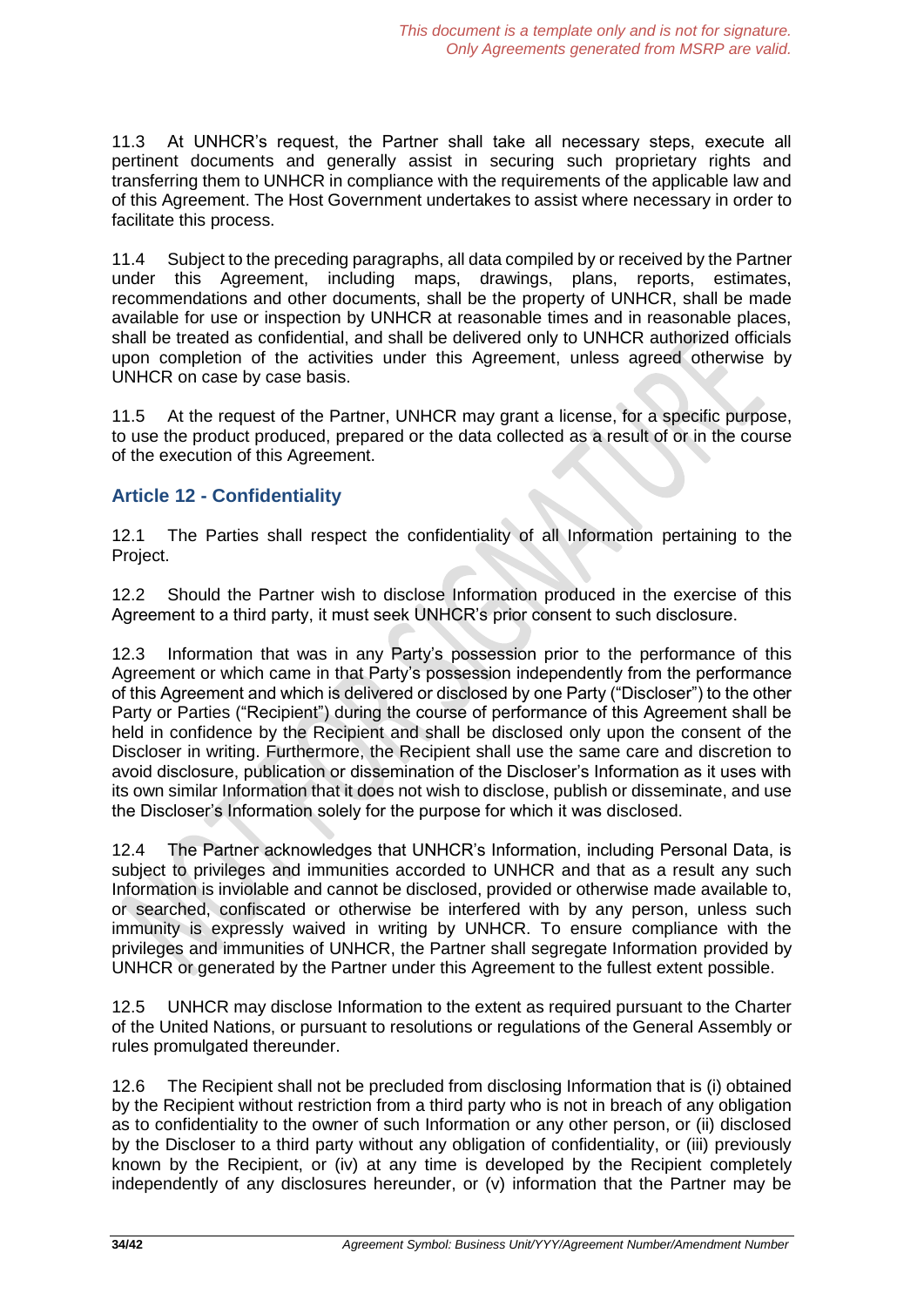11.3 At UNHCR's request, the Partner shall take all necessary steps, execute all pertinent documents and generally assist in securing such proprietary rights and transferring them to UNHCR in compliance with the requirements of the applicable law and of this Agreement. The Host Government undertakes to assist where necessary in order to facilitate this process.

11.4 Subject to the preceding paragraphs, all data compiled by or received by the Partner under this Agreement, including maps, drawings, plans, reports, estimates, recommendations and other documents, shall be the property of UNHCR, shall be made available for use or inspection by UNHCR at reasonable times and in reasonable places, shall be treated as confidential, and shall be delivered only to UNHCR authorized officials upon completion of the activities under this Agreement, unless agreed otherwise by UNHCR on case by case basis.

11.5 At the request of the Partner, UNHCR may grant a license, for a specific purpose, to use the product produced, prepared or the data collected as a result of or in the course of the execution of this Agreement.

## Article 12 - Confidentiality

12.1 The Parties shall respect the confidentiality of all Information pertaining to the Project.

12.2 Should the Partner wish to disclose Information produced in the exercise of this Agreement to a third party, it must seek UNHCR's prior consent to such disclosure.

12.3 Information that was in any Party's possession prior to the performance of this Agreement or which came in that Party's possession independently from the performance of this Agreement and which is delivered or disclosed by one Party ("Discloser") to the other Party or Parties ("Recipient") during the course of performance of this Agreement shall be held in confidence by the Recipient and shall be disclosed only upon the consent of the Discloser in writing. Furthermore, the Recipient shall use the same care and discretion to avoid disclosure, publication or dissemination of the Discloser's Information as it uses with its own similar Information that it does not wish to disclose, publish or disseminate, and use the Discloser's Information solely for the purpose for which it was disclosed.

12.4 The Partner acknowledges that UNHCR's Information, including Personal Data, is subject to privileges and immunities accorded to UNHCR and that as a result any such Information is inviolable and cannot be disclosed, provided or otherwise made available to, or searched, confiscated or otherwise be interfered with by any person, unless such immunity is expressly waived in writing by UNHCR. To ensure compliance with the privileges and immunities of UNHCR, the Partner shall segregate Information provided by UNHCR or generated by the Partner under this Agreement to the fullest extent possible.

12.5 UNHCR may disclose Information to the extent as required pursuant to the Charter of the United Nations, or pursuant to resolutions or regulations of the General Assembly or rules promulgated thereunder.

12.6 The Recipient shall not be precluded from disclosing Information that is (i) obtained by the Recipient without restriction from a third party who is not in breach of any obligation as to confidentiality to the owner of such Information or any other person, or (ii) disclosed by the Discloser to a third party without any obligation of confidentiality, or (iii) previously known by the Recipient, or (iv) at any time is developed by the Recipient completely independently of any disclosures hereunder, or (v) information that the Partner may be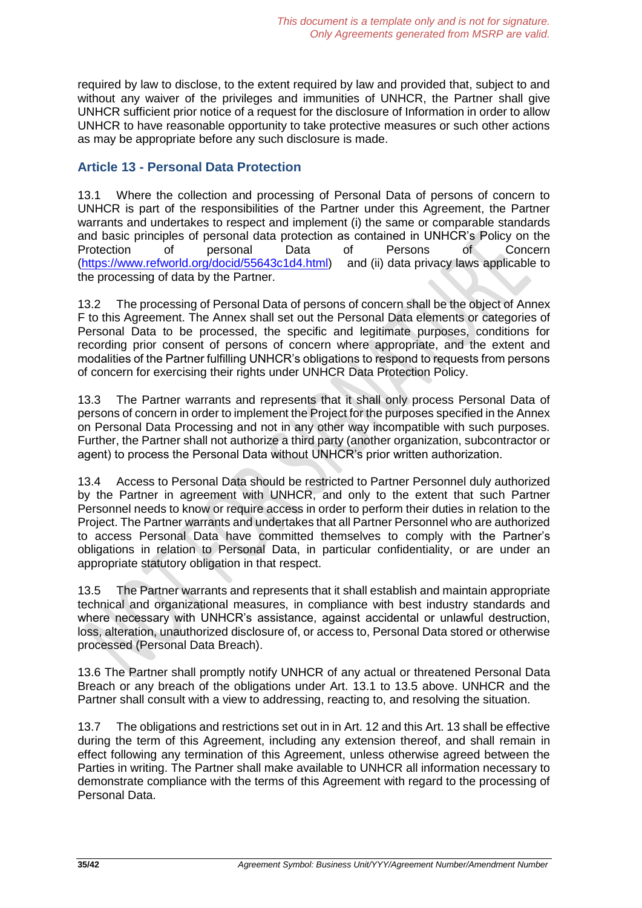required by law to disclose, to the extent required by law and provided that, subject to and without any waiver of the privileges and immunities of UNHCR, the Partner shall give UNHCR sufficient prior notice of a request for the disclosure of Information in order to allow UNHCR to have reasonable opportunity to take protective measures or such other actions as may be appropriate before any such disclosure is made.

## Article 13 - Personal Data Protection

13.1 Where the collection and processing of Personal Data of persons of concern to UNHCR is part of the responsibilities of the Partner under this Agreement, the Partner warrants and undertakes to respect and implement (i) the same or comparable standards and basic principles of personal data protection as contained in UNHCR's Policy on the Protection of personal Data of Persons of Concern (https://www.refworld.org/docid/55643c1d4.html) and (ii) data privacy laws applicable to the processing of data by the Partner.

13.2 The processing of Personal Data of persons of concern shall be the object of Annex F to this Agreement. The Annex shall set out the Personal Data elements or categories of Personal Data to be processed, the specific and legitimate purposes, conditions for recording prior consent of persons of concern where appropriate, and the extent and modalities of the Partner fulfilling UNHCR's obligations to respond to requests from persons of concern for exercising their rights under UNHCR Data Protection Policy.

13.3 The Partner warrants and represents that it shall only process Personal Data of persons of concern in order to implement the Project for the purposes specified in the Annex on Personal Data Processing and not in any other way incompatible with such purposes. Further, the Partner shall not authorize a third party (another organization, subcontractor or agent) to process the Personal Data without UNHCR's prior written authorization.

13.4 Access to Personal Data should be restricted to Partner Personnel duly authorized by the Partner in agreement with UNHCR, and only to the extent that such Partner Personnel needs to know or require access in order to perform their duties in relation to the Project. The Partner warrants and undertakes that all Partner Personnel who are authorized to access Personal Data have committed themselves to comply with the Partner's obligations in relation to Personal Data, in particular confidentiality, or are under an appropriate statutory obligation in that respect.

13.5 The Partner warrants and represents that it shall establish and maintain appropriate technical and organizational measures, in compliance with best industry standards and where necessary with UNHCR's assistance, against accidental or unlawful destruction, loss, alteration, unauthorized disclosure of, or access to, Personal Data stored or otherwise processed (Personal Data Breach).

13.6 The Partner shall promptly notify UNHCR of any actual or threatened Personal Data Breach or any breach of the obligations under Art. 13.1 to 13.5 above. UNHCR and the Partner shall consult with a view to addressing, reacting to, and resolving the situation.

13.7 The obligations and restrictions set out in in Art. 12 and this Art. 13 shall be effective during the term of this Agreement, including any extension thereof, and shall remain in effect following any termination of this Agreement, unless otherwise agreed between the Parties in writing. The Partner shall make available to UNHCR all information necessary to demonstrate compliance with the terms of this Agreement with regard to the processing of Personal Data.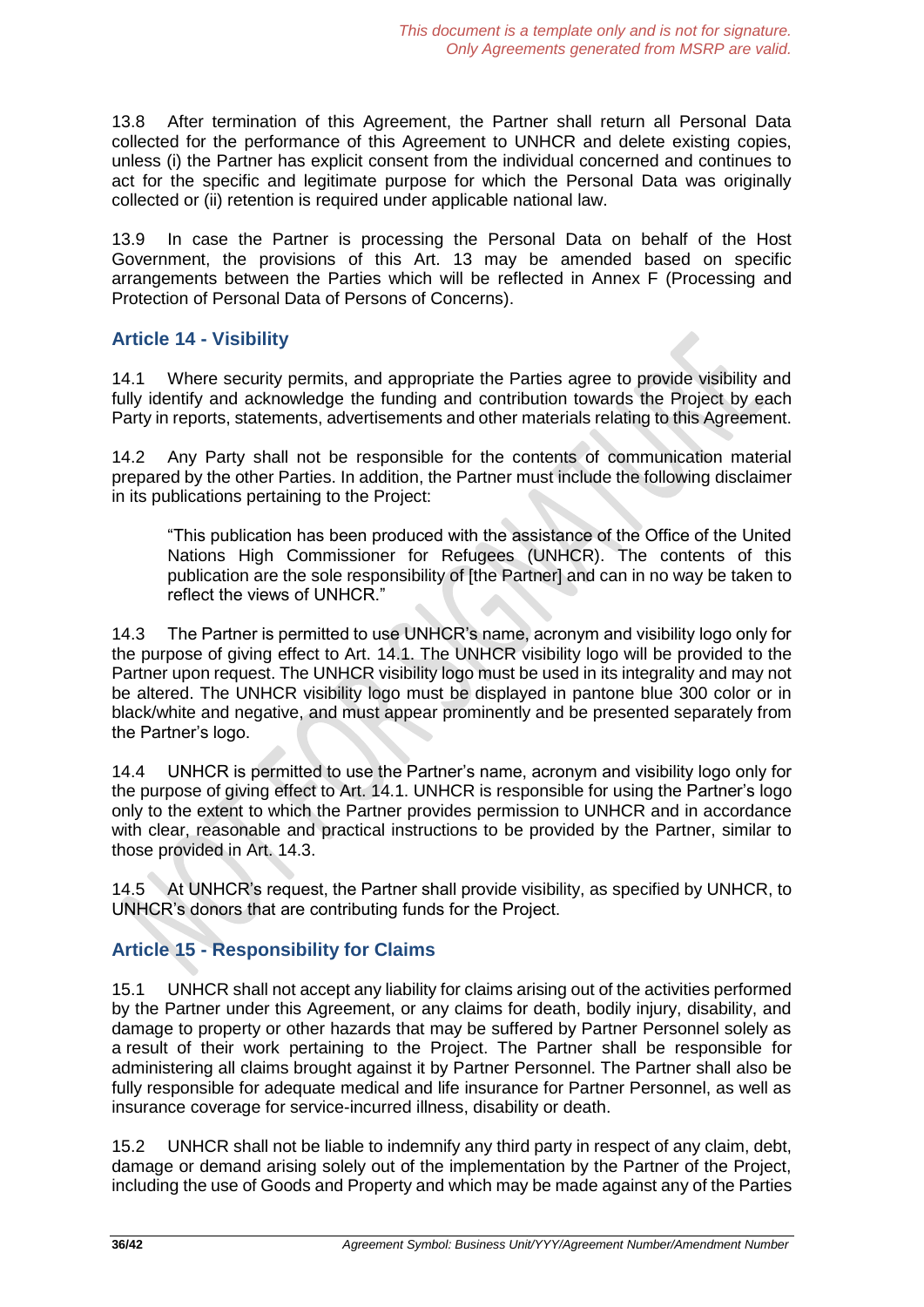13.8 After termination of this Agreement, the Partner shall return all Personal Data collected for the performance of this Agreement to UNHCR and delete existing copies, unless (i) the Partner has explicit consent from the individual concerned and continues to act for the specific and legitimate purpose for which the Personal Data was originally collected or (ii) retention is required under applicable national law.

13.9 In case the Partner is processing the Personal Data on behalf of the Host Government, the provisions of this Art. 13 may be amended based on specific arrangements between the Parties which will be reflected in Annex F (Processing and Protection of Personal Data of Persons of Concerns).

## Article 14 - Visibility

14.1 Where security permits, and appropriate the Parties agree to provide visibility and fully identify and acknowledge the funding and contribution towards the Project by each Party in reports, statements, advertisements and other materials relating to this Agreement.

14.2 Any Party shall not be responsible for the contents of communication material prepared by the other Parties. In addition, the Partner must include the following disclaimer in its publications pertaining to the Project:

> "This publication has been produced with the assistance of the Office of the United Nations High Commissioner for Refugees (UNHCR). The contents of this publication are the sole responsibility of [the Partner] and can in no way be taken to reflect the views of UNHCR."

14.3 The Partner is permitted to use UNHCR's name, acronym and visibility logo only for the purpose of giving effect to Art. 14.1. The UNHCR visibility logo will be provided to the Partner upon request. The UNHCR visibility logo must be used in its integrality and may not be altered. The UNHCR visibility logo must be displayed in pantone blue 300 color or in black/white and negative, and must appear prominently and be presented separately from the Partner's logo.

14.4 UNHCR is permitted to use the Partner's name, acronym and visibility logo only for the purpose of giving effect to Art. 14.1. UNHCR is responsible for using the Partner's logo only to the extent to which the Partner provides permission to UNHCR and in accordance with clear, reasonable and practical instructions to be provided by the Partner, similar to those provided in Art. 14.3.

14.5 At UNHCR's request, the Partner shall provide visibility, as specified by UNHCR, to UNHCR's donors that are contributing funds for the Project.

## Article 15 - Responsibility for Claims

15.1 UNHCR shall not accept any liability for claims arising out of the activities performed by the Partner under this Agreement, or any claims for death, bodily injury, disability, and damage to property or other hazards that may be suffered by Partner Personnel solely as a result of their work pertaining to the Project. The Partner shall be responsible for administering all claims brought against it by Partner Personnel. The Partner shall also be fully responsible for adequate medical and life insurance for Partner Personnel, as well as insurance coverage for service-incurred illness, disability or death.

15.2 UNHCR shall not be liable to indemnify any third party in respect of any claim, debt, damage or demand arising solely out of the implementation by the Partner of the Project, including the use of Goods and Property and which may be made against any of the Parties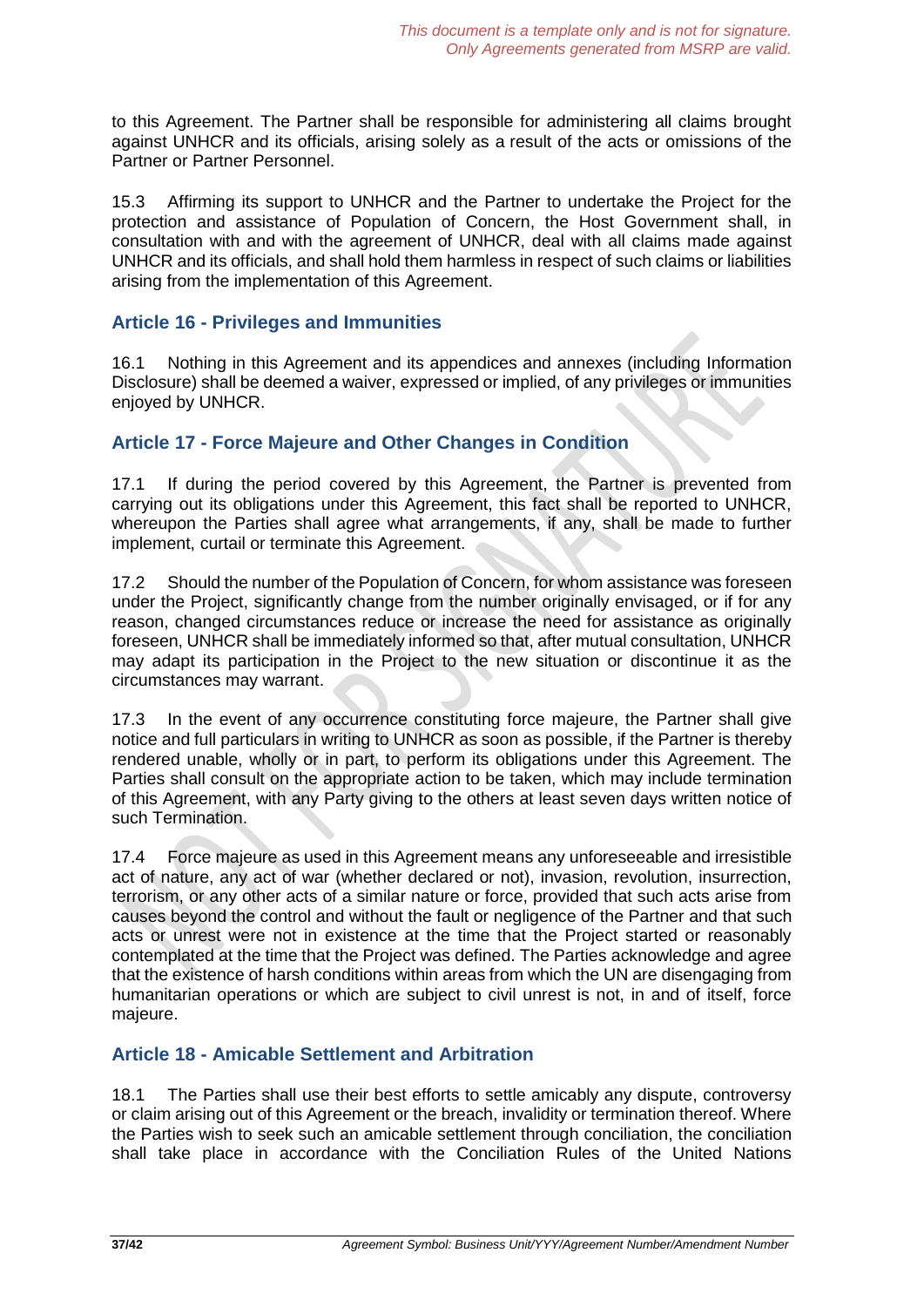to this Agreement. The Partner shall be responsible for administering all claims brought against UNHCR and its officials, arising solely as a result of the acts or omissions of the Partner or Partner Personnel.

15.3 Affirming its support to UNHCR and the Partner to undertake the Project for the protection and assistance of Population of Concern, the Host Government shall, in consultation with and with the agreement of UNHCR, deal with all claims made against UNHCR and its officials, and shall hold them harmless in respect of such claims or liabilities arising from the implementation of this Agreement.

## Article 16 - Privileges and Immunities

16.1 Nothing in this Agreement and its appendices and annexes (including Information Disclosure) shall be deemed a waiver, expressed or implied, of any privileges or immunities enjoyed by UNHCR.

## Article 17 - Force Majeure and Other Changes in Condition

17.1 If during the period covered by this Agreement, the Partner is prevented from carrying out its obligations under this Agreement, this fact shall be reported to UNHCR, whereupon the Parties shall agree what arrangements, if any, shall be made to further implement, curtail or terminate this Agreement.

17.2 Should the number of the Population of Concern, for whom assistance was foreseen under the Project, significantly change from the number originally envisaged, or if for any reason, changed circumstances reduce or increase the need for assistance as originally foreseen, UNHCR shall be immediately informed so that, after mutual consultation, UNHCR may adapt its participation in the Project to the new situation or discontinue it as the circumstances may warrant.

17.3 In the event of any occurrence constituting force majeure, the Partner shall give notice and full particulars in writing to UNHCR as soon as possible, if the Partner is thereby rendered unable, wholly or in part, to perform its obligations under this Agreement. The Parties shall consult on the appropriate action to be taken, which may include termination of this Agreement, with any Party giving to the others at least seven days written notice of such Termination.

17.4 Force majeure as used in this Agreement means any unforeseeable and irresistible act of nature, any act of war (whether declared or not), invasion, revolution, insurrection, terrorism, or any other acts of a similar nature or force, provided that such acts arise from causes beyond the control and without the fault or negligence of the Partner and that such acts or unrest were not in existence at the time that the Project started or reasonably contemplated at the time that the Project was defined. The Parties acknowledge and agree that the existence of harsh conditions within areas from which the UN are disengaging from humanitarian operations or which are subject to civil unrest is not, in and of itself, force majeure.

## Article 18 - Amicable Settlement and Arbitration

18.1 The Parties shall use their best efforts to settle amicably any dispute, controversy or claim arising out of this Agreement or the breach, invalidity or termination thereof. Where the Parties wish to seek such an amicable settlement through conciliation, the conciliation shall take place in accordance with the Conciliation Rules of the United Nations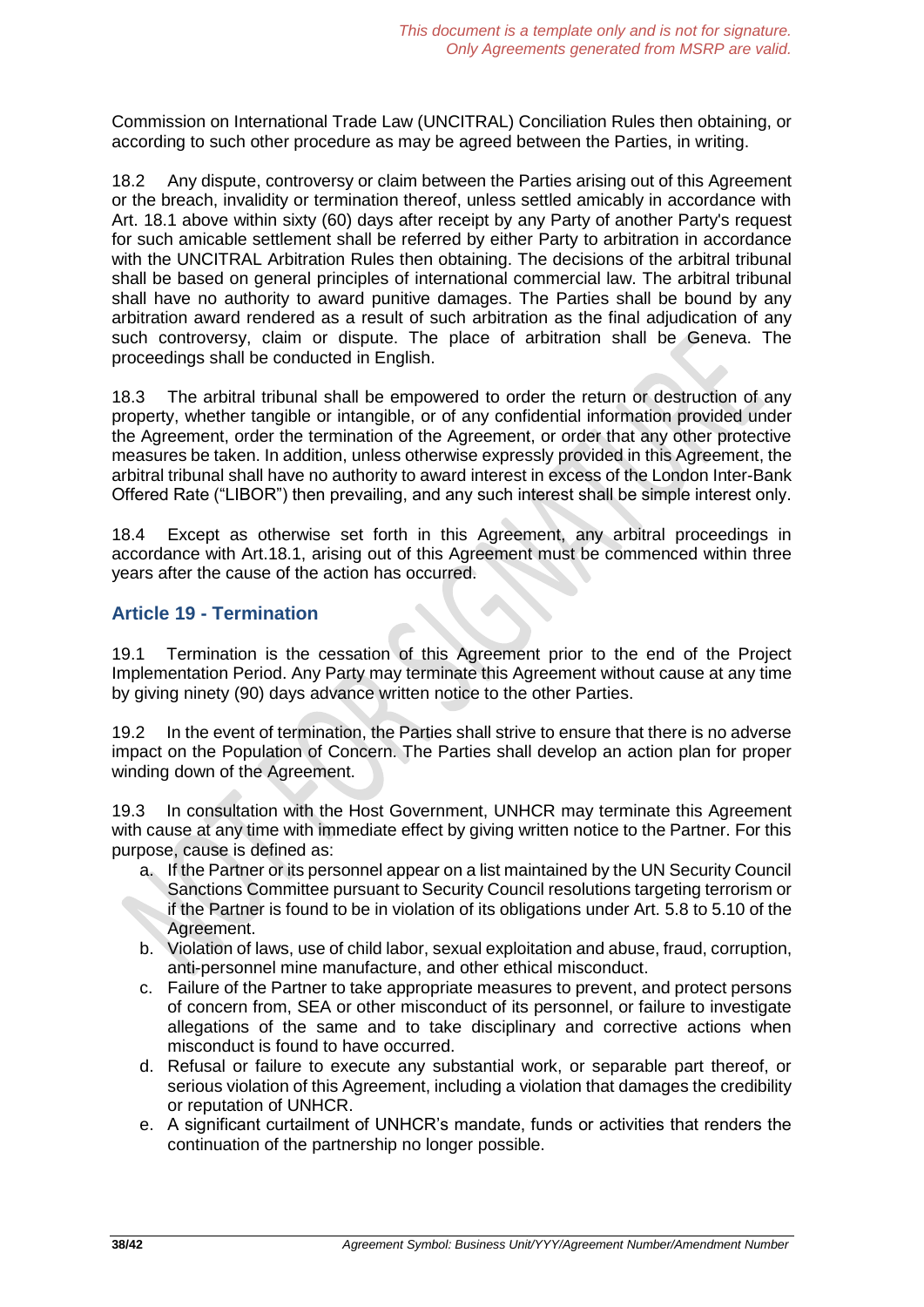Commission on International Trade Law (UNCITRAL) Conciliation Rules then obtaining, or according to such other procedure as may be agreed between the Parties, in writing.

18.2 Any dispute, controversy or claim between the Parties arising out of this Agreement or the breach, invalidity or termination thereof, unless settled amicably in accordance with Art. 18.1 above within sixty (60) days after receipt by any Party of another Party's request for such amicable settlement shall be referred by either Party to arbitration in accordance with the UNCITRAL Arbitration Rules then obtaining. The decisions of the arbitral tribunal shall be based on general principles of international commercial law. The arbitral tribunal shall have no authority to award punitive damages. The Parties shall be bound by any arbitration award rendered as a result of such arbitration as the final adjudication of any such controversy, claim or dispute. The place of arbitration shall be Geneva. The proceedings shall be conducted in English.

18.3 The arbitral tribunal shall be empowered to order the return or destruction of any property, whether tangible or intangible, or of any confidential information provided under the Agreement, order the termination of the Agreement, or order that any other protective measures be taken. In addition, unless otherwise expressly provided in this Agreement, the arbitral tribunal shall have no authority to award interest in excess of the London Inter-Bank Offered Rate ("LIBOR") then prevailing, and any such interest shall be simple interest only.

18.4 Except as otherwise set forth in this Agreement, any arbitral proceedings in accordance with Art.18.1, arising out of this Agreement must be commenced within three years after the cause of the action has occurred.

## Article 19 - Termination

19.1 Termination is the cessation of this Agreement prior to the end of the Project Implementation Period. Any Party may terminate this Agreement without cause at any time by giving ninety (90) days advance written notice to the other Parties.

19.2 In the event of termination, the Parties shall strive to ensure that there is no adverse impact on the Population of Concern. The Parties shall develop an action plan for proper winding down of the Agreement.

19.3 In consultation with the Host Government, UNHCR may terminate this Agreement with cause at any time with immediate effect by giving written notice to the Partner. For this purpose, cause is defined as:

a. If the Partner or its personnel appear on a list maintained by the UN Security Council Sanctions Committee pursuant to Security Council resolutions targeting terrorism or if the Partner is found to be in violation of its obligations under Art. 5.8 to 5.10 of the Agreement.
b. Violation of laws, use of child labor, sexual exploitation and abuse, fraud, corruption, anti-personnel mine manufacture, and other ethical misconduct.
c. Failure of the Partner to take appropriate measures to prevent, and protect persons of concern from, SEA or other misconduct of its personnel, or failure to investigate allegations of the same and to take disciplinary and corrective actions when misconduct is found to have occurred.
d. Refusal or failure to execute any substantial work, or separable part thereof, or serious violation of this Agreement, including a violation that damages the credibility or reputation of UNHCR.
e. A significant curtailment of UNHCR's mandate, funds or activities that renders the continuation of the partnership no longer possible.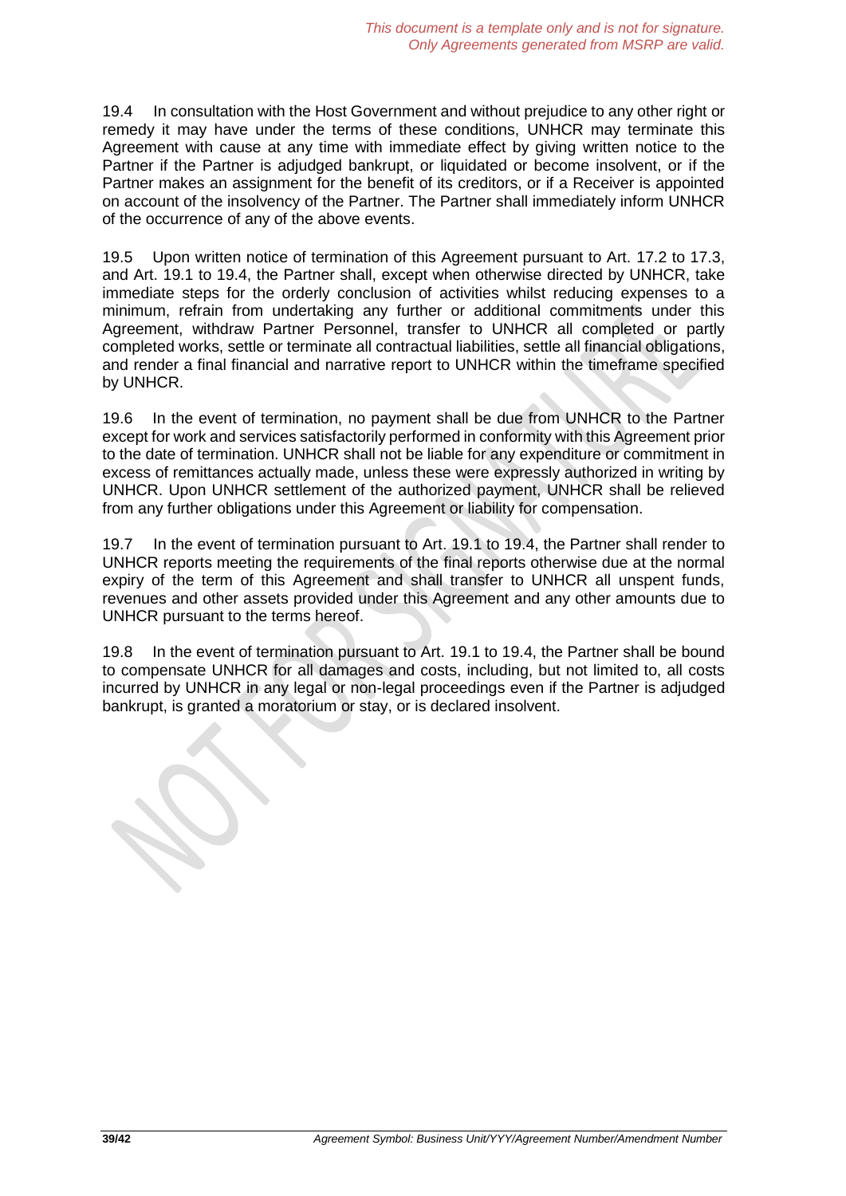19.4 In consultation with the Host Government and without prejudice to any other right or remedy it may have under the terms of these conditions, UNHCR may terminate this Agreement with cause at any time with immediate effect by giving written notice to the Partner if the Partner is adjudged bankrupt, or liquidated or become insolvent, or if the Partner makes an assignment for the benefit of its creditors, or if a Receiver is appointed on account of the insolvency of the Partner. The Partner shall immediately inform UNHCR of the occurrence of any of the above events.

19.5 Upon written notice of termination of this Agreement pursuant to Art. 17.2 to 17.3, and Art. 19.1 to 19.4, the Partner shall, except when otherwise directed by UNHCR, take immediate steps for the orderly conclusion of activities whilst reducing expenses to a minimum, refrain from undertaking any further or additional commitments under this Agreement, withdraw Partner Personnel, transfer to UNHCR all completed or partly completed works, settle or terminate all contractual liabilities, settle all financial obligations, and render a final financial and narrative report to UNHCR within the timeframe specified by UNHCR.

19.6 In the event of termination, no payment shall be due from UNHCR to the Partner except for work and services satisfactorily performed in conformity with this Agreement prior to the date of termination. UNHCR shall not be liable for any expenditure or commitment in excess of remittances actually made, unless these were expressly authorized in writing by UNHCR. Upon UNHCR settlement of the authorized payment, UNHCR shall be relieved from any further obligations under this Agreement or liability for compensation.

19.7 In the event of termination pursuant to Art. 19.1 to 19.4, the Partner shall render to UNHCR reports meeting the requirements of the final reports otherwise due at the normal expiry of the term of this Agreement and shall transfer to UNHCR all unspent funds, revenues and other assets provided under this Agreement and any other amounts due to UNHCR pursuant to the terms hereof.

19.8 In the event of termination pursuant to Art. 19.1 to 19.4, the Partner shall be bound to compensate UNHCR for all damages and costs, including, but not limited to, all costs incurred by UNHCR in any legal or non-legal proceedings even if the Partner is adjudged bankrupt, is granted a moratorium or stay, or is declared insolvent.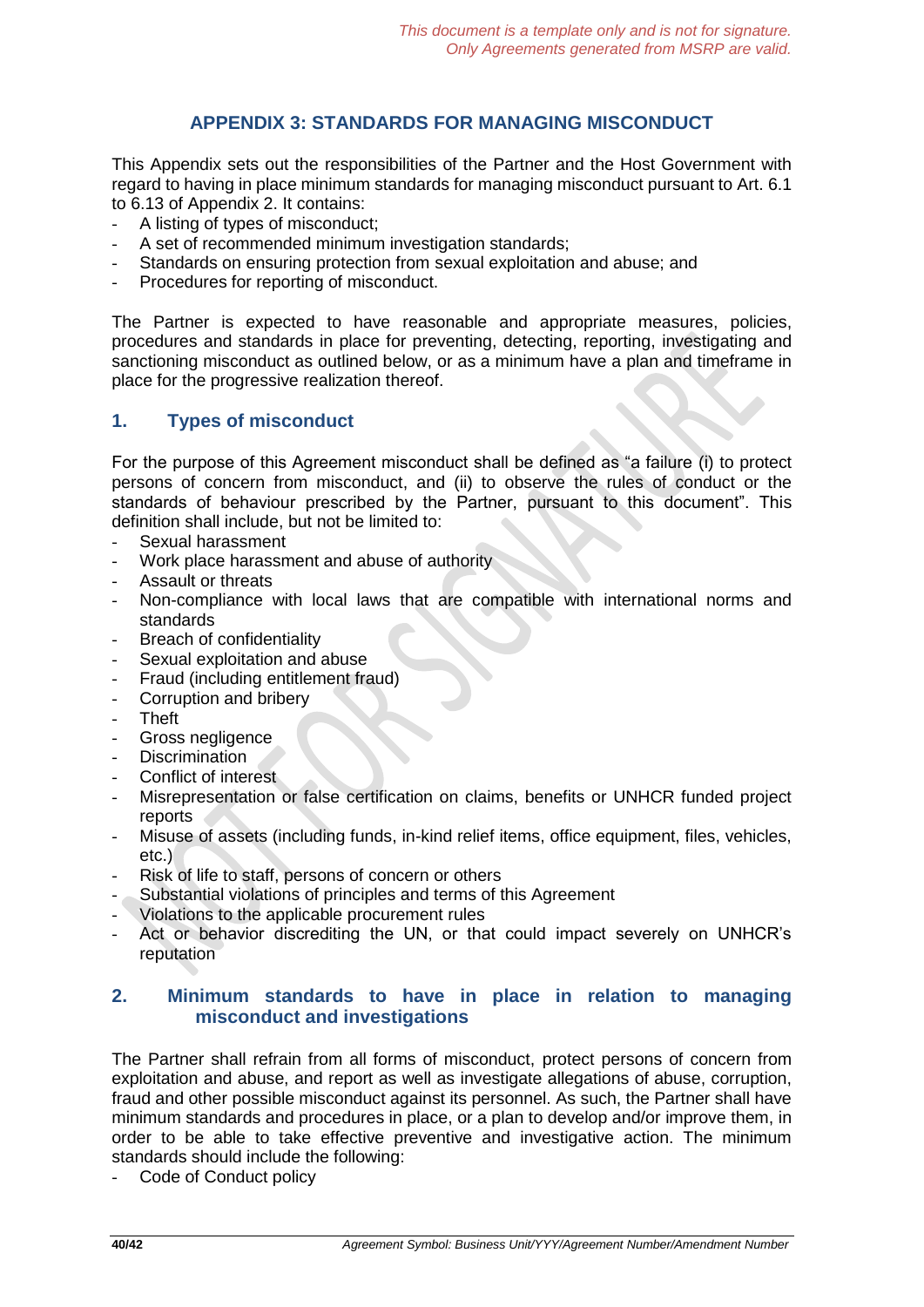*This document is a template only and is not for signature. Only Agreements generated from MSRP are valid.*

## APPENDIX 3: STANDARDS FOR MANAGING MISCONDUCT

This Appendix sets out the responsibilities of the Partner and the Host Government with regard to having in place minimum standards for managing misconduct pursuant to Art. 6.1 to 6.13 of Appendix 2. It contains:

- A listing of types of misconduct;
- A set of recommended minimum investigation standards;
- Standards on ensuring protection from sexual exploitation and abuse; and
- Procedures for reporting of misconduct.

The Partner is expected to have reasonable and appropriate measures, policies, procedures and standards in place for preventing, detecting, reporting, investigating and sanctioning misconduct as outlined below, or as a minimum have a plan and timeframe in place for the progressive realization thereof.

### 1. Types of misconduct

For the purpose of this Agreement misconduct shall be defined as "a failure (i) to protect persons of concern from misconduct, and (ii) to observe the rules of conduct or the standards of behaviour prescribed by the Partner, pursuant to this document". This definition shall include, but not be limited to:

- Sexual harassment
- Work place harassment and abuse of authority
- Assault or threats
- Non-compliance with local laws that are compatible with international norms and standards
- Breach of confidentiality
- Sexual exploitation and abuse
- Fraud (including entitlement fraud)
- Corruption and bribery
- Theft
- Gross negligence
- Discrimination
- Conflict of interest
- Misrepresentation or false certification on claims, benefits or UNHCR funded project reports
- Misuse of assets (including funds, in-kind relief items, office equipment, files, vehicles, etc.)
- Risk of life to staff, persons of concern or others
- Substantial violations of principles and terms of this Agreement
- Violations to the applicable procurement rules
- Act or behavior discrediting the UN, or that could impact severely on UNHCR's reputation

### 2. Minimum standards to have in place in relation to managing misconduct and investigations

The Partner shall refrain from all forms of misconduct, protect persons of concern from exploitation and abuse, and report as well as investigate allegations of abuse, corruption, fraud and other possible misconduct against its personnel. As such, the Partner shall have minimum standards and procedures in place, or a plan to develop and/or improve them, in order to be able to take effective preventive and investigative action. The minimum standards should include the following:

- Code of Conduct policy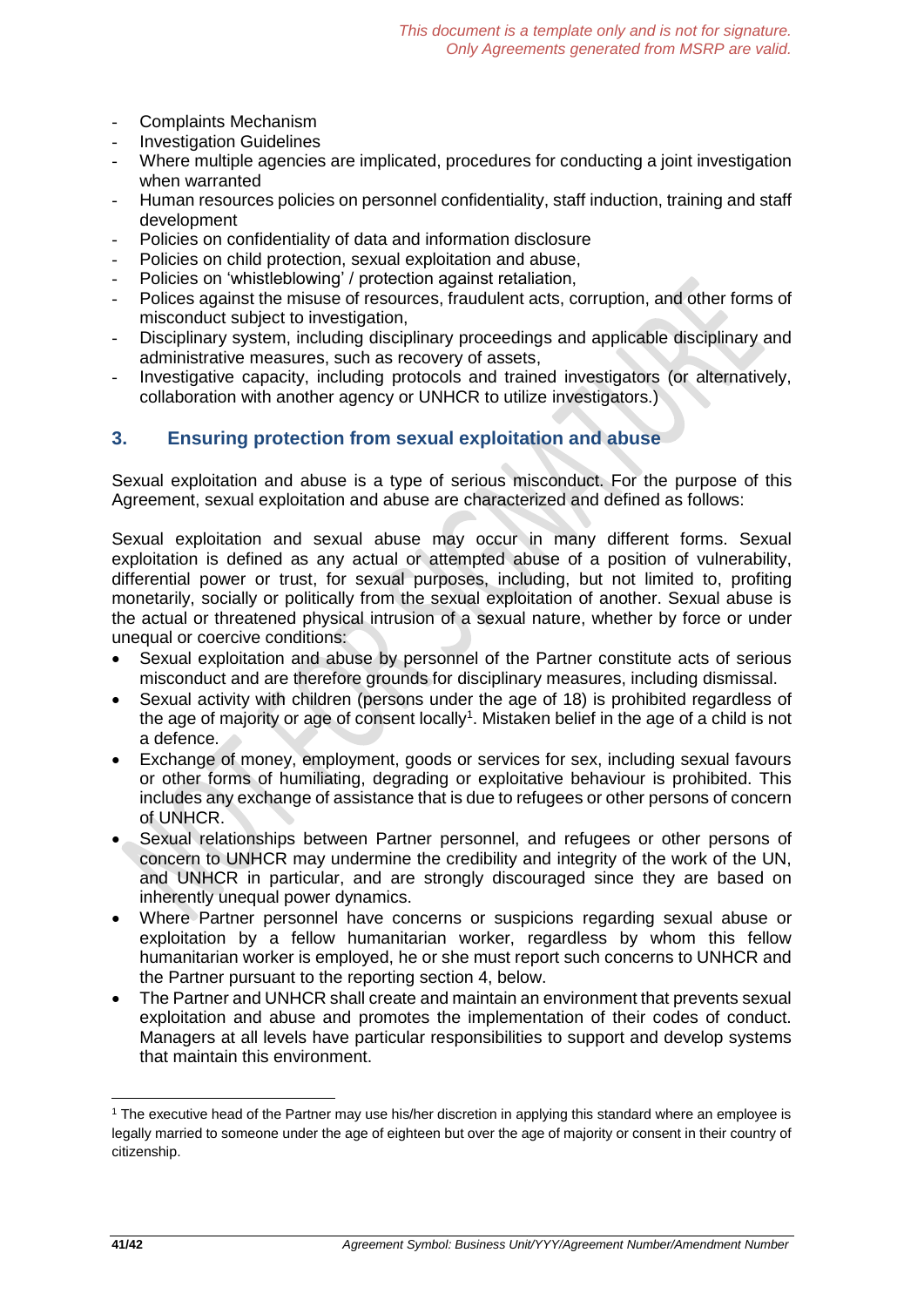- Complaints Mechanism
- Investigation Guidelines
- Where multiple agencies are implicated, procedures for conducting a joint investigation when warranted
- Human resources policies on personnel confidentiality, staff induction, training and staff development
- Policies on confidentiality of data and information disclosure
- Policies on child protection, sexual exploitation and abuse,
- Policies on 'whistleblowing' / protection against retaliation,
- Polices against the misuse of resources, fraudulent acts, corruption, and other forms of misconduct subject to investigation,
- Disciplinary system, including disciplinary proceedings and applicable disciplinary and administrative measures, such as recovery of assets,
- Investigative capacity, including protocols and trained investigators (or alternatively, collaboration with another agency or UNHCR to utilize investigators.)

## 3. Ensuring protection from sexual exploitation and abuse

Sexual exploitation and abuse is a type of serious misconduct. For the purpose of this Agreement, sexual exploitation and abuse are characterized and defined as follows:

Sexual exploitation and sexual abuse may occur in many different forms. Sexual exploitation is defined as any actual or attempted abuse of a position of vulnerability, differential power or trust, for sexual purposes, including, but not limited to, profiting monetarily, socially or politically from the sexual exploitation of another. Sexual abuse is the actual or threatened physical intrusion of a sexual nature, whether by force or under unequal or coercive conditions:

- Sexual exploitation and abuse by personnel of the Partner constitute acts of serious misconduct and are therefore grounds for disciplinary measures, including dismissal.
- Sexual activity with children (persons under the age of 18) is prohibited regardless of the age of majority or age of consent locally[1]. Mistaken belief in the age of a child is not a defence.
- Exchange of money, employment, goods or services for sex, including sexual favours or other forms of humiliating, degrading or exploitative behaviour is prohibited. This includes any exchange of assistance that is due to refugees or other persons of concern of UNHCR.
- Sexual relationships between Partner personnel, and refugees or other persons of concern to UNHCR may undermine the credibility and integrity of the work of the UN, and UNHCR in particular, and are strongly discouraged since they are based on inherently unequal power dynamics.
- Where Partner personnel have concerns or suspicions regarding sexual abuse or exploitation by a fellow humanitarian worker, regardless by whom this fellow humanitarian worker is employed, he or she must report such concerns to UNHCR and the Partner pursuant to the reporting section 4, below.
- The Partner and UNHCR shall create and maintain an environment that prevents sexual exploitation and abuse and promotes the implementation of their codes of conduct. Managers at all levels have particular responsibilities to support and develop systems that maintain this environment.

[1] The executive head of the Partner may use his/her discretion in applying this standard where an employee is legally married to someone under the age of eighteen but over the age of majority or consent in their country of citizenship.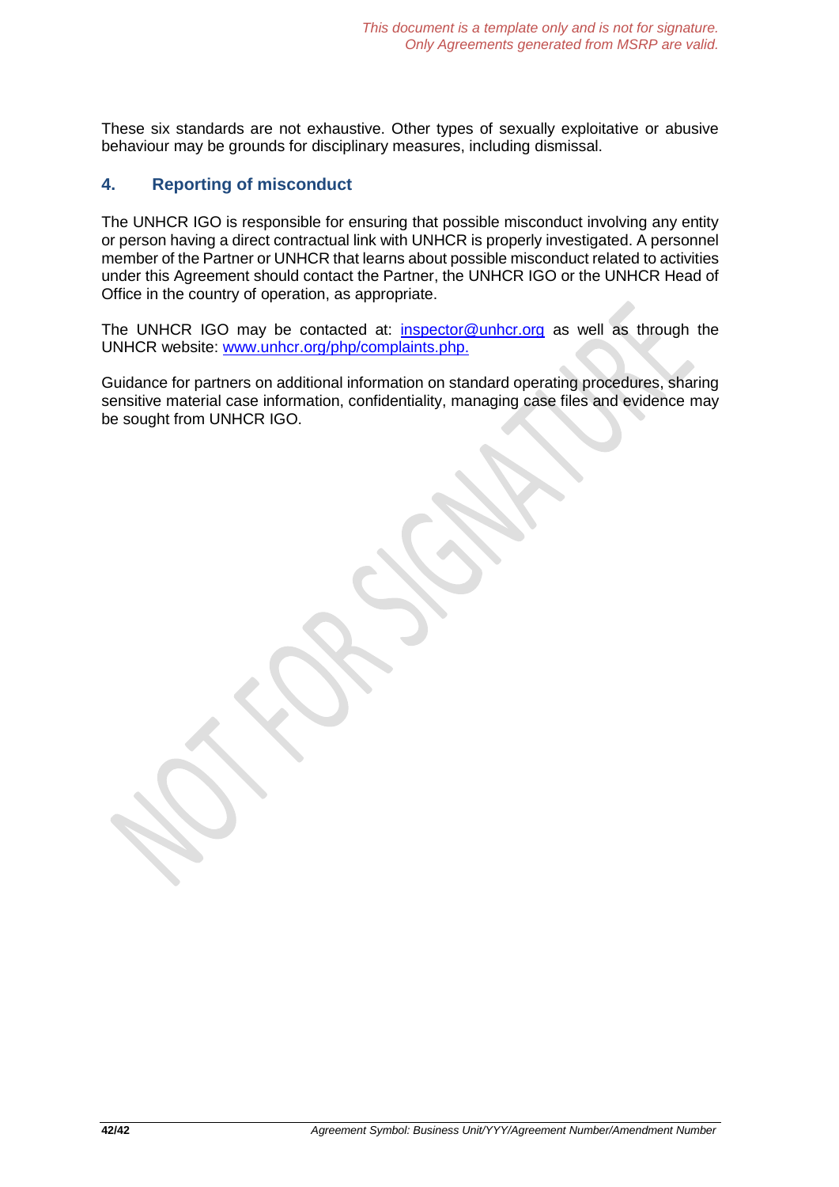These six standards are not exhaustive. Other types of sexually exploitative or abusive behaviour may be grounds for disciplinary measures, including dismissal.

## 4. Reporting of misconduct

The UNHCR IGO is responsible for ensuring that possible misconduct involving any entity or person having a direct contractual link with UNHCR is properly investigated. A personnel member of the Partner or UNHCR that learns about possible misconduct related to activities under this Agreement should contact the Partner, the UNHCR IGO or the UNHCR Head of Office in the country of operation, as appropriate.

The UNHCR IGO may be contacted at: [inspector@unhcr.org](mailto:inspector@unhcr.org) as well as through the UNHCR website: [www.unhcr.org/php/complaints.php.](http://www.unhcr.org/php/complaints.php)

Guidance for partners on additional information on standard operating procedures, sharing sensitive material case information, confidentiality, managing case files and evidence may be sought from UNHCR IGO.